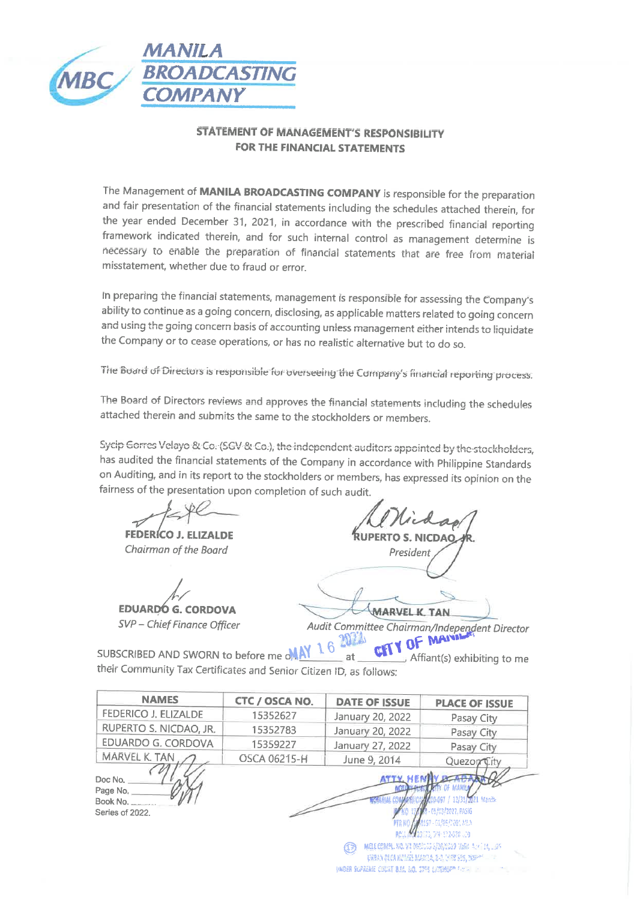**MANILA BROADCASTING COMPANY**

## STATEMENT OF MANAGEMENT'S RESPONSIBILITY FOR THE FINANCIAL STATEMENTS

The Management of **MANILA BROADCASTING COMPANY** is responsible for the preparation and fair presentation of the financial statements including the schedules attached therein, for the year ended December 31, 2021, in accordance with the prescribed financial reporting framework indicated therein, and for such internal control as management determine is necessary to enable the preparation of financial statements that are free from material misstatement, whether due to fraud or error.

In preparing the financial statements, management is responsible for assessing the Company's ability to continue as a going concern, disclosing, as applicable matters related to going concern and using the going concern basis of accounting unless management either intends to liquidate the Company or to cease operations, or has no realistic alternative but to do so.

The Board of Directors is responsible for overseeing the Company's financial reporting process.

The Board of Directors reviews and approves the financial statements including the schedules attached therein and submits the same to the stockholders or members.

Sycip Gorres Velayo & Co. (SGV & Co.), the independent auditors appointed by the stockholders, has audited the financial statements of the Company in accordance with Philippine Standards on Auditing, and in its report to the stockholders or members, has expressed its opinion on the fairness of the presentation upon completion of such audit.

**FEDERICO J. ELIZALDE**
*Chairman of the Board*

**RUPERTO S. NICDAO, JR.**
*President*

**EDUARDO G. CORDOVA**
*SVP – Chief Finance Officer*

**MARVEL K. TAN**
*Audit Committee Chairman/Independent Director*

SUBSCRIBED AND SWORN to before me on MAY 16 2022 at CITY OF MANILA, Affiant(s) exhibiting to me their Community Tax Certificates and Senior Citizen ID, as follows:

| NAMES | CTC / OSCA NO. | DATE OF ISSUE | PLACE OF ISSUE |
|---|---|---|---|
| FEDERICO J. ELIZALDE | 15352627 | January 20, 2022 | Pasay City |
| RUPERTO S. NICDAO, JR. | 15352783 | January 20, 2022 | Pasay City |
| EDUARDO G. CORDOVA | 15359227 | January 27, 2022 | Pasay City |
| MARVEL K. TAN | OSCA 06215-H | June 9, 2014 | Quezon City |

Doc No. ______
Page No. ______
Book No. ______
Series of 2022.

ATTY. HENRY D. ADASA
NOTARY PUBLIC CITY OF MANILA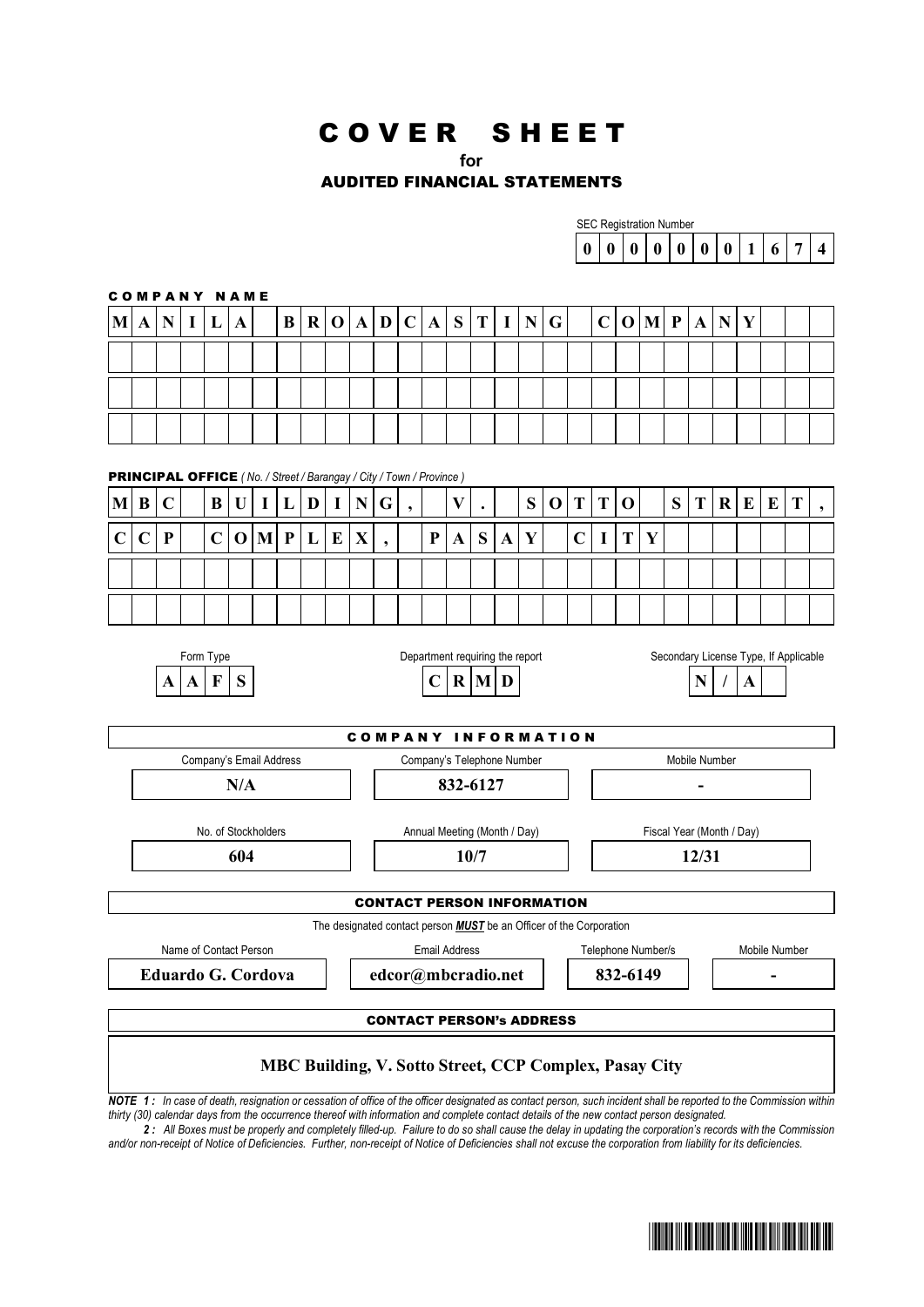# COVER SHEET

**for**

## AUDITED FINANCIAL STATEMENTS

SEC Registration Number

**0 0 0 0 0 0 0 1 6 7 4**

**COMPANY NAME**

**MANILA BROADCASTING COMPANY**

**PRINCIPAL OFFICE** *( No. / Street / Barangay / City / Town / Province )*

**MBC BUILDING, V. SOTTO STREET, CCP COMPLEX, PASAY CITY**

| Form Type | Department requiring the report | Secondary License Type, If Applicable |
|---|---|---|
| **AAFS** | **CRMD** | **N/A** |

**COMPANY INFORMATION**

| Company's Email Address | Company's Telephone Number | Mobile Number |
|---|---|---|
| **N/A** | **832-6127** | **-** |

| No. of Stockholders | Annual Meeting (Month / Day) | Fiscal Year (Month / Day) |
|---|---|---|
| **604** | **10/7** | **12/31** |

**CONTACT PERSON INFORMATION**

The designated contact person ***MUST*** be an Officer of the Corporation

| Name of Contact Person | Email Address | Telephone Number/s | Mobile Number |
|---|---|---|---|
| **Eduardo G. Cordova** | **edcor@mbcradio.net** | **832-6149** | **-** |

**CONTACT PERSON's ADDRESS**

**MBC Building, V. Sotto Street, CCP Complex, Pasay City**

***NOTE 1 :*** *In case of death, resignation or cessation of office of the officer designated as contact person, such incident shall be reported to the Commission within thirty (30) calendar days from the occurrence thereof with information and complete contact details of the new contact person designated.*

***2 :*** *All Boxes must be properly and completely filled-up. Failure to do so shall cause the delay in updating the corporation's records with the Commission and/or non-receipt of Notice of Deficiencies. Further, non-receipt of Notice of Deficiencies shall not excuse the corporation from liability for its deficiencies.*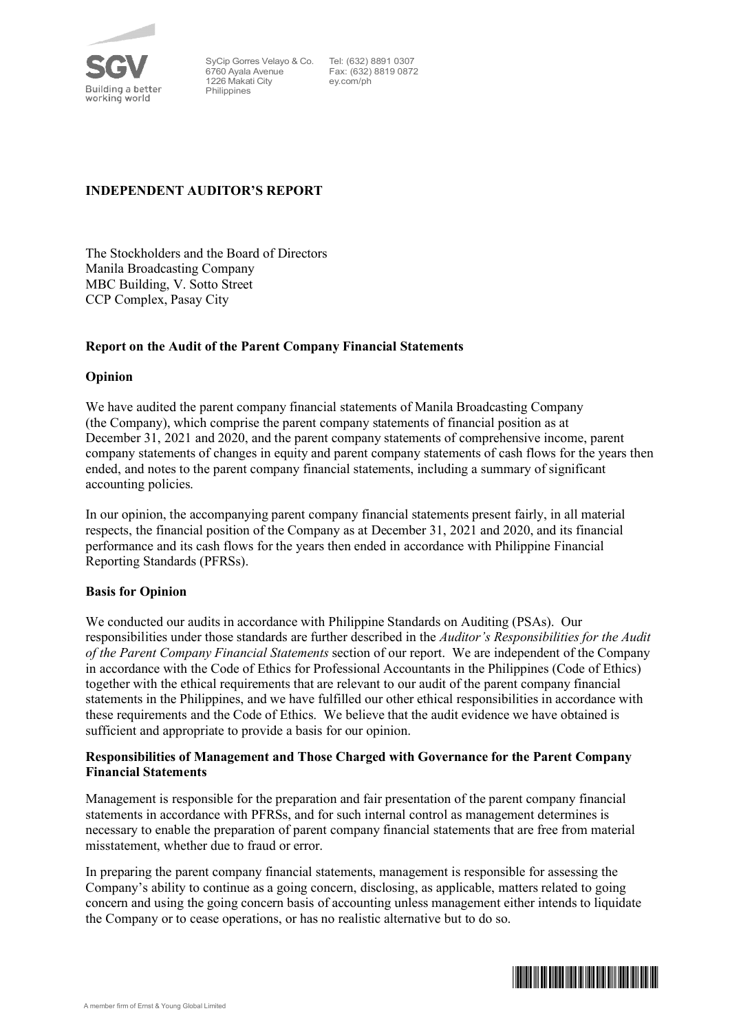SyCip Gorres Velayo & Co.
6760 Ayala Avenue
1226 Makati City
Philippines

Tel: (632) 8891 0307
Fax: (632) 8819 0872
ey.com/ph

## INDEPENDENT AUDITOR'S REPORT

The Stockholders and the Board of Directors
Manila Broadcasting Company
MBC Building, V. Sotto Street
CCP Complex, Pasay City

### Report on the Audit of the Parent Company Financial Statements

### Opinion

We have audited the parent company financial statements of Manila Broadcasting Company (the Company), which comprise the parent company statements of financial position as at December 31, 2021 and 2020, and the parent company statements of comprehensive income, parent company statements of changes in equity and parent company statements of cash flows for the years then ended, and notes to the parent company financial statements, including a summary of significant accounting policies.

In our opinion, the accompanying parent company financial statements present fairly, in all material respects, the financial position of the Company as at December 31, 2021 and 2020, and its financial performance and its cash flows for the years then ended in accordance with Philippine Financial Reporting Standards (PFRSs).

### Basis for Opinion

We conducted our audits in accordance with Philippine Standards on Auditing (PSAs). Our responsibilities under those standards are further described in the *Auditor's Responsibilities for the Audit of the Parent Company Financial Statements* section of our report. We are independent of the Company in accordance with the Code of Ethics for Professional Accountants in the Philippines (Code of Ethics) together with the ethical requirements that are relevant to our audit of the parent company financial statements in the Philippines, and we have fulfilled our other ethical responsibilities in accordance with these requirements and the Code of Ethics. We believe that the audit evidence we have obtained is sufficient and appropriate to provide a basis for our opinion.

### Responsibilities of Management and Those Charged with Governance for the Parent Company Financial Statements

Management is responsible for the preparation and fair presentation of the parent company financial statements in accordance with PFRSs, and for such internal control as management determines is necessary to enable the preparation of parent company financial statements that are free from material misstatement, whether due to fraud or error.

In preparing the parent company financial statements, management is responsible for assessing the Company's ability to continue as a going concern, disclosing, as applicable, matters related to going concern and using the going concern basis of accounting unless management either intends to liquidate the Company or to cease operations, or has no realistic alternative but to do so.

A member firm of Ernst & Young Global Limited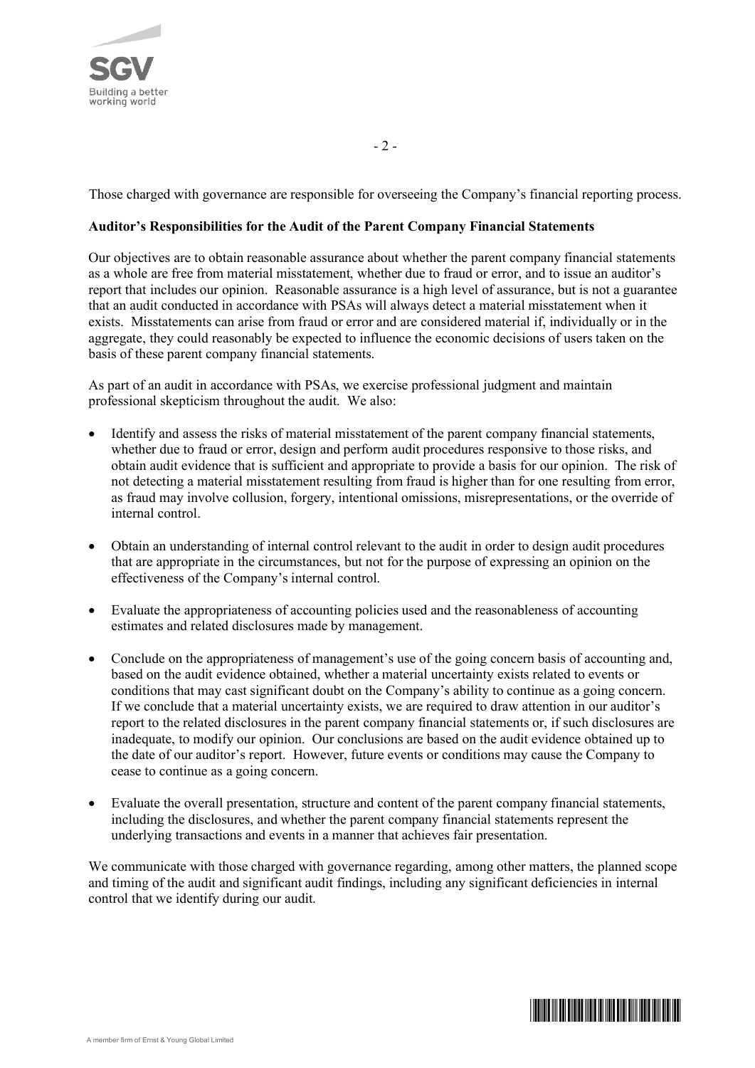Those charged with governance are responsible for overseeing the Company's financial reporting process.

**Auditor's Responsibilities for the Audit of the Parent Company Financial Statements**

Our objectives are to obtain reasonable assurance about whether the parent company financial statements as a whole are free from material misstatement, whether due to fraud or error, and to issue an auditor's report that includes our opinion. Reasonable assurance is a high level of assurance, but is not a guarantee that an audit conducted in accordance with PSAs will always detect a material misstatement when it exists. Misstatements can arise from fraud or error and are considered material if, individually or in the aggregate, they could reasonably be expected to influence the economic decisions of users taken on the basis of these parent company financial statements.

As part of an audit in accordance with PSAs, we exercise professional judgment and maintain professional skepticism throughout the audit. We also:

- Identify and assess the risks of material misstatement of the parent company financial statements, whether due to fraud or error, design and perform audit procedures responsive to those risks, and obtain audit evidence that is sufficient and appropriate to provide a basis for our opinion. The risk of not detecting a material misstatement resulting from fraud is higher than for one resulting from error, as fraud may involve collusion, forgery, intentional omissions, misrepresentations, or the override of internal control.

- Obtain an understanding of internal control relevant to the audit in order to design audit procedures that are appropriate in the circumstances, but not for the purpose of expressing an opinion on the effectiveness of the Company's internal control.

- Evaluate the appropriateness of accounting policies used and the reasonableness of accounting estimates and related disclosures made by management.

- Conclude on the appropriateness of management's use of the going concern basis of accounting and, based on the audit evidence obtained, whether a material uncertainty exists related to events or conditions that may cast significant doubt on the Company's ability to continue as a going concern. If we conclude that a material uncertainty exists, we are required to draw attention in our auditor's report to the related disclosures in the parent company financial statements or, if such disclosures are inadequate, to modify our opinion. Our conclusions are based on the audit evidence obtained up to the date of our auditor's report. However, future events or conditions may cause the Company to cease to continue as a going concern.

- Evaluate the overall presentation, structure and content of the parent company financial statements, including the disclosures, and whether the parent company financial statements represent the underlying transactions and events in a manner that achieves fair presentation.

We communicate with those charged with governance regarding, among other matters, the planned scope and timing of the audit and significant audit findings, including any significant deficiencies in internal control that we identify during our audit.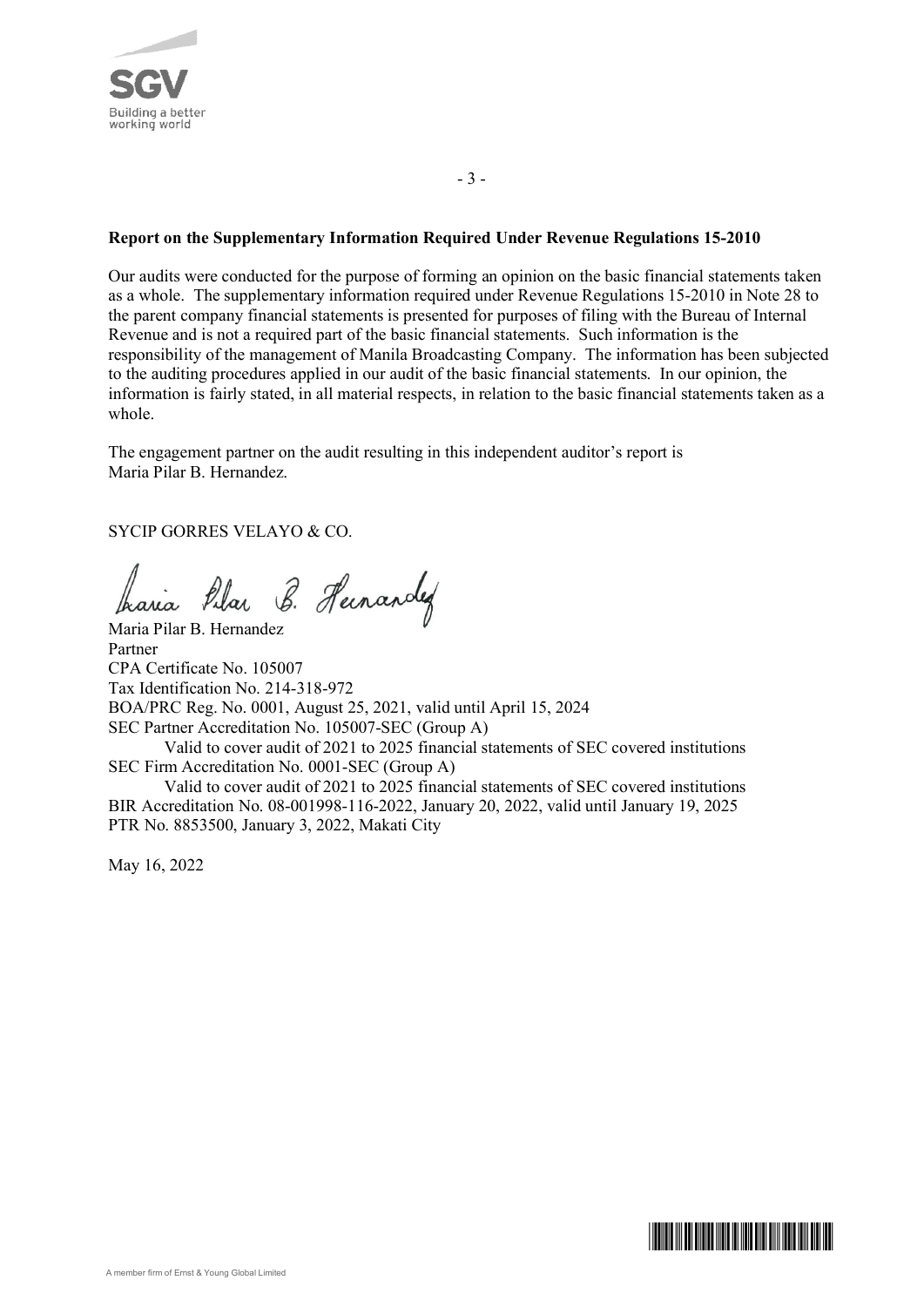**Report on the Supplementary Information Required Under Revenue Regulations 15-2010**

Our audits were conducted for the purpose of forming an opinion on the basic financial statements taken as a whole. The supplementary information required under Revenue Regulations 15-2010 in Note 28 to the parent company financial statements is presented for purposes of filing with the Bureau of Internal Revenue and is not a required part of the basic financial statements. Such information is the responsibility of the management of Manila Broadcasting Company. The information has been subjected to the auditing procedures applied in our audit of the basic financial statements. In our opinion, the information is fairly stated, in all material respects, in relation to the basic financial statements taken as a whole.

The engagement partner on the audit resulting in this independent auditor's report is Maria Pilar B. Hernandez.

SYCIP GORRES VELAYO & CO.

Maria Pilar B. Hernandez
Partner
CPA Certificate No. 105007
Tax Identification No. 214-318-972
BOA/PRC Reg. No. 0001, August 25, 2021, valid until April 15, 2024
SEC Partner Accreditation No. 105007-SEC (Group A)
Valid to cover audit of 2021 to 2025 financial statements of SEC covered institutions
SEC Firm Accreditation No. 0001-SEC (Group A)
Valid to cover audit of 2021 to 2025 financial statements of SEC covered institutions
BIR Accreditation No. 08-001998-116-2022, January 20, 2022, valid until January 19, 2025
PTR No. 8853500, January 3, 2022, Makati City

May 16, 2022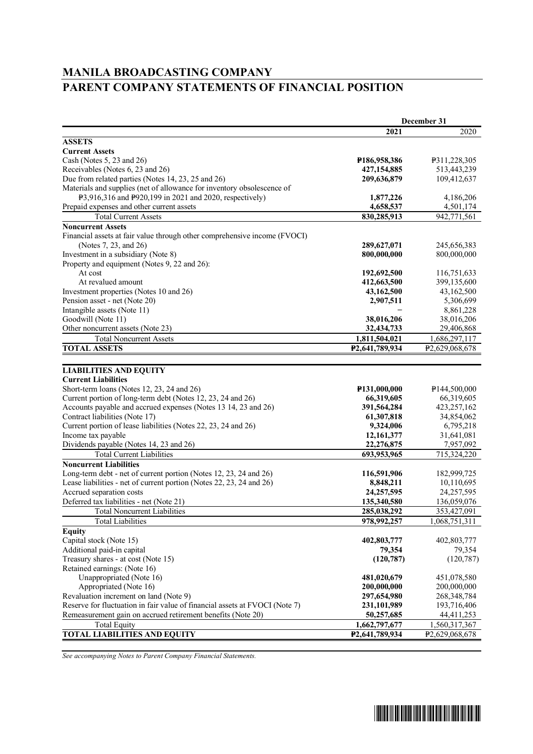# MANILA BROADCASTING COMPANY
# PARENT COMPANY STATEMENTS OF FINANCIAL POSITION

| | December 31 | |
|---|---|---|
| | **2021** | 2020 |
| **ASSETS** | | |
| **Current Assets** | | |
| Cash (Notes 5, 23 and 26) | **₱186,958,386** | ₱311,228,305 |
| Receivables (Notes 6, 23 and 26) | **427,154,885** | 513,443,239 |
| Due from related parties (Notes 14, 23, 25 and 26) | **209,636,879** | 109,412,637 |
| Materials and supplies (net of allowance for inventory obsolescence of ₱3,916,316 and ₱920,199 in 2021 and 2020, respectively) | **1,877,226** | 4,186,206 |
| Prepaid expenses and other current assets | **4,658,537** | 4,501,174 |
| Total Current Assets | **830,285,913** | 942,771,561 |
| **Noncurrent Assets** | | |
| Financial assets at fair value through other comprehensive income (FVOCI) (Notes 7, 23, and 26) | **289,627,071** | 245,656,383 |
| Investment in a subsidiary (Note 8) | **800,000,000** | 800,000,000 |
| Property and equipment (Notes 9, 22 and 26): | | |
| At cost | **192,692,500** | 116,751,633 |
| At revalued amount | **412,663,500** | 399,135,600 |
| Investment properties (Notes 10 and 26) | **43,162,500** | 43,162,500 |
| Pension asset - net (Note 20) | **2,907,511** | 5,306,699 |
| Intangible assets (Note 11) | **–** | 8,861,228 |
| Goodwill (Note 11) | **38,016,206** | 38,016,206 |
| Other noncurrent assets (Note 23) | **32,434,733** | 29,406,868 |
| Total Noncurrent Assets | **1,811,504,021** | 1,686,297,117 |
| **TOTAL ASSETS** | **₱2,641,789,934** | ₱2,629,068,678 |
| | | |
| **LIABILITIES AND EQUITY** | | |
| **Current Liabilities** | | |
| Short-term loans (Notes 12, 23, 24 and 26) | **₱131,000,000** | ₱144,500,000 |
| Current portion of long-term debt (Notes 12, 23, 24 and 26) | **66,319,605** | 66,319,605 |
| Accounts payable and accrued expenses (Notes 13 14, 23 and 26) | **391,564,284** | 423,257,162 |
| Contract liabilities (Note 17) | **61,307,818** | 34,854,062 |
| Current portion of lease liabilities (Notes 22, 23, 24 and 26) | **9,324,006** | 6,795,218 |
| Income tax payable | **12,161,377** | 31,641,081 |
| Dividends payable (Notes 14, 23 and 26) | **22,276,875** | 7,957,092 |
| Total Current Liabilities | **693,953,965** | 715,324,220 |
| **Noncurrent Liabilities** | | |
| Long-term debt - net of current portion (Notes 12, 23, 24 and 26) | **116,591,906** | 182,999,725 |
| Lease liabilities - net of current portion (Notes 22, 23, 24 and 26) | **8,848,211** | 10,110,695 |
| Accrued separation costs | **24,257,595** | 24,257,595 |
| Deferred tax liabilities - net (Note 21) | **135,340,580** | 136,059,076 |
| Total Noncurrent Liabilities | **285,038,292** | 353,427,091 |
| Total Liabilities | **978,992,257** | 1,068,751,311 |
| **Equity** | | |
| Capital stock (Note 15) | **402,803,777** | 402,803,777 |
| Additional paid-in capital | **79,354** | 79,354 |
| Treasury shares - at cost (Note 15) | **(120,787)** | (120,787) |
| Retained earnings: (Note 16) | | |
| Unappropriated (Note 16) | **481,020,679** | 451,078,580 |
| Appropriated (Note 16) | **200,000,000** | 200,000,000 |
| Revaluation increment on land (Note 9) | **297,654,980** | 268,348,784 |
| Reserve for fluctuation in fair value of financial assets at FVOCI (Note 7) | **231,101,989** | 193,716,406 |
| Remeasurement gain on accrued retirement benefits (Note 20) | **50,257,685** | 44,411,253 |
| Total Equity | **1,662,797,677** | 1,560,317,367 |
| **TOTAL LIABILITIES AND EQUITY** | **₱2,641,789,934** | ₱2,629,068,678 |

*See accompanying Notes to Parent Company Financial Statements.*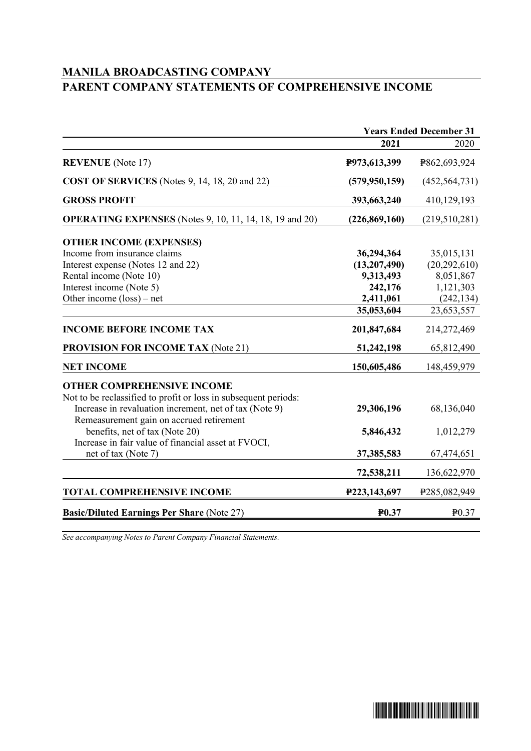# MANILA BROADCASTING COMPANY

## PARENT COMPANY STATEMENTS OF COMPREHENSIVE INCOME

| | Years Ended December 31 | |
|---|---|---|
| | **2021** | 2020 |
| **REVENUE** (Note 17) | **₱973,613,399** | ₱862,693,924 |
| **COST OF SERVICES** (Notes 9, 14, 18, 20 and 22) | **(579,950,159)** | (452,564,731) |
| **GROSS PROFIT** | **393,663,240** | 410,129,193 |
| **OPERATING EXPENSES** (Notes 9, 10, 11, 14, 18, 19 and 20) | **(226,869,160)** | (219,510,281) |
| **OTHER INCOME (EXPENSES)** | | |
| Income from insurance claims | **36,294,364** | 35,015,131 |
| Interest expense (Notes 12 and 22) | **(13,207,490)** | (20,292,610) |
| Rental income (Note 10) | **9,313,493** | 8,051,867 |
| Interest income (Note 5) | **242,176** | 1,121,303 |
| Other income (loss) – net | **2,411,061** | (242,134) |
| | **35,053,604** | 23,653,557 |
| **INCOME BEFORE INCOME TAX** | **201,847,684** | 214,272,469 |
| **PROVISION FOR INCOME TAX** (Note 21) | **51,242,198** | 65,812,490 |
| **NET INCOME** | **150,605,486** | 148,459,979 |
| **OTHER COMPREHENSIVE INCOME** | | |
| Not to be reclassified to profit or loss in subsequent periods: | | |
| Increase in revaluation increment, net of tax (Note 9) | **29,306,196** | 68,136,040 |
| Remeasurement gain on accrued retirement benefits, net of tax (Note 20) | **5,846,432** | 1,012,279 |
| Increase in fair value of financial asset at FVOCI, net of tax (Note 7) | **37,385,583** | 67,474,651 |
| | **72,538,211** | 136,622,970 |
| **TOTAL COMPREHENSIVE INCOME** | **₱223,143,697** | ₱285,082,949 |
| **Basic/Diluted Earnings Per Share** (Note 27) | **₱0.37** | ₱0.37 |

*See accompanying Notes to Parent Company Financial Statements.*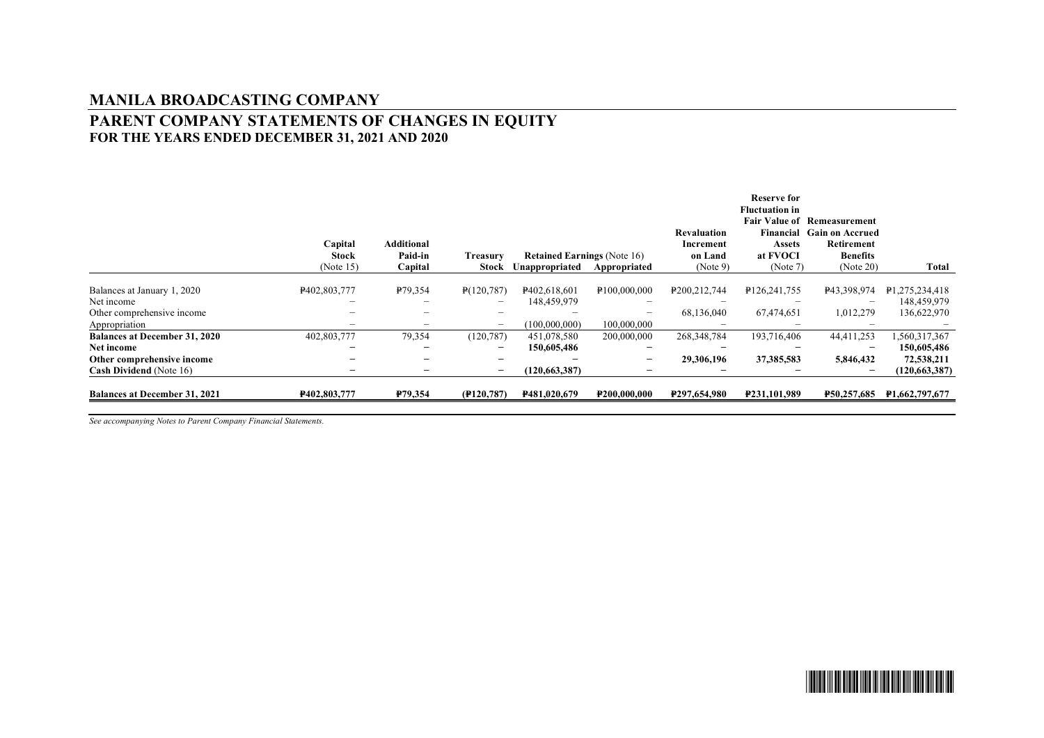# MANILA BROADCASTING COMPANY

## PARENT COMPANY STATEMENTS OF CHANGES IN EQUITY

### FOR THE YEARS ENDED DECEMBER 31, 2021 AND 2020

| | Capital Stock (Note 15) | Additional Paid-in Capital | Treasury Stock | Retained Earnings (Note 16) Unappropriated | Retained Earnings (Note 16) Appropriated | Revaluation Increment on Land (Note 9) | Reserve for Fluctuation in Fair Value of Financial Assets at FVOCI (Note 7) | Remeasurement Gain on Accrued Retirement Benefits (Note 20) | Total |
|---|---|---|---|---|---|---|---|---|---|
| Balances at January 1, 2020 | ₱402,803,777 | ₱79,354 | ₱(120,787) | ₱402,618,601 | ₱100,000,000 | ₱200,212,744 | ₱126,241,755 | ₱43,398,974 | ₱1,275,234,418 |
| Net income | – | – | – | 148,459,979 | – | – | – | – | 148,459,979 |
| Other comprehensive income | – | – | – | – | – | 68,136,040 | 67,474,651 | 1,012,279 | 136,622,970 |
| Appropriation | – | – | – | (100,000,000) | 100,000,000 | – | – | – | – |
| **Balances at December 31, 2020** | 402,803,777 | 79,354 | (120,787) | 451,078,580 | 200,000,000 | 268,348,784 | 193,716,406 | 44,411,253 | 1,560,317,367 |
| **Net income** | **–** | **–** | **–** | **150,605,486** | **–** | **–** | **–** | **–** | **150,605,486** |
| **Other comprehensive income** | **–** | **–** | **–** | **–** | **–** | **29,306,196** | **37,385,583** | **5,846,432** | **72,538,211** |
| **Cash Dividend** (Note 16) | **–** | **–** | **–** | **(120,663,387)** | **–** | **–** | **–** | **–** | **(120,663,387)** |
| **Balances at December 31, 2021** | **₱402,803,777** | **₱79,354** | **(₱120,787)** | **₱481,020,679** | **₱200,000,000** | **₱297,654,980** | **₱231,101,989** | **₱50,257,685** | **₱1,662,797,677** |

*See accompanying Notes to Parent Company Financial Statements.*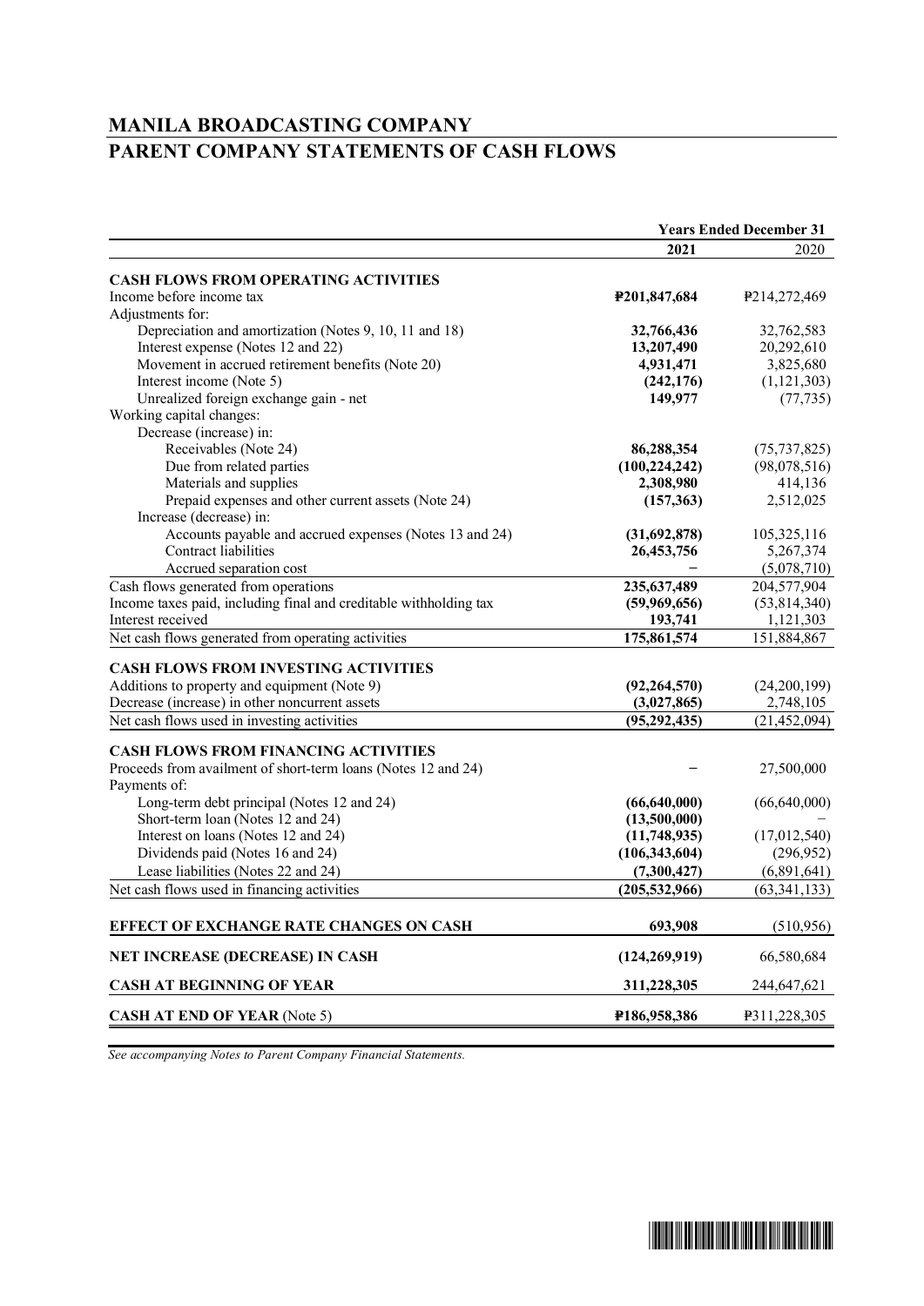# MANILA BROADCASTING COMPANY
# PARENT COMPANY STATEMENTS OF CASH FLOWS

| | Years Ended December 31 | |
|---|---|---|
| | **2021** | 2020 |
| **CASH FLOWS FROM OPERATING ACTIVITIES** | | |
| Income before income tax | **₱201,847,684** | ₱214,272,469 |
| Adjustments for: | | |
| Depreciation and amortization (Notes 9, 10, 11 and 18) | **32,766,436** | 32,762,583 |
| Interest expense (Notes 12 and 22) | **13,207,490** | 20,292,610 |
| Movement in accrued retirement benefits (Note 20) | **4,931,471** | 3,825,680 |
| Interest income (Note 5) | **(242,176)** | (1,121,303) |
| Unrealized foreign exchange gain - net | **149,977** | (77,735) |
| Working capital changes: | | |
| Decrease (increase) in: | | |
| Receivables (Note 24) | **86,288,354** | (75,737,825) |
| Due from related parties | **(100,224,242)** | (98,078,516) |
| Materials and supplies | **2,308,980** | 414,136 |
| Prepaid expenses and other current assets (Note 24) | **(157,363)** | 2,512,025 |
| Increase (decrease) in: | | |
| Accounts payable and accrued expenses (Notes 13 and 24) | **(31,692,878)** | 105,325,116 |
| Contract liabilities | **26,453,756** | 5,267,374 |
| Accrued separation cost | **–** | (5,078,710) |
| Cash flows generated from operations | **235,637,489** | 204,577,904 |
| Income taxes paid, including final and creditable withholding tax | **(59,969,656)** | (53,814,340) |
| Interest received | **193,741** | 1,121,303 |
| Net cash flows generated from operating activities | **175,861,574** | 151,884,867 |
| **CASH FLOWS FROM INVESTING ACTIVITIES** | | |
| Additions to property and equipment (Note 9) | **(92,264,570)** | (24,200,199) |
| Decrease (increase) in other noncurrent assets | **(3,027,865)** | 2,748,105 |
| Net cash flows used in investing activities | **(95,292,435)** | (21,452,094) |
| **CASH FLOWS FROM FINANCING ACTIVITIES** | | |
| Proceeds from availment of short-term loans (Notes 12 and 24) | **–** | 27,500,000 |
| Payments of: | | |
| Long-term debt principal (Notes 12 and 24) | **(66,640,000)** | (66,640,000) |
| Short-term loan (Notes 12 and 24) | **(13,500,000)** | – |
| Interest on loans (Notes 12 and 24) | **(11,748,935)** | (17,012,540) |
| Dividends paid (Notes 16 and 24) | **(106,343,604)** | (296,952) |
| Lease liabilities (Notes 22 and 24) | **(7,300,427)** | (6,891,641) |
| Net cash flows used in financing activities | **(205,532,966)** | (63,341,133) |
| **EFFECT OF EXCHANGE RATE CHANGES ON CASH** | **693,908** | (510,956) |
| **NET INCREASE (DECREASE) IN CASH** | **(124,269,919)** | 66,580,684 |
| **CASH AT BEGINNING OF YEAR** | **311,228,305** | 244,647,621 |
| **CASH AT END OF YEAR** (Note 5) | **₱186,958,386** | ₱311,228,305 |

*See accompanying Notes to Parent Company Financial Statements.*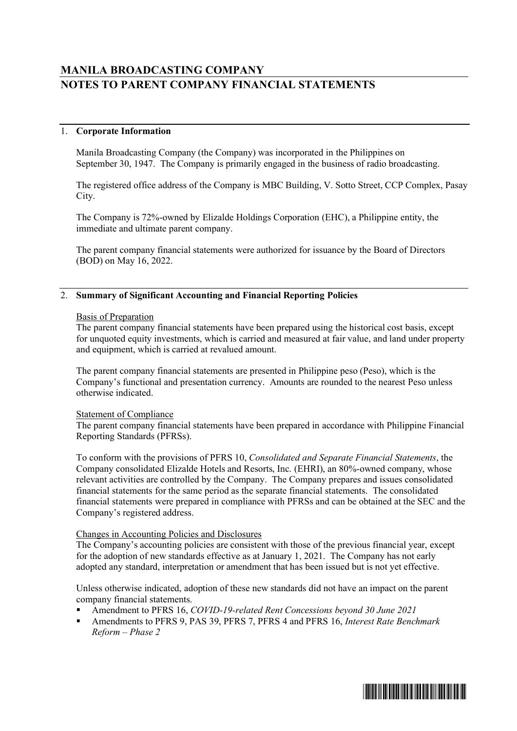# MANILA BROADCASTING COMPANY
# NOTES TO PARENT COMPANY FINANCIAL STATEMENTS

## 1. Corporate Information

Manila Broadcasting Company (the Company) was incorporated in the Philippines on September 30, 1947. The Company is primarily engaged in the business of radio broadcasting.

The registered office address of the Company is MBC Building, V. Sotto Street, CCP Complex, Pasay City.

The Company is 72%-owned by Elizalde Holdings Corporation (EHC), a Philippine entity, the immediate and ultimate parent company.

The parent company financial statements were authorized for issuance by the Board of Directors (BOD) on May 16, 2022.

## 2. Summary of Significant Accounting and Financial Reporting Policies

### Basis of Preparation

The parent company financial statements have been prepared using the historical cost basis, except for unquoted equity investments, which is carried and measured at fair value, and land under property and equipment, which is carried at revalued amount.

The parent company financial statements are presented in Philippine peso (Peso), which is the Company's functional and presentation currency. Amounts are rounded to the nearest Peso unless otherwise indicated.

### Statement of Compliance

The parent company financial statements have been prepared in accordance with Philippine Financial Reporting Standards (PFRSs).

To conform with the provisions of PFRS 10, *Consolidated and Separate Financial Statements*, the Company consolidated Elizalde Hotels and Resorts, Inc. (EHRI), an 80%-owned company, whose relevant activities are controlled by the Company. The Company prepares and issues consolidated financial statements for the same period as the separate financial statements. The consolidated financial statements were prepared in compliance with PFRSs and can be obtained at the SEC and the Company's registered address.

### Changes in Accounting Policies and Disclosures

The Company's accounting policies are consistent with those of the previous financial year, except for the adoption of new standards effective as at January 1, 2021. The Company has not early adopted any standard, interpretation or amendment that has been issued but is not yet effective.

Unless otherwise indicated, adoption of these new standards did not have an impact on the parent company financial statements.

- Amendment to PFRS 16, *COVID-19-related Rent Concessions beyond 30 June 2021*
- Amendments to PFRS 9, PAS 39, PFRS 7, PFRS 4 and PFRS 16, *Interest Rate Benchmark Reform – Phase 2*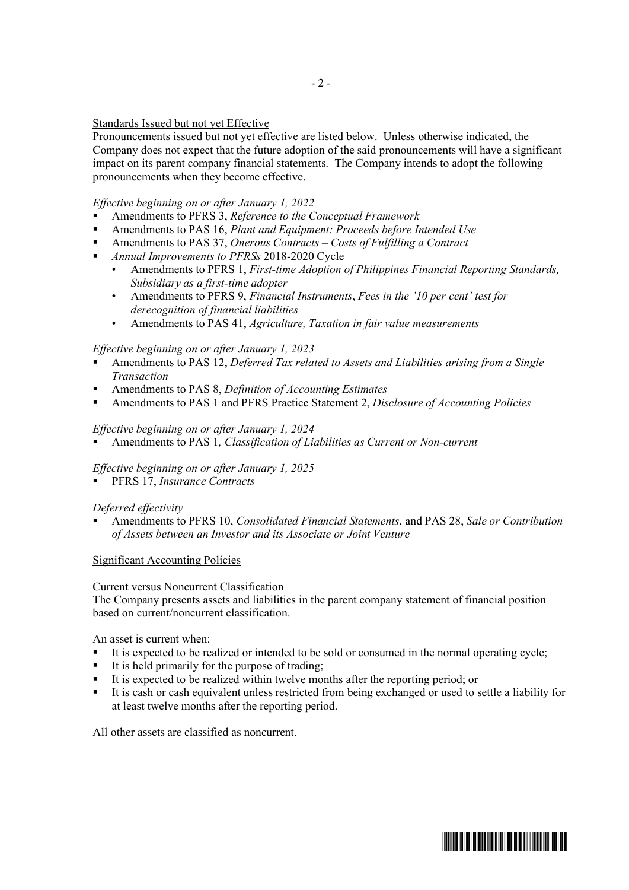## Standards Issued but not yet Effective

Pronouncements issued but not yet effective are listed below. Unless otherwise indicated, the Company does not expect that the future adoption of the said pronouncements will have a significant impact on its parent company financial statements. The Company intends to adopt the following pronouncements when they become effective.

*Effective beginning on or after January 1, 2022*

- Amendments to PFRS 3, *Reference to the Conceptual Framework*
- Amendments to PAS 16, *Plant and Equipment: Proceeds before Intended Use*
- Amendments to PAS 37, *Onerous Contracts – Costs of Fulfilling a Contract*
- *Annual Improvements to PFRSs* 2018-2020 Cycle
  - Amendments to PFRS 1, *First-time Adoption of Philippines Financial Reporting Standards, Subsidiary as a first-time adopter*
  - Amendments to PFRS 9, *Financial Instruments*, *Fees in the '10 per cent' test for derecognition of financial liabilities*
  - Amendments to PAS 41, *Agriculture, Taxation in fair value measurements*

*Effective beginning on or after January 1, 2023*

- Amendments to PAS 12, *Deferred Tax related to Assets and Liabilities arising from a Single Transaction*
- Amendments to PAS 8, *Definition of Accounting Estimates*
- Amendments to PAS 1 and PFRS Practice Statement 2, *Disclosure of Accounting Policies*

*Effective beginning on or after January 1, 2024*

- Amendments to PAS 1*, Classification of Liabilities as Current or Non-current*

*Effective beginning on or after January 1, 2025*

- PFRS 17, *Insurance Contracts*

*Deferred effectivity*

- Amendments to PFRS 10, *Consolidated Financial Statements*, and PAS 28, *Sale or Contribution of Assets between an Investor and its Associate or Joint Venture*

## Significant Accounting Policies

### Current versus Noncurrent Classification

The Company presents assets and liabilities in the parent company statement of financial position based on current/noncurrent classification.

An asset is current when:

- It is expected to be realized or intended to be sold or consumed in the normal operating cycle;
- It is held primarily for the purpose of trading;
- It is expected to be realized within twelve months after the reporting period; or
- It is cash or cash equivalent unless restricted from being exchanged or used to settle a liability for at least twelve months after the reporting period.

All other assets are classified as noncurrent.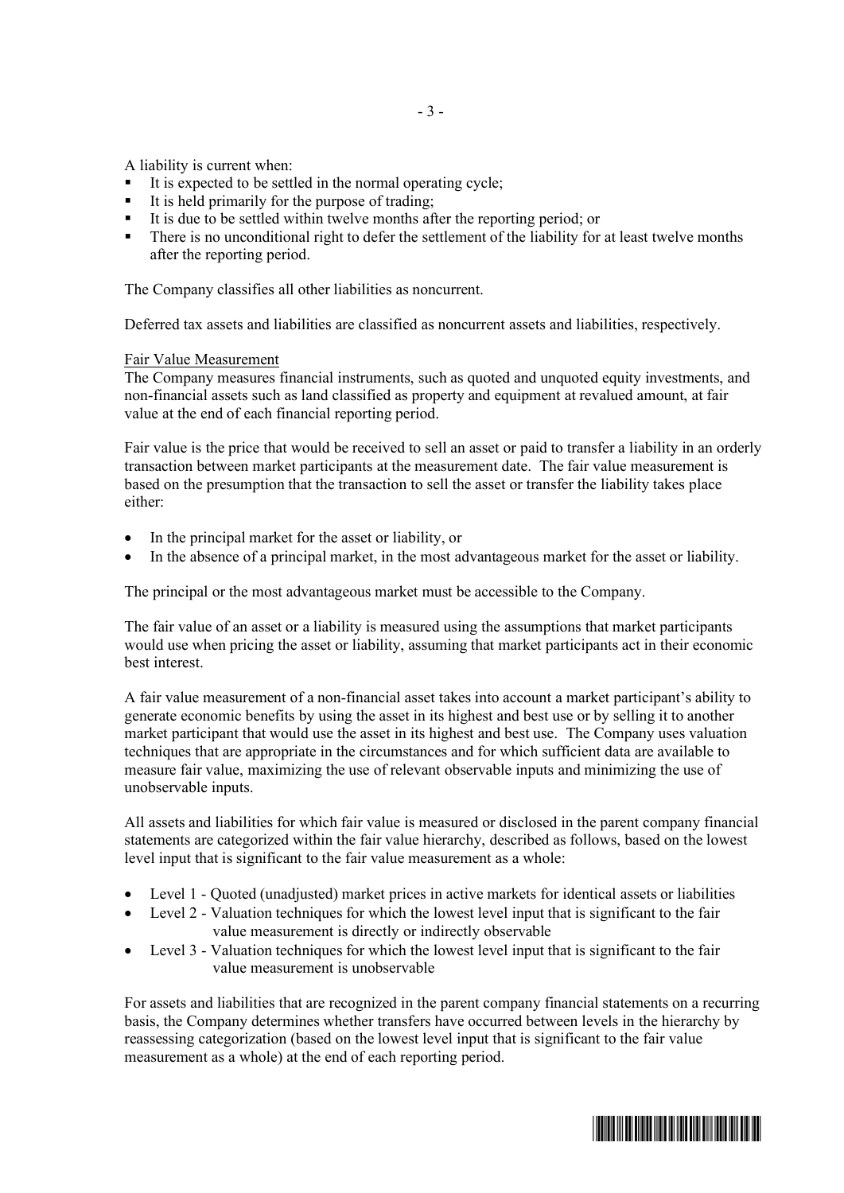A liability is current when:

- It is expected to be settled in the normal operating cycle;
- It is held primarily for the purpose of trading;
- It is due to be settled within twelve months after the reporting period; or
- There is no unconditional right to defer the settlement of the liability for at least twelve months after the reporting period.

The Company classifies all other liabilities as noncurrent.

Deferred tax assets and liabilities are classified as noncurrent assets and liabilities, respectively.

Fair Value Measurement

The Company measures financial instruments, such as quoted and unquoted equity investments, and non-financial assets such as land classified as property and equipment at revalued amount, at fair value at the end of each financial reporting period.

Fair value is the price that would be received to sell an asset or paid to transfer a liability in an orderly transaction between market participants at the measurement date. The fair value measurement is based on the presumption that the transaction to sell the asset or transfer the liability takes place either:

- In the principal market for the asset or liability, or
- In the absence of a principal market, in the most advantageous market for the asset or liability.

The principal or the most advantageous market must be accessible to the Company.

The fair value of an asset or a liability is measured using the assumptions that market participants would use when pricing the asset or liability, assuming that market participants act in their economic best interest.

A fair value measurement of a non-financial asset takes into account a market participant's ability to generate economic benefits by using the asset in its highest and best use or by selling it to another market participant that would use the asset in its highest and best use. The Company uses valuation techniques that are appropriate in the circumstances and for which sufficient data are available to measure fair value, maximizing the use of relevant observable inputs and minimizing the use of unobservable inputs.

All assets and liabilities for which fair value is measured or disclosed in the parent company financial statements are categorized within the fair value hierarchy, described as follows, based on the lowest level input that is significant to the fair value measurement as a whole:

- Level 1 - Quoted (unadjusted) market prices in active markets for identical assets or liabilities
- Level 2 - Valuation techniques for which the lowest level input that is significant to the fair value measurement is directly or indirectly observable
- Level 3 - Valuation techniques for which the lowest level input that is significant to the fair value measurement is unobservable

For assets and liabilities that are recognized in the parent company financial statements on a recurring basis, the Company determines whether transfers have occurred between levels in the hierarchy by reassessing categorization (based on the lowest level input that is significant to the fair value measurement as a whole) at the end of each reporting period.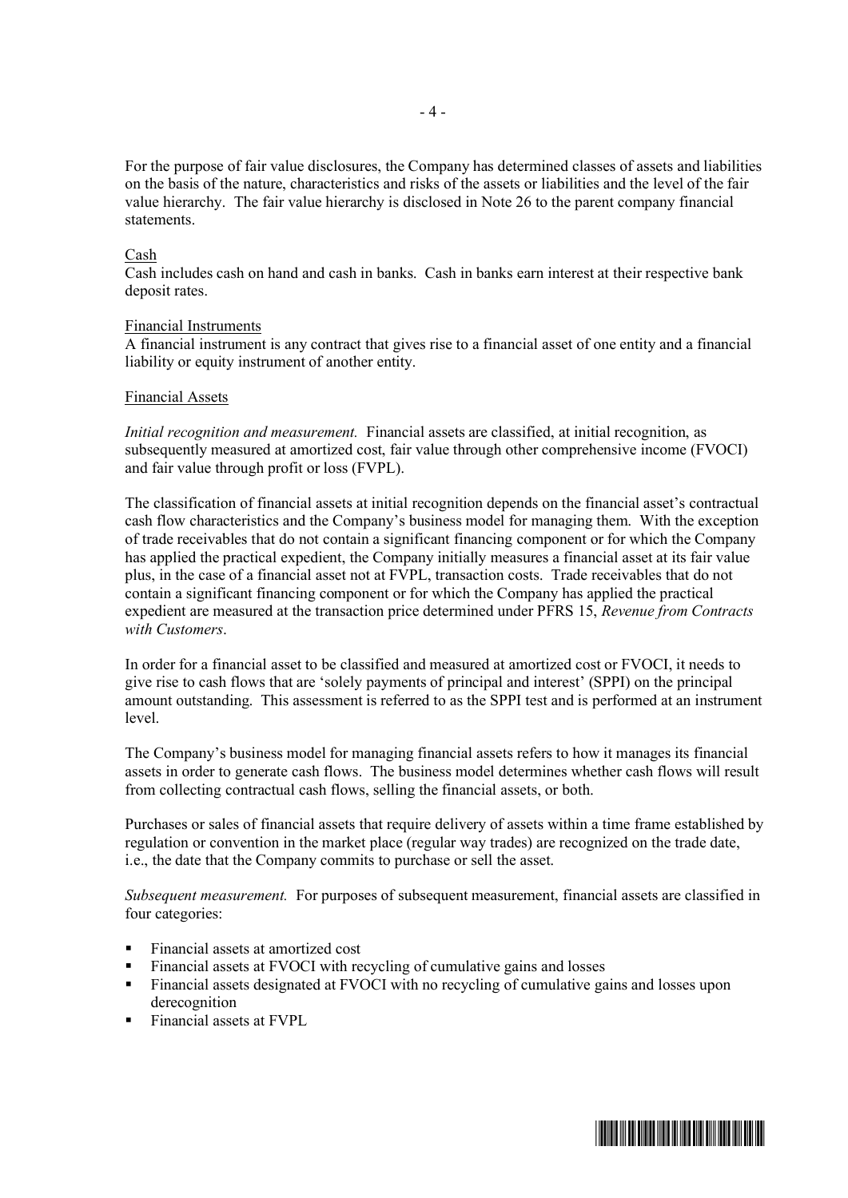For the purpose of fair value disclosures, the Company has determined classes of assets and liabilities on the basis of the nature, characteristics and risks of the assets or liabilities and the level of the fair value hierarchy. The fair value hierarchy is disclosed in Note 26 to the parent company financial statements.

Cash

Cash includes cash on hand and cash in banks. Cash in banks earn interest at their respective bank deposit rates.

Financial Instruments

A financial instrument is any contract that gives rise to a financial asset of one entity and a financial liability or equity instrument of another entity.

Financial Assets

*Initial recognition and measurement.* Financial assets are classified, at initial recognition, as subsequently measured at amortized cost, fair value through other comprehensive income (FVOCI) and fair value through profit or loss (FVPL).

The classification of financial assets at initial recognition depends on the financial asset's contractual cash flow characteristics and the Company's business model for managing them. With the exception of trade receivables that do not contain a significant financing component or for which the Company has applied the practical expedient, the Company initially measures a financial asset at its fair value plus, in the case of a financial asset not at FVPL, transaction costs. Trade receivables that do not contain a significant financing component or for which the Company has applied the practical expedient are measured at the transaction price determined under PFRS 15, *Revenue from Contracts with Customers*.

In order for a financial asset to be classified and measured at amortized cost or FVOCI, it needs to give rise to cash flows that are 'solely payments of principal and interest' (SPPI) on the principal amount outstanding. This assessment is referred to as the SPPI test and is performed at an instrument level.

The Company's business model for managing financial assets refers to how it manages its financial assets in order to generate cash flows. The business model determines whether cash flows will result from collecting contractual cash flows, selling the financial assets, or both.

Purchases or sales of financial assets that require delivery of assets within a time frame established by regulation or convention in the market place (regular way trades) are recognized on the trade date, i.e., the date that the Company commits to purchase or sell the asset.

*Subsequent measurement.* For purposes of subsequent measurement, financial assets are classified in four categories:

- Financial assets at amortized cost
- Financial assets at FVOCI with recycling of cumulative gains and losses
- Financial assets designated at FVOCI with no recycling of cumulative gains and losses upon derecognition
- Financial assets at FVPL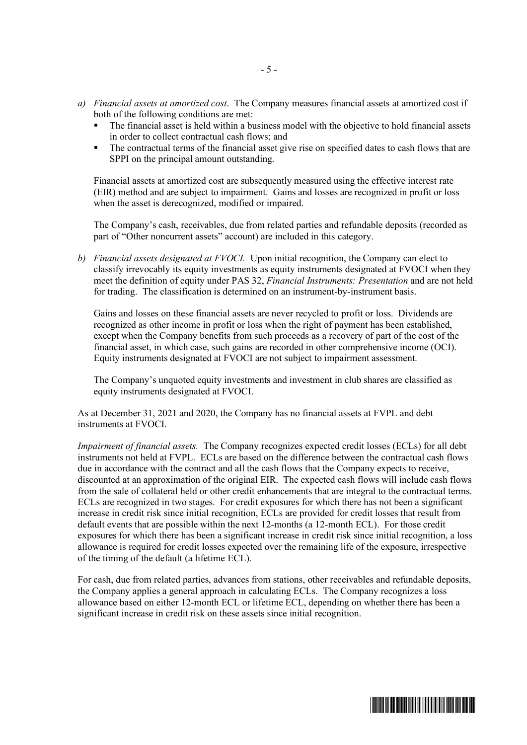a) *Financial assets at amortized cost*. The Company measures financial assets at amortized cost if both of the following conditions are met:
   - The financial asset is held within a business model with the objective to hold financial assets in order to collect contractual cash flows; and
   - The contractual terms of the financial asset give rise on specified dates to cash flows that are SPPI on the principal amount outstanding.

   Financial assets at amortized cost are subsequently measured using the effective interest rate (EIR) method and are subject to impairment. Gains and losses are recognized in profit or loss when the asset is derecognized, modified or impaired.

   The Company's cash, receivables, due from related parties and refundable deposits (recorded as part of "Other noncurrent assets" account) are included in this category.

b) *Financial assets designated at FVOCI.* Upon initial recognition, the Company can elect to classify irrevocably its equity investments as equity instruments designated at FVOCI when they meet the definition of equity under PAS 32, *Financial Instruments: Presentation* and are not held for trading. The classification is determined on an instrument-by-instrument basis.

   Gains and losses on these financial assets are never recycled to profit or loss. Dividends are recognized as other income in profit or loss when the right of payment has been established, except when the Company benefits from such proceeds as a recovery of part of the cost of the financial asset, in which case, such gains are recorded in other comprehensive income (OCI). Equity instruments designated at FVOCI are not subject to impairment assessment.

   The Company's unquoted equity investments and investment in club shares are classified as equity instruments designated at FVOCI.

As at December 31, 2021 and 2020, the Company has no financial assets at FVPL and debt instruments at FVOCI.

*Impairment of financial assets.* The Company recognizes expected credit losses (ECLs) for all debt instruments not held at FVPL. ECLs are based on the difference between the contractual cash flows due in accordance with the contract and all the cash flows that the Company expects to receive, discounted at an approximation of the original EIR. The expected cash flows will include cash flows from the sale of collateral held or other credit enhancements that are integral to the contractual terms. ECLs are recognized in two stages. For credit exposures for which there has not been a significant increase in credit risk since initial recognition, ECLs are provided for credit losses that result from default events that are possible within the next 12-months (a 12-month ECL). For those credit exposures for which there has been a significant increase in credit risk since initial recognition, a loss allowance is required for credit losses expected over the remaining life of the exposure, irrespective of the timing of the default (a lifetime ECL).

For cash, due from related parties, advances from stations, other receivables and refundable deposits, the Company applies a general approach in calculating ECLs. The Company recognizes a loss allowance based on either 12-month ECL or lifetime ECL, depending on whether there has been a significant increase in credit risk on these assets since initial recognition.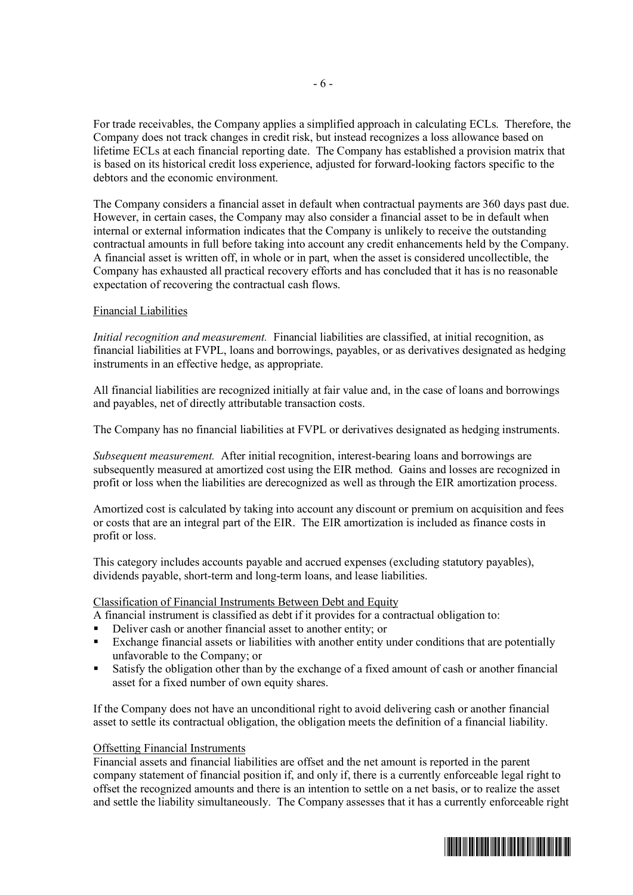For trade receivables, the Company applies a simplified approach in calculating ECLs. Therefore, the Company does not track changes in credit risk, but instead recognizes a loss allowance based on lifetime ECLs at each financial reporting date. The Company has established a provision matrix that is based on its historical credit loss experience, adjusted for forward-looking factors specific to the debtors and the economic environment.

The Company considers a financial asset in default when contractual payments are 360 days past due. However, in certain cases, the Company may also consider a financial asset to be in default when internal or external information indicates that the Company is unlikely to receive the outstanding contractual amounts in full before taking into account any credit enhancements held by the Company. A financial asset is written off, in whole or in part, when the asset is considered uncollectible, the Company has exhausted all practical recovery efforts and has concluded that it has is no reasonable expectation of recovering the contractual cash flows.

Financial Liabilities

*Initial recognition and measurement.* Financial liabilities are classified, at initial recognition, as financial liabilities at FVPL, loans and borrowings, payables, or as derivatives designated as hedging instruments in an effective hedge, as appropriate.

All financial liabilities are recognized initially at fair value and, in the case of loans and borrowings and payables, net of directly attributable transaction costs.

The Company has no financial liabilities at FVPL or derivatives designated as hedging instruments.

*Subsequent measurement.* After initial recognition, interest-bearing loans and borrowings are subsequently measured at amortized cost using the EIR method. Gains and losses are recognized in profit or loss when the liabilities are derecognized as well as through the EIR amortization process.

Amortized cost is calculated by taking into account any discount or premium on acquisition and fees or costs that are an integral part of the EIR. The EIR amortization is included as finance costs in profit or loss.

This category includes accounts payable and accrued expenses (excluding statutory payables), dividends payable, short-term and long-term loans, and lease liabilities.

Classification of Financial Instruments Between Debt and Equity

A financial instrument is classified as debt if it provides for a contractual obligation to:

- Deliver cash or another financial asset to another entity; or
- Exchange financial assets or liabilities with another entity under conditions that are potentially unfavorable to the Company; or
- Satisfy the obligation other than by the exchange of a fixed amount of cash or another financial asset for a fixed number of own equity shares.

If the Company does not have an unconditional right to avoid delivering cash or another financial asset to settle its contractual obligation, the obligation meets the definition of a financial liability.

Offsetting Financial Instruments

Financial assets and financial liabilities are offset and the net amount is reported in the parent company statement of financial position if, and only if, there is a currently enforceable legal right to offset the recognized amounts and there is an intention to settle on a net basis, or to realize the asset and settle the liability simultaneously. The Company assesses that it has a currently enforceable right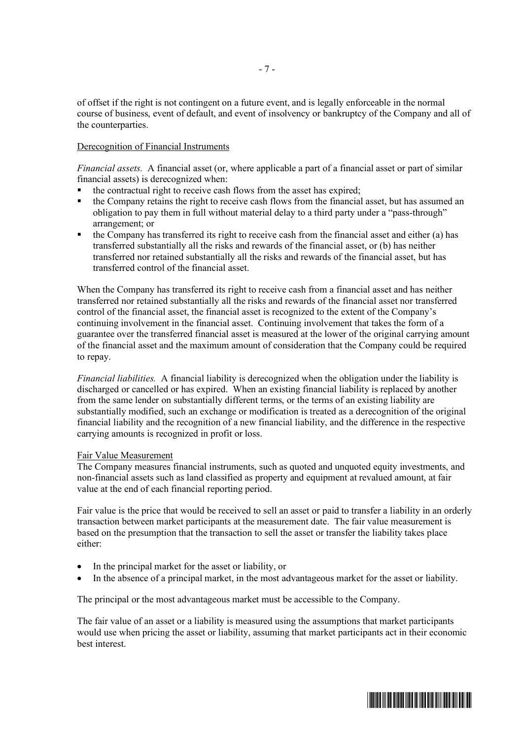of offset if the right is not contingent on a future event, and is legally enforceable in the normal course of business, event of default, and event of insolvency or bankruptcy of the Company and all of the counterparties.

Derecognition of Financial Instruments

*Financial assets.* A financial asset (or, where applicable a part of a financial asset or part of similar financial assets) is derecognized when:

- the contractual right to receive cash flows from the asset has expired;
- the Company retains the right to receive cash flows from the financial asset, but has assumed an obligation to pay them in full without material delay to a third party under a "pass-through" arrangement; or
- the Company has transferred its right to receive cash from the financial asset and either (a) has transferred substantially all the risks and rewards of the financial asset, or (b) has neither transferred nor retained substantially all the risks and rewards of the financial asset, but has transferred control of the financial asset.

When the Company has transferred its right to receive cash from a financial asset and has neither transferred nor retained substantially all the risks and rewards of the financial asset nor transferred control of the financial asset, the financial asset is recognized to the extent of the Company's continuing involvement in the financial asset. Continuing involvement that takes the form of a guarantee over the transferred financial asset is measured at the lower of the original carrying amount of the financial asset and the maximum amount of consideration that the Company could be required to repay.

*Financial liabilities.* A financial liability is derecognized when the obligation under the liability is discharged or cancelled or has expired. When an existing financial liability is replaced by another from the same lender on substantially different terms, or the terms of an existing liability are substantially modified, such an exchange or modification is treated as a derecognition of the original financial liability and the recognition of a new financial liability, and the difference in the respective carrying amounts is recognized in profit or loss.

Fair Value Measurement

The Company measures financial instruments, such as quoted and unquoted equity investments, and non-financial assets such as land classified as property and equipment at revalued amount, at fair value at the end of each financial reporting period.

Fair value is the price that would be received to sell an asset or paid to transfer a liability in an orderly transaction between market participants at the measurement date. The fair value measurement is based on the presumption that the transaction to sell the asset or transfer the liability takes place either:

- In the principal market for the asset or liability, or
- In the absence of a principal market, in the most advantageous market for the asset or liability.

The principal or the most advantageous market must be accessible to the Company.

The fair value of an asset or a liability is measured using the assumptions that market participants would use when pricing the asset or liability, assuming that market participants act in their economic best interest.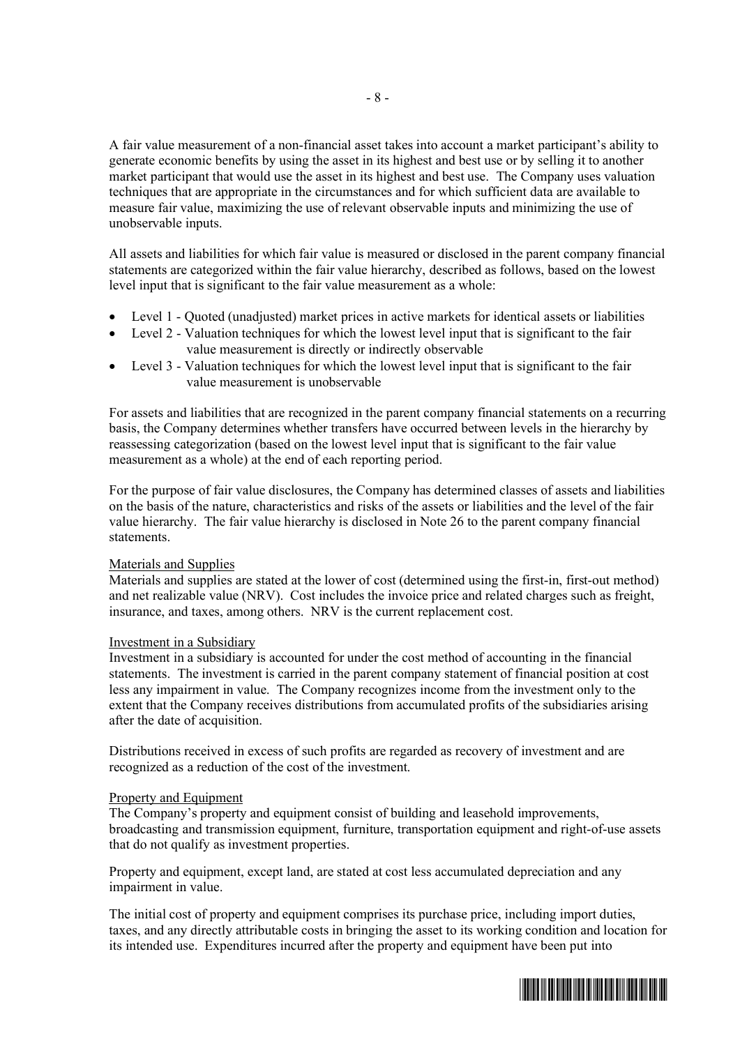A fair value measurement of a non-financial asset takes into account a market participant's ability to generate economic benefits by using the asset in its highest and best use or by selling it to another market participant that would use the asset in its highest and best use. The Company uses valuation techniques that are appropriate in the circumstances and for which sufficient data are available to measure fair value, maximizing the use of relevant observable inputs and minimizing the use of unobservable inputs.

All assets and liabilities for which fair value is measured or disclosed in the parent company financial statements are categorized within the fair value hierarchy, described as follows, based on the lowest level input that is significant to the fair value measurement as a whole:

- Level 1 - Quoted (unadjusted) market prices in active markets for identical assets or liabilities
- Level 2 - Valuation techniques for which the lowest level input that is significant to the fair value measurement is directly or indirectly observable
- Level 3 - Valuation techniques for which the lowest level input that is significant to the fair value measurement is unobservable

For assets and liabilities that are recognized in the parent company financial statements on a recurring basis, the Company determines whether transfers have occurred between levels in the hierarchy by reassessing categorization (based on the lowest level input that is significant to the fair value measurement as a whole) at the end of each reporting period.

For the purpose of fair value disclosures, the Company has determined classes of assets and liabilities on the basis of the nature, characteristics and risks of the assets or liabilities and the level of the fair value hierarchy. The fair value hierarchy is disclosed in Note 26 to the parent company financial statements.

Materials and Supplies

Materials and supplies are stated at the lower of cost (determined using the first-in, first-out method) and net realizable value (NRV). Cost includes the invoice price and related charges such as freight, insurance, and taxes, among others. NRV is the current replacement cost.

Investment in a Subsidiary

Investment in a subsidiary is accounted for under the cost method of accounting in the financial statements. The investment is carried in the parent company statement of financial position at cost less any impairment in value. The Company recognizes income from the investment only to the extent that the Company receives distributions from accumulated profits of the subsidiaries arising after the date of acquisition.

Distributions received in excess of such profits are regarded as recovery of investment and are recognized as a reduction of the cost of the investment.

Property and Equipment

The Company's property and equipment consist of building and leasehold improvements, broadcasting and transmission equipment, furniture, transportation equipment and right-of-use assets that do not qualify as investment properties.

Property and equipment, except land, are stated at cost less accumulated depreciation and any impairment in value.

The initial cost of property and equipment comprises its purchase price, including import duties, taxes, and any directly attributable costs in bringing the asset to its working condition and location for its intended use. Expenditures incurred after the property and equipment have been put into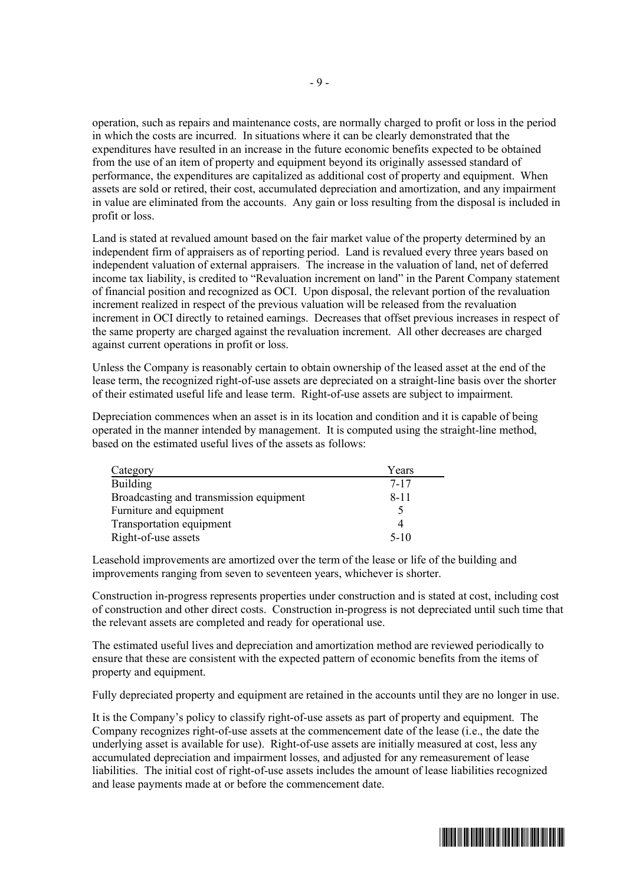operation, such as repairs and maintenance costs, are normally charged to profit or loss in the period in which the costs are incurred. In situations where it can be clearly demonstrated that the expenditures have resulted in an increase in the future economic benefits expected to be obtained from the use of an item of property and equipment beyond its originally assessed standard of performance, the expenditures are capitalized as additional cost of property and equipment. When assets are sold or retired, their cost, accumulated depreciation and amortization, and any impairment in value are eliminated from the accounts. Any gain or loss resulting from the disposal is included in profit or loss.

Land is stated at revalued amount based on the fair market value of the property determined by an independent firm of appraisers as of reporting period. Land is revalued every three years based on independent valuation of external appraisers. The increase in the valuation of land, net of deferred income tax liability, is credited to "Revaluation increment on land" in the Parent Company statement of financial position and recognized as OCI. Upon disposal, the relevant portion of the revaluation increment realized in respect of the previous valuation will be released from the revaluation increment in OCI directly to retained earnings. Decreases that offset previous increases in respect of the same property are charged against the revaluation increment. All other decreases are charged against current operations in profit or loss.

Unless the Company is reasonably certain to obtain ownership of the leased asset at the end of the lease term, the recognized right-of-use assets are depreciated on a straight-line basis over the shorter of their estimated useful life and lease term. Right-of-use assets are subject to impairment.

Depreciation commences when an asset is in its location and condition and it is capable of being operated in the manner intended by management. It is computed using the straight-line method, based on the estimated useful lives of the assets as follows:

| Category | Years |
|---|---|
| Building | 7-17 |
| Broadcasting and transmission equipment | 8-11 |
| Furniture and equipment | 5 |
| Transportation equipment | 4 |
| Right-of-use assets | 5-10 |

Leasehold improvements are amortized over the term of the lease or life of the building and improvements ranging from seven to seventeen years, whichever is shorter.

Construction in-progress represents properties under construction and is stated at cost, including cost of construction and other direct costs. Construction in-progress is not depreciated until such time that the relevant assets are completed and ready for operational use.

The estimated useful lives and depreciation and amortization method are reviewed periodically to ensure that these are consistent with the expected pattern of economic benefits from the items of property and equipment.

Fully depreciated property and equipment are retained in the accounts until they are no longer in use.

It is the Company's policy to classify right-of-use assets as part of property and equipment. The Company recognizes right-of-use assets at the commencement date of the lease (i.e., the date the underlying asset is available for use). Right-of-use assets are initially measured at cost, less any accumulated depreciation and impairment losses, and adjusted for any remeasurement of lease liabilities. The initial cost of right-of-use assets includes the amount of lease liabilities recognized and lease payments made at or before the commencement date.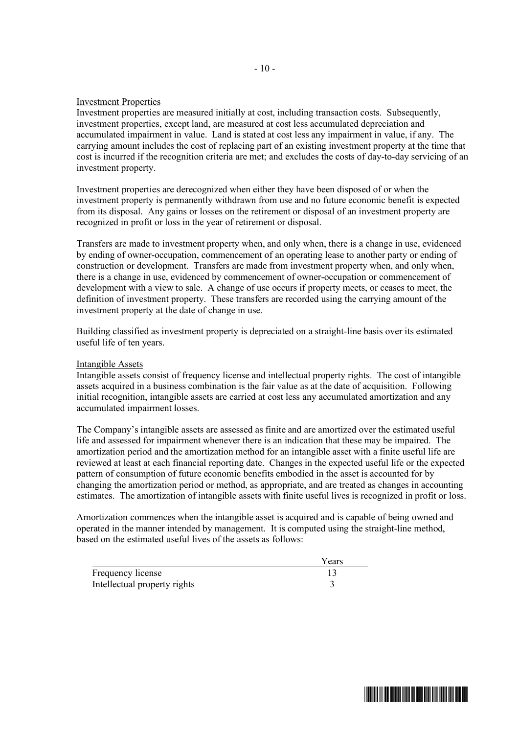Investment Properties

Investment properties are measured initially at cost, including transaction costs. Subsequently, investment properties, except land, are measured at cost less accumulated depreciation and accumulated impairment in value. Land is stated at cost less any impairment in value, if any. The carrying amount includes the cost of replacing part of an existing investment property at the time that cost is incurred if the recognition criteria are met; and excludes the costs of day-to-day servicing of an investment property.

Investment properties are derecognized when either they have been disposed of or when the investment property is permanently withdrawn from use and no future economic benefit is expected from its disposal. Any gains or losses on the retirement or disposal of an investment property are recognized in profit or loss in the year of retirement or disposal.

Transfers are made to investment property when, and only when, there is a change in use, evidenced by ending of owner-occupation, commencement of an operating lease to another party or ending of construction or development. Transfers are made from investment property when, and only when, there is a change in use, evidenced by commencement of owner-occupation or commencement of development with a view to sale. A change of use occurs if property meets, or ceases to meet, the definition of investment property. These transfers are recorded using the carrying amount of the investment property at the date of change in use.

Building classified as investment property is depreciated on a straight-line basis over its estimated useful life of ten years.

Intangible Assets

Intangible assets consist of frequency license and intellectual property rights. The cost of intangible assets acquired in a business combination is the fair value as at the date of acquisition. Following initial recognition, intangible assets are carried at cost less any accumulated amortization and any accumulated impairment losses.

The Company's intangible assets are assessed as finite and are amortized over the estimated useful life and assessed for impairment whenever there is an indication that these may be impaired. The amortization period and the amortization method for an intangible asset with a finite useful life are reviewed at least at each financial reporting date. Changes in the expected useful life or the expected pattern of consumption of future economic benefits embodied in the asset is accounted for by changing the amortization period or method, as appropriate, and are treated as changes in accounting estimates. The amortization of intangible assets with finite useful lives is recognized in profit or loss.

Amortization commences when the intangible asset is acquired and is capable of being owned and operated in the manner intended by management. It is computed using the straight-line method, based on the estimated useful lives of the assets as follows:

| | Years |
|---|---|
| Frequency license | 13 |
| Intellectual property rights | 3 |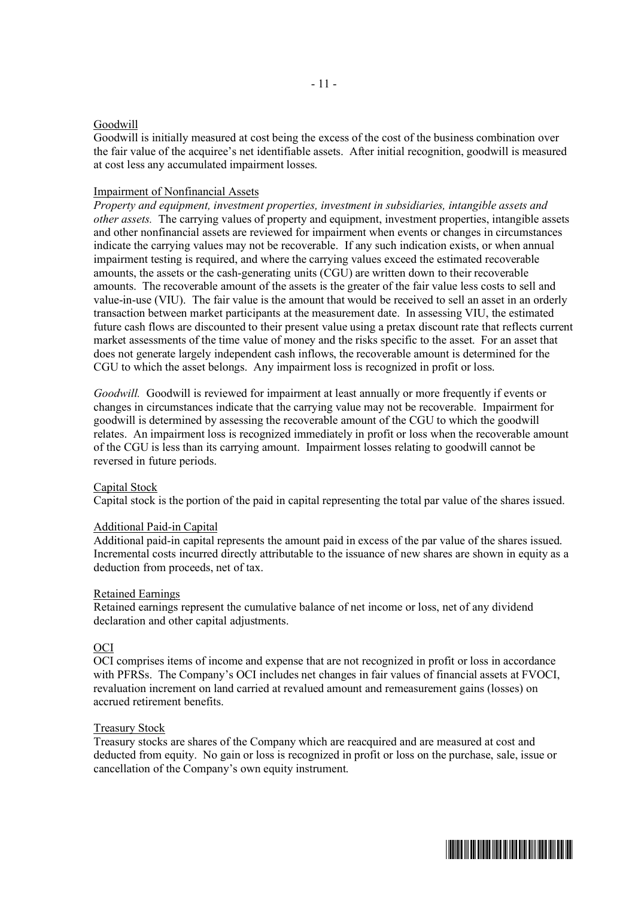Goodwill

Goodwill is initially measured at cost being the excess of the cost of the business combination over the fair value of the acquiree's net identifiable assets. After initial recognition, goodwill is measured at cost less any accumulated impairment losses.

Impairment of Nonfinancial Assets

*Property and equipment, investment properties, investment in subsidiaries, intangible assets and other assets.* The carrying values of property and equipment, investment properties, intangible assets and other nonfinancial assets are reviewed for impairment when events or changes in circumstances indicate the carrying values may not be recoverable. If any such indication exists, or when annual impairment testing is required, and where the carrying values exceed the estimated recoverable amounts, the assets or the cash-generating units (CGU) are written down to their recoverable amounts. The recoverable amount of the assets is the greater of the fair value less costs to sell and value-in-use (VIU). The fair value is the amount that would be received to sell an asset in an orderly transaction between market participants at the measurement date. In assessing VIU, the estimated future cash flows are discounted to their present value using a pretax discount rate that reflects current market assessments of the time value of money and the risks specific to the asset. For an asset that does not generate largely independent cash inflows, the recoverable amount is determined for the CGU to which the asset belongs. Any impairment loss is recognized in profit or loss.

*Goodwill.* Goodwill is reviewed for impairment at least annually or more frequently if events or changes in circumstances indicate that the carrying value may not be recoverable. Impairment for goodwill is determined by assessing the recoverable amount of the CGU to which the goodwill relates. An impairment loss is recognized immediately in profit or loss when the recoverable amount of the CGU is less than its carrying amount. Impairment losses relating to goodwill cannot be reversed in future periods.

Capital Stock

Capital stock is the portion of the paid in capital representing the total par value of the shares issued.

Additional Paid-in Capital

Additional paid-in capital represents the amount paid in excess of the par value of the shares issued. Incremental costs incurred directly attributable to the issuance of new shares are shown in equity as a deduction from proceeds, net of tax.

Retained Earnings

Retained earnings represent the cumulative balance of net income or loss, net of any dividend declaration and other capital adjustments.

OCI

OCI comprises items of income and expense that are not recognized in profit or loss in accordance with PFRSs. The Company's OCI includes net changes in fair values of financial assets at FVOCI, revaluation increment on land carried at revalued amount and remeasurement gains (losses) on accrued retirement benefits.

Treasury Stock

Treasury stocks are shares of the Company which are reacquired and are measured at cost and deducted from equity. No gain or loss is recognized in profit or loss on the purchase, sale, issue or cancellation of the Company's own equity instrument.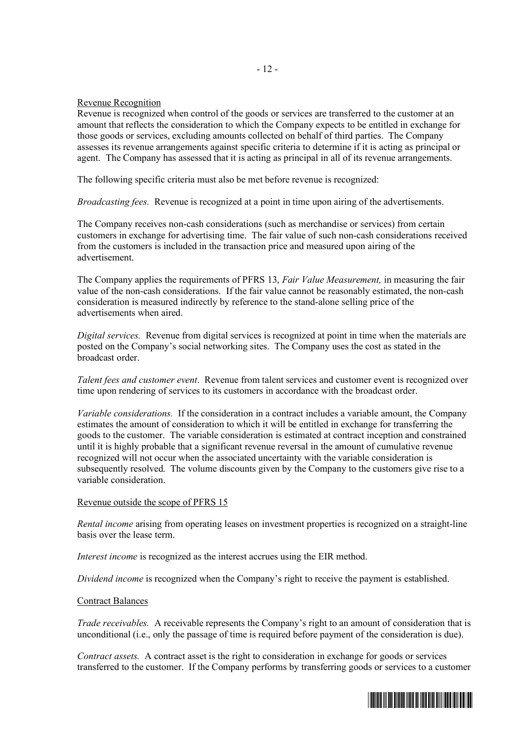Revenue Recognition

Revenue is recognized when control of the goods or services are transferred to the customer at an amount that reflects the consideration to which the Company expects to be entitled in exchange for those goods or services, excluding amounts collected on behalf of third parties. The Company assesses its revenue arrangements against specific criteria to determine if it is acting as principal or agent. The Company has assessed that it is acting as principal in all of its revenue arrangements.

The following specific criteria must also be met before revenue is recognized:

*Broadcasting fees.* Revenue is recognized at a point in time upon airing of the advertisements.

The Company receives non-cash considerations (such as merchandise or services) from certain customers in exchange for advertising time. The fair value of such non-cash considerations received from the customers is included in the transaction price and measured upon airing of the advertisement.

The Company applies the requirements of PFRS 13, *Fair Value Measurement,* in measuring the fair value of the non-cash considerations. If the fair value cannot be reasonably estimated, the non-cash consideration is measured indirectly by reference to the stand-alone selling price of the advertisements when aired.

*Digital services.* Revenue from digital services is recognized at point in time when the materials are posted on the Company's social networking sites. The Company uses the cost as stated in the broadcast order.

*Talent fees and customer event*. Revenue from talent services and customer event is recognized over time upon rendering of services to its customers in accordance with the broadcast order.

*Variable considerations.* If the consideration in a contract includes a variable amount, the Company estimates the amount of consideration to which it will be entitled in exchange for transferring the goods to the customer. The variable consideration is estimated at contract inception and constrained until it is highly probable that a significant revenue reversal in the amount of cumulative revenue recognized will not occur when the associated uncertainty with the variable consideration is subsequently resolved. The volume discounts given by the Company to the customers give rise to a variable consideration.

Revenue outside the scope of PFRS 15

*Rental income* arising from operating leases on investment properties is recognized on a straight-line basis over the lease term.

*Interest income* is recognized as the interest accrues using the EIR method.

*Dividend income* is recognized when the Company's right to receive the payment is established.

Contract Balances

*Trade receivables.* A receivable represents the Company's right to an amount of consideration that is unconditional (i.e., only the passage of time is required before payment of the consideration is due).

*Contract assets.* A contract asset is the right to consideration in exchange for goods or services transferred to the customer. If the Company performs by transferring goods or services to a customer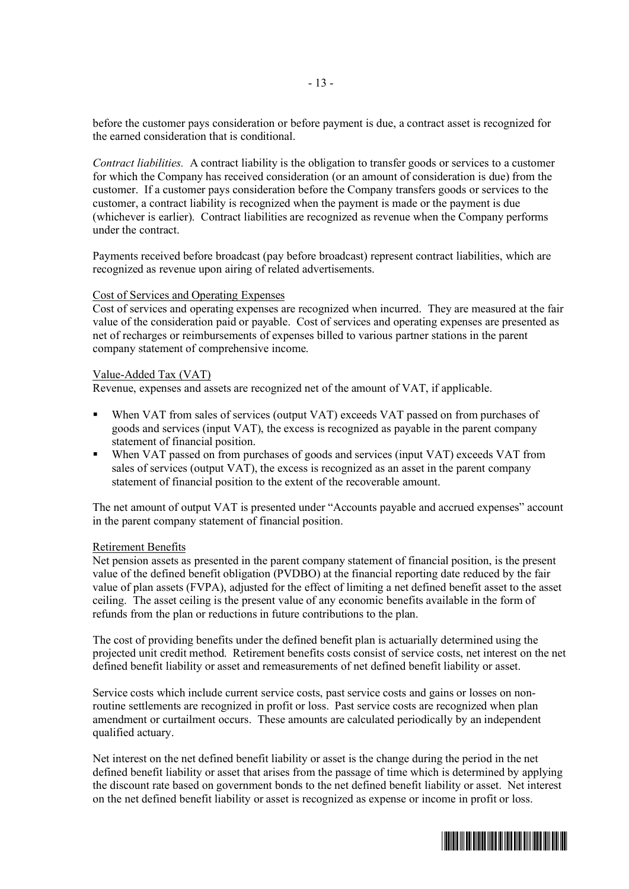before the customer pays consideration or before payment is due, a contract asset is recognized for the earned consideration that is conditional.

*Contract liabilities.* A contract liability is the obligation to transfer goods or services to a customer for which the Company has received consideration (or an amount of consideration is due) from the customer. If a customer pays consideration before the Company transfers goods or services to the customer, a contract liability is recognized when the payment is made or the payment is due (whichever is earlier). Contract liabilities are recognized as revenue when the Company performs under the contract.

Payments received before broadcast (pay before broadcast) represent contract liabilities, which are recognized as revenue upon airing of related advertisements.

## Cost of Services and Operating Expenses

Cost of services and operating expenses are recognized when incurred. They are measured at the fair value of the consideration paid or payable. Cost of services and operating expenses are presented as net of recharges or reimbursements of expenses billed to various partner stations in the parent company statement of comprehensive income.

## Value-Added Tax (VAT)

Revenue, expenses and assets are recognized net of the amount of VAT, if applicable.

- When VAT from sales of services (output VAT) exceeds VAT passed on from purchases of goods and services (input VAT), the excess is recognized as payable in the parent company statement of financial position.
- When VAT passed on from purchases of goods and services (input VAT) exceeds VAT from sales of services (output VAT), the excess is recognized as an asset in the parent company statement of financial position to the extent of the recoverable amount.

The net amount of output VAT is presented under "Accounts payable and accrued expenses" account in the parent company statement of financial position.

## Retirement Benefits

Net pension assets as presented in the parent company statement of financial position, is the present value of the defined benefit obligation (PVDBO) at the financial reporting date reduced by the fair value of plan assets (FVPA), adjusted for the effect of limiting a net defined benefit asset to the asset ceiling. The asset ceiling is the present value of any economic benefits available in the form of refunds from the plan or reductions in future contributions to the plan.

The cost of providing benefits under the defined benefit plan is actuarially determined using the projected unit credit method. Retirement benefits costs consist of service costs, net interest on the net defined benefit liability or asset and remeasurements of net defined benefit liability or asset.

Service costs which include current service costs, past service costs and gains or losses on non-routine settlements are recognized in profit or loss. Past service costs are recognized when plan amendment or curtailment occurs. These amounts are calculated periodically by an independent qualified actuary.

Net interest on the net defined benefit liability or asset is the change during the period in the net defined benefit liability or asset that arises from the passage of time which is determined by applying the discount rate based on government bonds to the net defined benefit liability or asset. Net interest on the net defined benefit liability or asset is recognized as expense or income in profit or loss.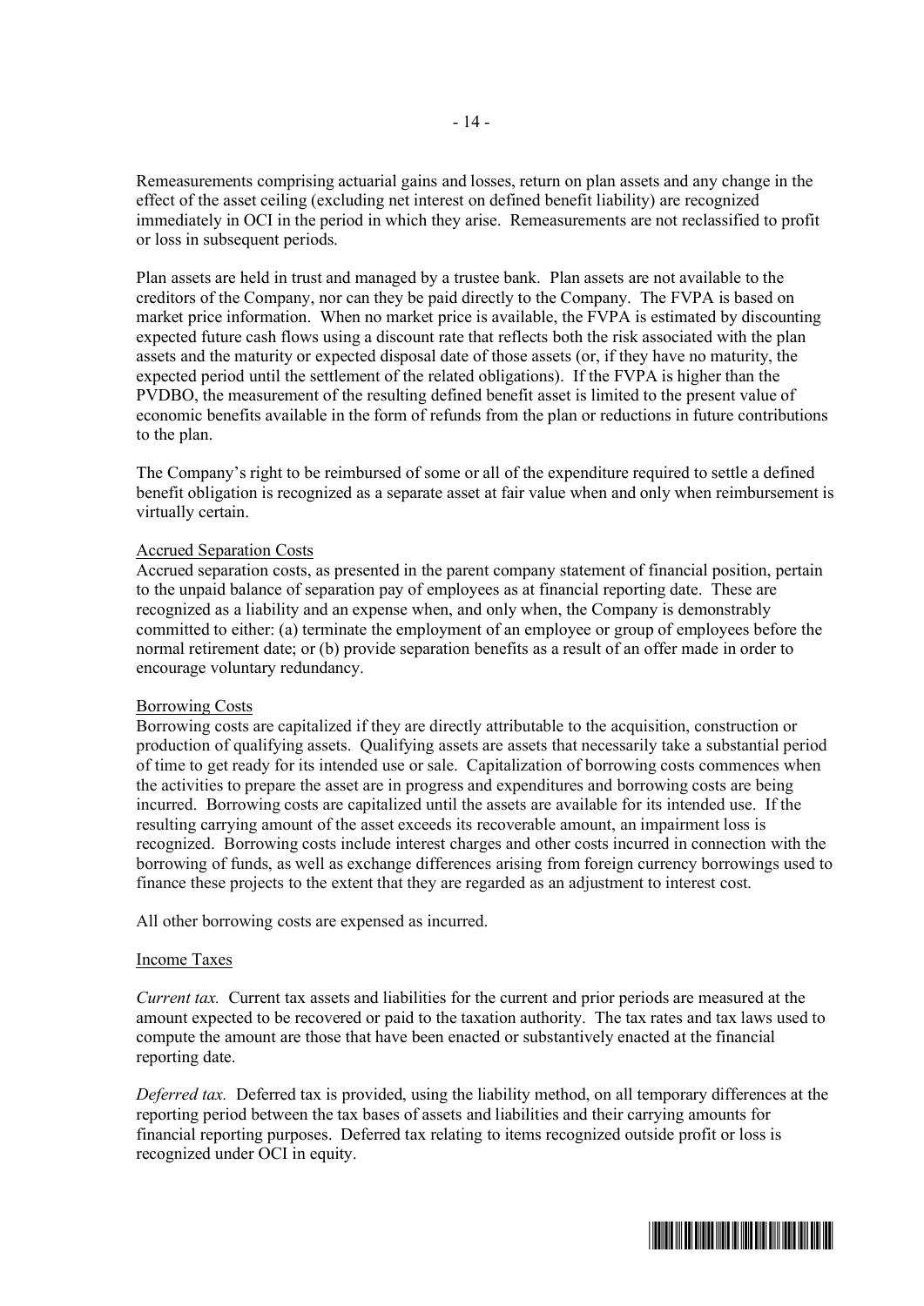Remeasurements comprising actuarial gains and losses, return on plan assets and any change in the effect of the asset ceiling (excluding net interest on defined benefit liability) are recognized immediately in OCI in the period in which they arise. Remeasurements are not reclassified to profit or loss in subsequent periods.

Plan assets are held in trust and managed by a trustee bank. Plan assets are not available to the creditors of the Company, nor can they be paid directly to the Company. The FVPA is based on market price information. When no market price is available, the FVPA is estimated by discounting expected future cash flows using a discount rate that reflects both the risk associated with the plan assets and the maturity or expected disposal date of those assets (or, if they have no maturity, the expected period until the settlement of the related obligations). If the FVPA is higher than the PVDBO, the measurement of the resulting defined benefit asset is limited to the present value of economic benefits available in the form of refunds from the plan or reductions in future contributions to the plan.

The Company's right to be reimbursed of some or all of the expenditure required to settle a defined benefit obligation is recognized as a separate asset at fair value when and only when reimbursement is virtually certain.

Accrued Separation Costs

Accrued separation costs, as presented in the parent company statement of financial position, pertain to the unpaid balance of separation pay of employees as at financial reporting date. These are recognized as a liability and an expense when, and only when, the Company is demonstrably committed to either: (a) terminate the employment of an employee or group of employees before the normal retirement date; or (b) provide separation benefits as a result of an offer made in order to encourage voluntary redundancy.

Borrowing Costs

Borrowing costs are capitalized if they are directly attributable to the acquisition, construction or production of qualifying assets. Qualifying assets are assets that necessarily take a substantial period of time to get ready for its intended use or sale. Capitalization of borrowing costs commences when the activities to prepare the asset are in progress and expenditures and borrowing costs are being incurred. Borrowing costs are capitalized until the assets are available for its intended use. If the resulting carrying amount of the asset exceeds its recoverable amount, an impairment loss is recognized. Borrowing costs include interest charges and other costs incurred in connection with the borrowing of funds, as well as exchange differences arising from foreign currency borrowings used to finance these projects to the extent that they are regarded as an adjustment to interest cost.

All other borrowing costs are expensed as incurred.

Income Taxes

*Current tax.* Current tax assets and liabilities for the current and prior periods are measured at the amount expected to be recovered or paid to the taxation authority. The tax rates and tax laws used to compute the amount are those that have been enacted or substantively enacted at the financial reporting date.

*Deferred tax.* Deferred tax is provided, using the liability method, on all temporary differences at the reporting period between the tax bases of assets and liabilities and their carrying amounts for financial reporting purposes. Deferred tax relating to items recognized outside profit or loss is recognized under OCI in equity.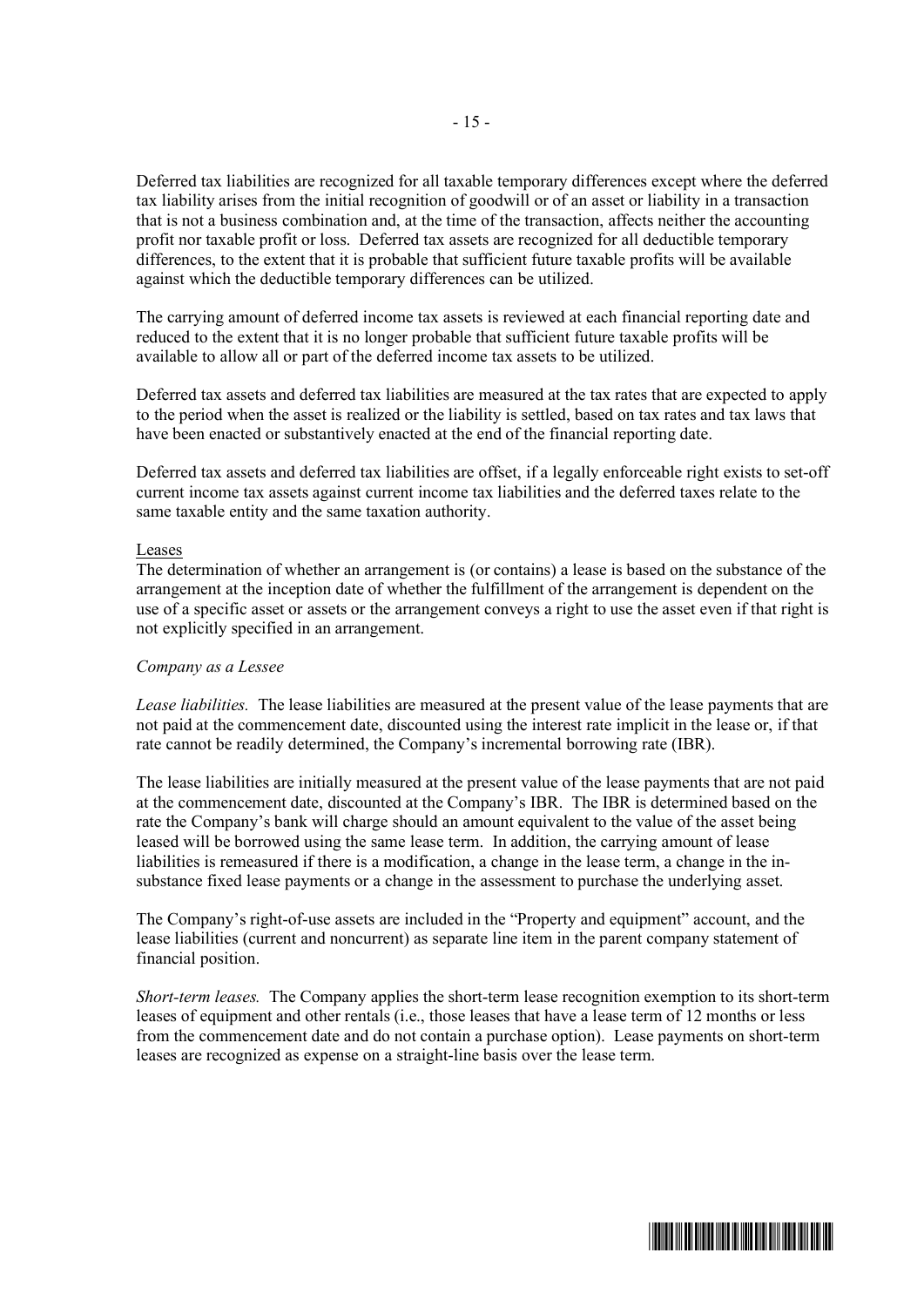Deferred tax liabilities are recognized for all taxable temporary differences except where the deferred tax liability arises from the initial recognition of goodwill or of an asset or liability in a transaction that is not a business combination and, at the time of the transaction, affects neither the accounting profit nor taxable profit or loss. Deferred tax assets are recognized for all deductible temporary differences, to the extent that it is probable that sufficient future taxable profits will be available against which the deductible temporary differences can be utilized.

The carrying amount of deferred income tax assets is reviewed at each financial reporting date and reduced to the extent that it is no longer probable that sufficient future taxable profits will be available to allow all or part of the deferred income tax assets to be utilized.

Deferred tax assets and deferred tax liabilities are measured at the tax rates that are expected to apply to the period when the asset is realized or the liability is settled, based on tax rates and tax laws that have been enacted or substantively enacted at the end of the financial reporting date.

Deferred tax assets and deferred tax liabilities are offset, if a legally enforceable right exists to set-off current income tax assets against current income tax liabilities and the deferred taxes relate to the same taxable entity and the same taxation authority.

Leases

The determination of whether an arrangement is (or contains) a lease is based on the substance of the arrangement at the inception date of whether the fulfillment of the arrangement is dependent on the use of a specific asset or assets or the arrangement conveys a right to use the asset even if that right is not explicitly specified in an arrangement.

*Company as a Lessee*

*Lease liabilities.* The lease liabilities are measured at the present value of the lease payments that are not paid at the commencement date, discounted using the interest rate implicit in the lease or, if that rate cannot be readily determined, the Company's incremental borrowing rate (IBR).

The lease liabilities are initially measured at the present value of the lease payments that are not paid at the commencement date, discounted at the Company's IBR. The IBR is determined based on the rate the Company's bank will charge should an amount equivalent to the value of the asset being leased will be borrowed using the same lease term. In addition, the carrying amount of lease liabilities is remeasured if there is a modification, a change in the lease term, a change in the in-substance fixed lease payments or a change in the assessment to purchase the underlying asset.

The Company's right-of-use assets are included in the "Property and equipment" account, and the lease liabilities (current and noncurrent) as separate line item in the parent company statement of financial position.

*Short-term leases.* The Company applies the short-term lease recognition exemption to its short-term leases of equipment and other rentals (i.e., those leases that have a lease term of 12 months or less from the commencement date and do not contain a purchase option). Lease payments on short-term leases are recognized as expense on a straight-line basis over the lease term.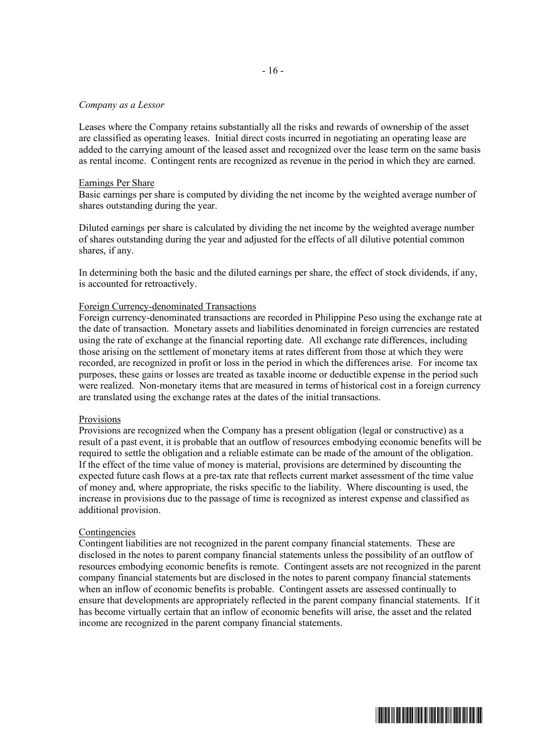*Company as a Lessor*

Leases where the Company retains substantially all the risks and rewards of ownership of the asset are classified as operating leases. Initial direct costs incurred in negotiating an operating lease are added to the carrying amount of the leased asset and recognized over the lease term on the same basis as rental income. Contingent rents are recognized as revenue in the period in which they are earned.

Earnings Per Share

Basic earnings per share is computed by dividing the net income by the weighted average number of shares outstanding during the year.

Diluted earnings per share is calculated by dividing the net income by the weighted average number of shares outstanding during the year and adjusted for the effects of all dilutive potential common shares, if any.

In determining both the basic and the diluted earnings per share, the effect of stock dividends, if any, is accounted for retroactively.

Foreign Currency-denominated Transactions

Foreign currency-denominated transactions are recorded in Philippine Peso using the exchange rate at the date of transaction. Monetary assets and liabilities denominated in foreign currencies are restated using the rate of exchange at the financial reporting date. All exchange rate differences, including those arising on the settlement of monetary items at rates different from those at which they were recorded, are recognized in profit or loss in the period in which the differences arise. For income tax purposes, these gains or losses are treated as taxable income or deductible expense in the period such were realized. Non-monetary items that are measured in terms of historical cost in a foreign currency are translated using the exchange rates at the dates of the initial transactions.

Provisions

Provisions are recognized when the Company has a present obligation (legal or constructive) as a result of a past event, it is probable that an outflow of resources embodying economic benefits will be required to settle the obligation and a reliable estimate can be made of the amount of the obligation. If the effect of the time value of money is material, provisions are determined by discounting the expected future cash flows at a pre-tax rate that reflects current market assessment of the time value of money and, where appropriate, the risks specific to the liability. Where discounting is used, the increase in provisions due to the passage of time is recognized as interest expense and classified as additional provision.

Contingencies

Contingent liabilities are not recognized in the parent company financial statements. These are disclosed in the notes to parent company financial statements unless the possibility of an outflow of resources embodying economic benefits is remote. Contingent assets are not recognized in the parent company financial statements but are disclosed in the notes to parent company financial statements when an inflow of economic benefits is probable. Contingent assets are assessed continually to ensure that developments are appropriately reflected in the parent company financial statements. If it has become virtually certain that an inflow of economic benefits will arise, the asset and the related income are recognized in the parent company financial statements.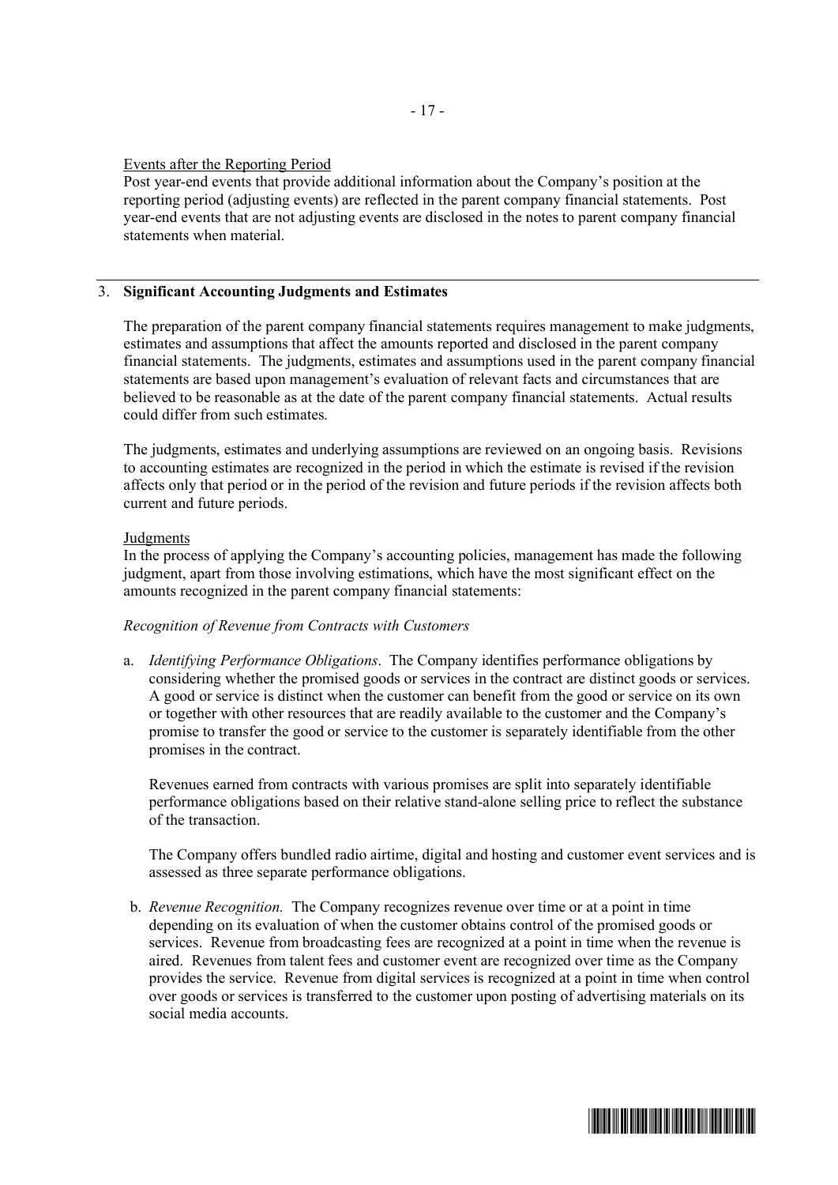Events after the Reporting Period

Post year-end events that provide additional information about the Company's position at the reporting period (adjusting events) are reflected in the parent company financial statements. Post year-end events that are not adjusting events are disclosed in the notes to parent company financial statements when material.

## 3. Significant Accounting Judgments and Estimates

The preparation of the parent company financial statements requires management to make judgments, estimates and assumptions that affect the amounts reported and disclosed in the parent company financial statements. The judgments, estimates and assumptions used in the parent company financial statements are based upon management's evaluation of relevant facts and circumstances that are believed to be reasonable as at the date of the parent company financial statements. Actual results could differ from such estimates.

The judgments, estimates and underlying assumptions are reviewed on an ongoing basis. Revisions to accounting estimates are recognized in the period in which the estimate is revised if the revision affects only that period or in the period of the revision and future periods if the revision affects both current and future periods.

Judgments

In the process of applying the Company's accounting policies, management has made the following judgment, apart from those involving estimations, which have the most significant effect on the amounts recognized in the parent company financial statements:

*Recognition of Revenue from Contracts with Customers*

a. *Identifying Performance Obligations*. The Company identifies performance obligations by considering whether the promised goods or services in the contract are distinct goods or services. A good or service is distinct when the customer can benefit from the good or service on its own or together with other resources that are readily available to the customer and the Company's promise to transfer the good or service to the customer is separately identifiable from the other promises in the contract.

   Revenues earned from contracts with various promises are split into separately identifiable performance obligations based on their relative stand-alone selling price to reflect the substance of the transaction.

   The Company offers bundled radio airtime, digital and hosting and customer event services and is assessed as three separate performance obligations.

b. *Revenue Recognition.* The Company recognizes revenue over time or at a point in time depending on its evaluation of when the customer obtains control of the promised goods or services. Revenue from broadcasting fees are recognized at a point in time when the revenue is aired. Revenues from talent fees and customer event are recognized over time as the Company provides the service. Revenue from digital services is recognized at a point in time when control over goods or services is transferred to the customer upon posting of advertising materials on its social media accounts.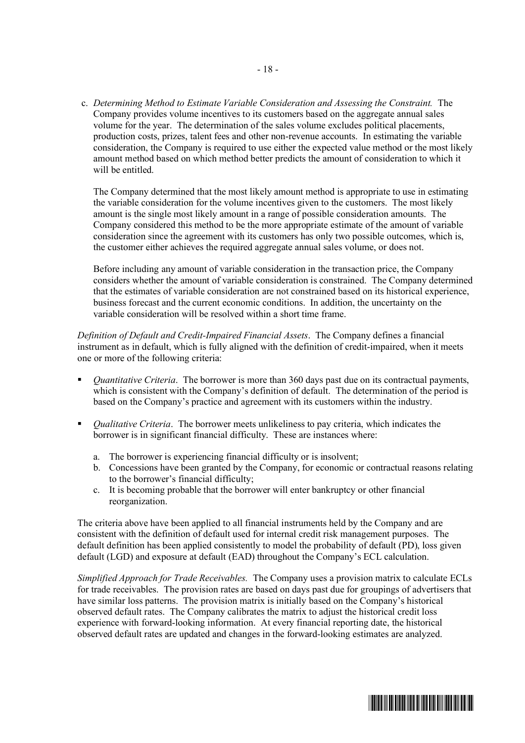c. *Determining Method to Estimate Variable Consideration and Assessing the Constraint.* The Company provides volume incentives to its customers based on the aggregate annual sales volume for the year. The determination of the sales volume excludes political placements, production costs, prizes, talent fees and other non-revenue accounts. In estimating the variable consideration, the Company is required to use either the expected value method or the most likely amount method based on which method better predicts the amount of consideration to which it will be entitled.

   The Company determined that the most likely amount method is appropriate to use in estimating the variable consideration for the volume incentives given to the customers. The most likely amount is the single most likely amount in a range of possible consideration amounts. The Company considered this method to be the more appropriate estimate of the amount of variable consideration since the agreement with its customers has only two possible outcomes, which is, the customer either achieves the required aggregate annual sales volume, or does not.

   Before including any amount of variable consideration in the transaction price, the Company considers whether the amount of variable consideration is constrained. The Company determined that the estimates of variable consideration are not constrained based on its historical experience, business forecast and the current economic conditions. In addition, the uncertainty on the variable consideration will be resolved within a short time frame.

*Definition of Default and Credit-Impaired Financial Assets*. The Company defines a financial instrument as in default, which is fully aligned with the definition of credit-impaired, when it meets one or more of the following criteria:

- *Quantitative Criteria*. The borrower is more than 360 days past due on its contractual payments, which is consistent with the Company's definition of default. The determination of the period is based on the Company's practice and agreement with its customers within the industry.

- *Qualitative Criteria*. The borrower meets unlikeliness to pay criteria, which indicates the borrower is in significant financial difficulty. These are instances where:

  a. The borrower is experiencing financial difficulty or is insolvent;
  b. Concessions have been granted by the Company, for economic or contractual reasons relating to the borrower's financial difficulty;
  c. It is becoming probable that the borrower will enter bankruptcy or other financial reorganization.

The criteria above have been applied to all financial instruments held by the Company and are consistent with the definition of default used for internal credit risk management purposes. The default definition has been applied consistently to model the probability of default (PD), loss given default (LGD) and exposure at default (EAD) throughout the Company's ECL calculation.

*Simplified Approach for Trade Receivables.* The Company uses a provision matrix to calculate ECLs for trade receivables. The provision rates are based on days past due for groupings of advertisers that have similar loss patterns. The provision matrix is initially based on the Company's historical observed default rates. The Company calibrates the matrix to adjust the historical credit loss experience with forward-looking information. At every financial reporting date, the historical observed default rates are updated and changes in the forward-looking estimates are analyzed.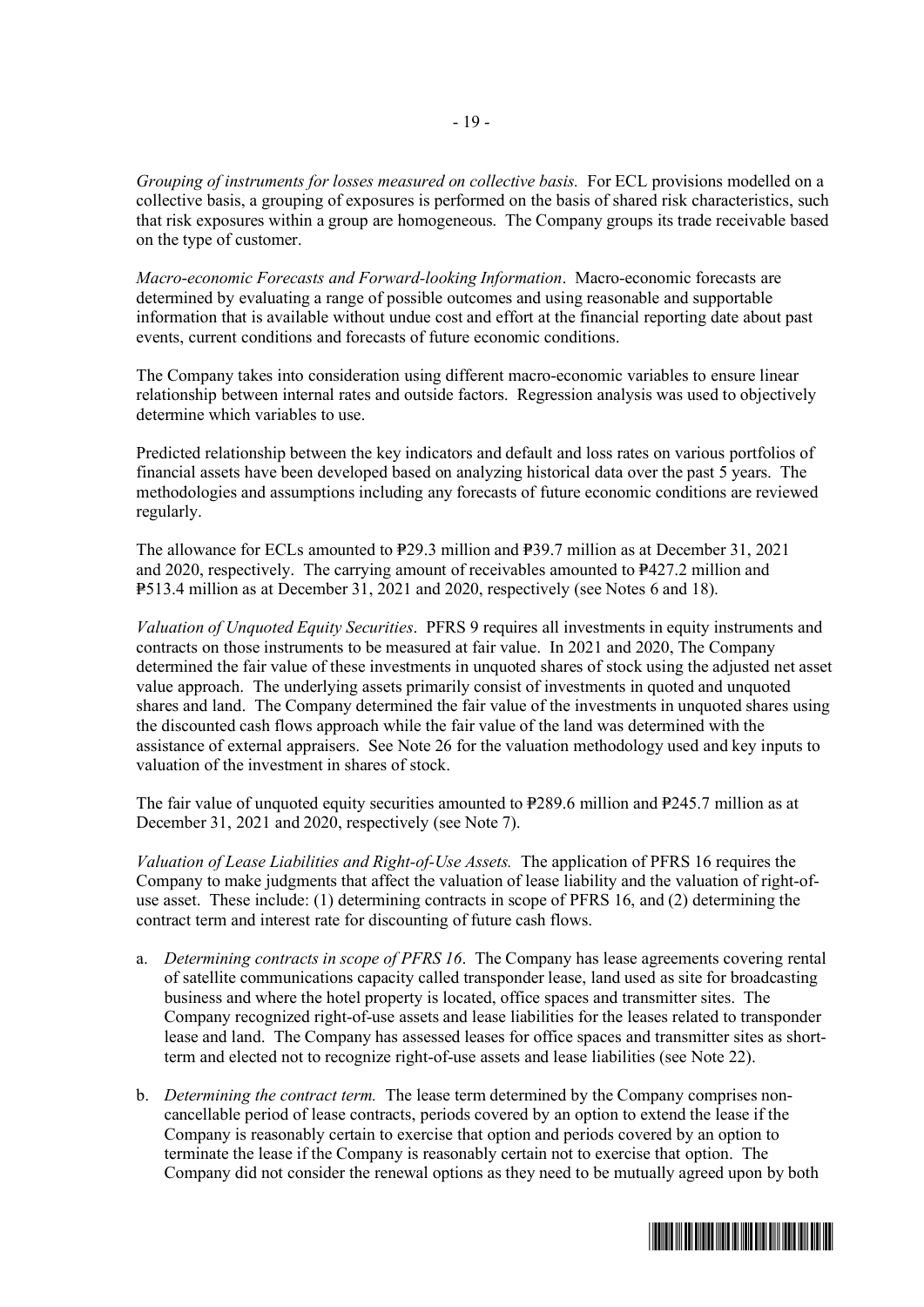*Grouping of instruments for losses measured on collective basis.* For ECL provisions modelled on a collective basis, a grouping of exposures is performed on the basis of shared risk characteristics, such that risk exposures within a group are homogeneous. The Company groups its trade receivable based on the type of customer.

*Macro-economic Forecasts and Forward-looking Information*. Macro-economic forecasts are determined by evaluating a range of possible outcomes and using reasonable and supportable information that is available without undue cost and effort at the financial reporting date about past events, current conditions and forecasts of future economic conditions.

The Company takes into consideration using different macro-economic variables to ensure linear relationship between internal rates and outside factors. Regression analysis was used to objectively determine which variables to use.

Predicted relationship between the key indicators and default and loss rates on various portfolios of financial assets have been developed based on analyzing historical data over the past 5 years. The methodologies and assumptions including any forecasts of future economic conditions are reviewed regularly.

The allowance for ECLs amounted to ₱29.3 million and ₱39.7 million as at December 31, 2021 and 2020, respectively. The carrying amount of receivables amounted to ₱427.2 million and ₱513.4 million as at December 31, 2021 and 2020, respectively (see Notes 6 and 18).

*Valuation of Unquoted Equity Securities*. PFRS 9 requires all investments in equity instruments and contracts on those instruments to be measured at fair value. In 2021 and 2020, The Company determined the fair value of these investments in unquoted shares of stock using the adjusted net asset value approach. The underlying assets primarily consist of investments in quoted and unquoted shares and land. The Company determined the fair value of the investments in unquoted shares using the discounted cash flows approach while the fair value of the land was determined with the assistance of external appraisers. See Note 26 for the valuation methodology used and key inputs to valuation of the investment in shares of stock.

The fair value of unquoted equity securities amounted to ₱289.6 million and ₱245.7 million as at December 31, 2021 and 2020, respectively (see Note 7).

*Valuation of Lease Liabilities and Right-of-Use Assets.* The application of PFRS 16 requires the Company to make judgments that affect the valuation of lease liability and the valuation of right-of-use asset. These include: (1) determining contracts in scope of PFRS 16, and (2) determining the contract term and interest rate for discounting of future cash flows.

a. *Determining contracts in scope of PFRS 16*. The Company has lease agreements covering rental of satellite communications capacity called transponder lease, land used as site for broadcasting business and where the hotel property is located, office spaces and transmitter sites. The Company recognized right-of-use assets and lease liabilities for the leases related to transponder lease and land. The Company has assessed leases for office spaces and transmitter sites as short-term and elected not to recognize right-of-use assets and lease liabilities (see Note 22).

b. *Determining the contract term.* The lease term determined by the Company comprises non-cancellable period of lease contracts, periods covered by an option to extend the lease if the Company is reasonably certain to exercise that option and periods covered by an option to terminate the lease if the Company is reasonably certain not to exercise that option. The Company did not consider the renewal options as they need to be mutually agreed upon by both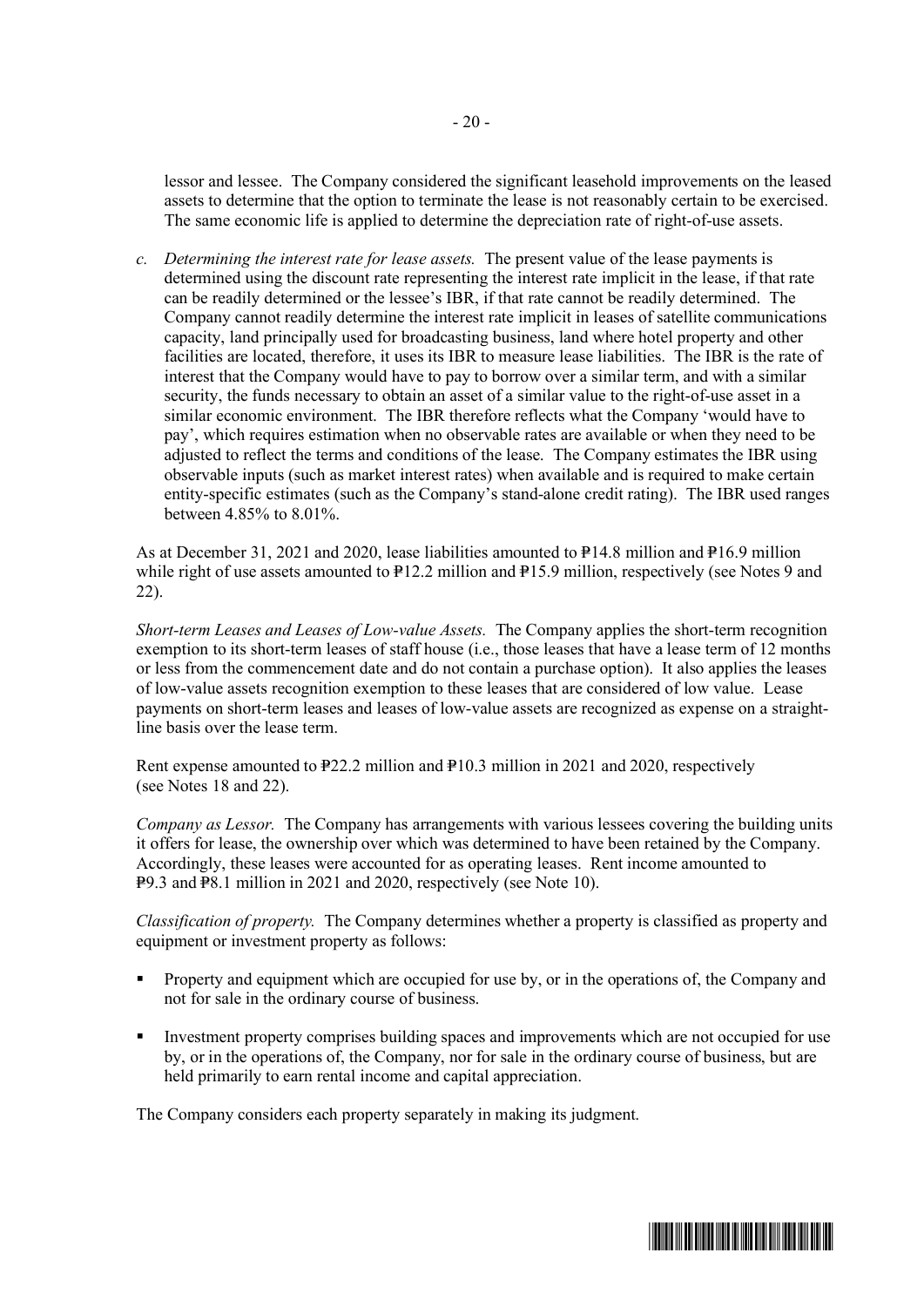lessor and lessee. The Company considered the significant leasehold improvements on the leased assets to determine that the option to terminate the lease is not reasonably certain to be exercised. The same economic life is applied to determine the depreciation rate of right-of-use assets.

c. *Determining the interest rate for lease assets.* The present value of the lease payments is determined using the discount rate representing the interest rate implicit in the lease, if that rate can be readily determined or the lessee's IBR, if that rate cannot be readily determined. The Company cannot readily determine the interest rate implicit in leases of satellite communications capacity, land principally used for broadcasting business, land where hotel property and other facilities are located, therefore, it uses its IBR to measure lease liabilities. The IBR is the rate of interest that the Company would have to pay to borrow over a similar term, and with a similar security, the funds necessary to obtain an asset of a similar value to the right-of-use asset in a similar economic environment. The IBR therefore reflects what the Company 'would have to pay', which requires estimation when no observable rates are available or when they need to be adjusted to reflect the terms and conditions of the lease. The Company estimates the IBR using observable inputs (such as market interest rates) when available and is required to make certain entity-specific estimates (such as the Company's stand-alone credit rating). The IBR used ranges between 4.85% to 8.01%.

As at December 31, 2021 and 2020, lease liabilities amounted to ₱14.8 million and ₱16.9 million while right of use assets amounted to ₱12.2 million and ₱15.9 million, respectively (see Notes 9 and 22).

*Short-term Leases and Leases of Low-value Assets.* The Company applies the short-term recognition exemption to its short-term leases of staff house (i.e., those leases that have a lease term of 12 months or less from the commencement date and do not contain a purchase option). It also applies the leases of low-value assets recognition exemption to these leases that are considered of low value. Lease payments on short-term leases and leases of low-value assets are recognized as expense on a straight-line basis over the lease term.

Rent expense amounted to ₱22.2 million and ₱10.3 million in 2021 and 2020, respectively (see Notes 18 and 22).

*Company as Lessor.* The Company has arrangements with various lessees covering the building units it offers for lease, the ownership over which was determined to have been retained by the Company. Accordingly, these leases were accounted for as operating leases. Rent income amounted to ₱9.3 and ₱8.1 million in 2021 and 2020, respectively (see Note 10).

*Classification of property.* The Company determines whether a property is classified as property and equipment or investment property as follows:

- Property and equipment which are occupied for use by, or in the operations of, the Company and not for sale in the ordinary course of business.
- Investment property comprises building spaces and improvements which are not occupied for use by, or in the operations of, the Company, nor for sale in the ordinary course of business, but are held primarily to earn rental income and capital appreciation.

The Company considers each property separately in making its judgment.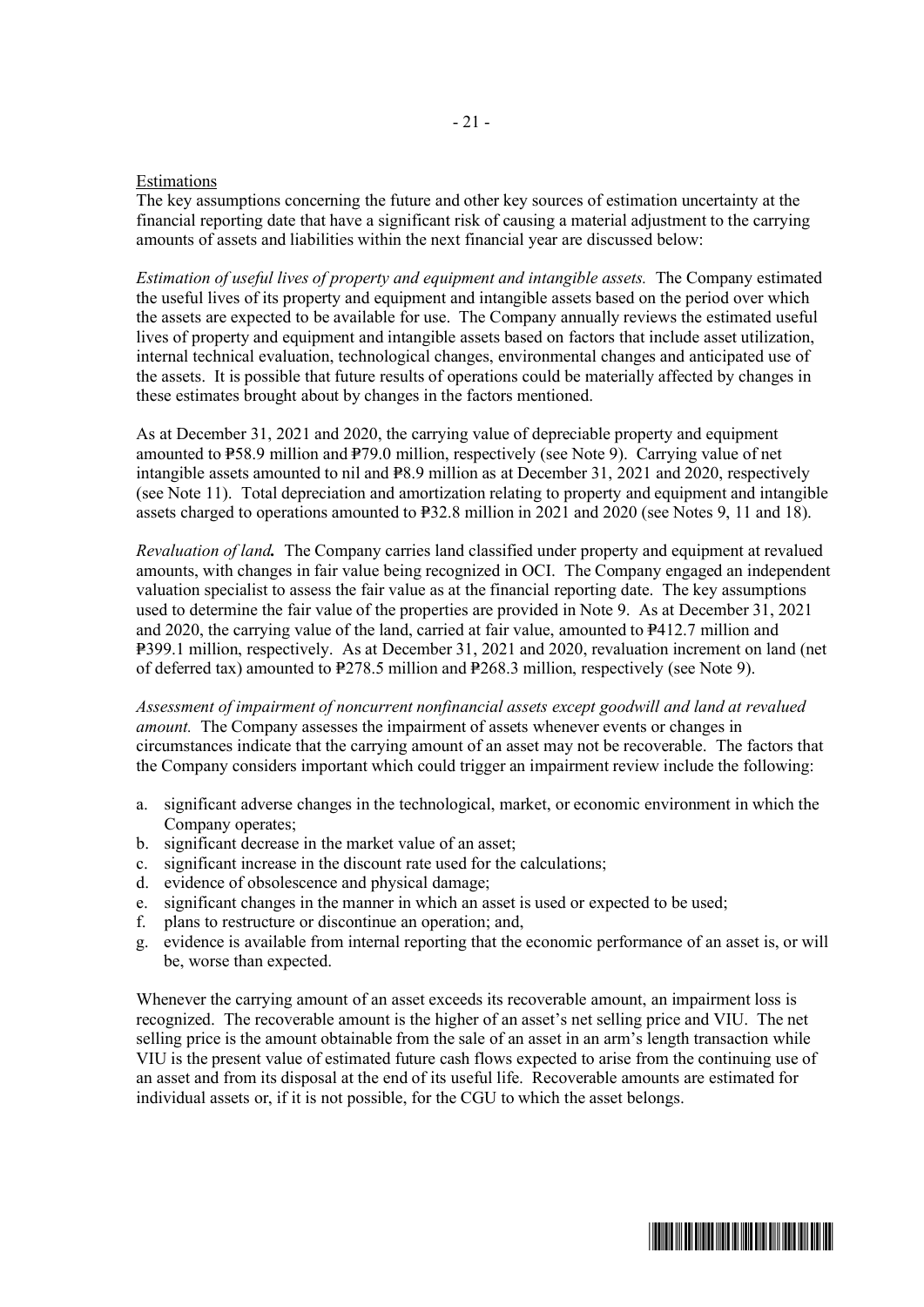Estimations

The key assumptions concerning the future and other key sources of estimation uncertainty at the financial reporting date that have a significant risk of causing a material adjustment to the carrying amounts of assets and liabilities within the next financial year are discussed below:

*Estimation of useful lives of property and equipment and intangible assets.* The Company estimated the useful lives of its property and equipment and intangible assets based on the period over which the assets are expected to be available for use. The Company annually reviews the estimated useful lives of property and equipment and intangible assets based on factors that include asset utilization, internal technical evaluation, technological changes, environmental changes and anticipated use of the assets. It is possible that future results of operations could be materially affected by changes in these estimates brought about by changes in the factors mentioned.

As at December 31, 2021 and 2020, the carrying value of depreciable property and equipment amounted to ₱58.9 million and ₱79.0 million, respectively (see Note 9). Carrying value of net intangible assets amounted to nil and ₱8.9 million as at December 31, 2021 and 2020, respectively (see Note 11). Total depreciation and amortization relating to property and equipment and intangible assets charged to operations amounted to ₱32.8 million in 2021 and 2020 (see Notes 9, 11 and 18).

*Revaluation of land.* The Company carries land classified under property and equipment at revalued amounts, with changes in fair value being recognized in OCI. The Company engaged an independent valuation specialist to assess the fair value as at the financial reporting date. The key assumptions used to determine the fair value of the properties are provided in Note 9. As at December 31, 2021 and 2020, the carrying value of the land, carried at fair value, amounted to ₱412.7 million and ₱399.1 million, respectively. As at December 31, 2021 and 2020, revaluation increment on land (net of deferred tax) amounted to ₱278.5 million and ₱268.3 million, respectively (see Note 9).

*Assessment of impairment of noncurrent nonfinancial assets except goodwill and land at revalued amount.* The Company assesses the impairment of assets whenever events or changes in circumstances indicate that the carrying amount of an asset may not be recoverable. The factors that the Company considers important which could trigger an impairment review include the following:

a. significant adverse changes in the technological, market, or economic environment in which the Company operates;
b. significant decrease in the market value of an asset;
c. significant increase in the discount rate used for the calculations;
d. evidence of obsolescence and physical damage;
e. significant changes in the manner in which an asset is used or expected to be used;
f. plans to restructure or discontinue an operation; and,
g. evidence is available from internal reporting that the economic performance of an asset is, or will be, worse than expected.

Whenever the carrying amount of an asset exceeds its recoverable amount, an impairment loss is recognized. The recoverable amount is the higher of an asset's net selling price and VIU. The net selling price is the amount obtainable from the sale of an asset in an arm's length transaction while VIU is the present value of estimated future cash flows expected to arise from the continuing use of an asset and from its disposal at the end of its useful life. Recoverable amounts are estimated for individual assets or, if it is not possible, for the CGU to which the asset belongs.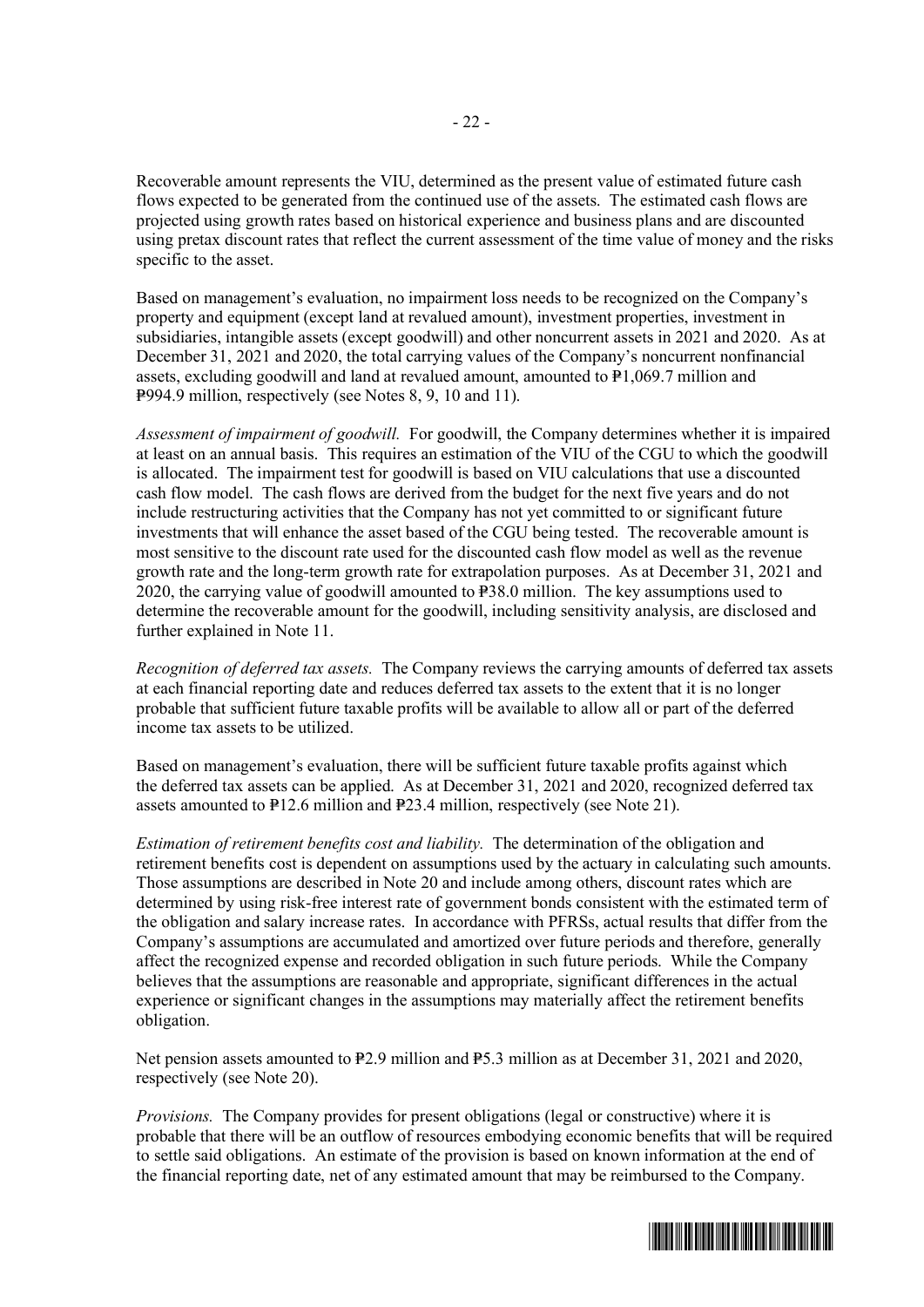Recoverable amount represents the VIU, determined as the present value of estimated future cash flows expected to be generated from the continued use of the assets. The estimated cash flows are projected using growth rates based on historical experience and business plans and are discounted using pretax discount rates that reflect the current assessment of the time value of money and the risks specific to the asset.

Based on management's evaluation, no impairment loss needs to be recognized on the Company's property and equipment (except land at revalued amount), investment properties, investment in subsidiaries, intangible assets (except goodwill) and other noncurrent assets in 2021 and 2020. As at December 31, 2021 and 2020, the total carrying values of the Company's noncurrent nonfinancial assets, excluding goodwill and land at revalued amount, amounted to ₱1,069.7 million and ₱994.9 million, respectively (see Notes 8, 9, 10 and 11).

*Assessment of impairment of goodwill.* For goodwill, the Company determines whether it is impaired at least on an annual basis. This requires an estimation of the VIU of the CGU to which the goodwill is allocated. The impairment test for goodwill is based on VIU calculations that use a discounted cash flow model. The cash flows are derived from the budget for the next five years and do not include restructuring activities that the Company has not yet committed to or significant future investments that will enhance the asset based of the CGU being tested. The recoverable amount is most sensitive to the discount rate used for the discounted cash flow model as well as the revenue growth rate and the long-term growth rate for extrapolation purposes. As at December 31, 2021 and 2020, the carrying value of goodwill amounted to ₱38.0 million. The key assumptions used to determine the recoverable amount for the goodwill, including sensitivity analysis, are disclosed and further explained in Note 11.

*Recognition of deferred tax assets.* The Company reviews the carrying amounts of deferred tax assets at each financial reporting date and reduces deferred tax assets to the extent that it is no longer probable that sufficient future taxable profits will be available to allow all or part of the deferred income tax assets to be utilized.

Based on management's evaluation, there will be sufficient future taxable profits against which the deferred tax assets can be applied. As at December 31, 2021 and 2020, recognized deferred tax assets amounted to ₱12.6 million and ₱23.4 million, respectively (see Note 21).

*Estimation of retirement benefits cost and liability.* The determination of the obligation and retirement benefits cost is dependent on assumptions used by the actuary in calculating such amounts. Those assumptions are described in Note 20 and include among others, discount rates which are determined by using risk-free interest rate of government bonds consistent with the estimated term of the obligation and salary increase rates. In accordance with PFRSs, actual results that differ from the Company's assumptions are accumulated and amortized over future periods and therefore, generally affect the recognized expense and recorded obligation in such future periods. While the Company believes that the assumptions are reasonable and appropriate, significant differences in the actual experience or significant changes in the assumptions may materially affect the retirement benefits obligation.

Net pension assets amounted to ₱2.9 million and ₱5.3 million as at December 31, 2021 and 2020, respectively (see Note 20).

*Provisions.* The Company provides for present obligations (legal or constructive) where it is probable that there will be an outflow of resources embodying economic benefits that will be required to settle said obligations. An estimate of the provision is based on known information at the end of the financial reporting date, net of any estimated amount that may be reimbursed to the Company.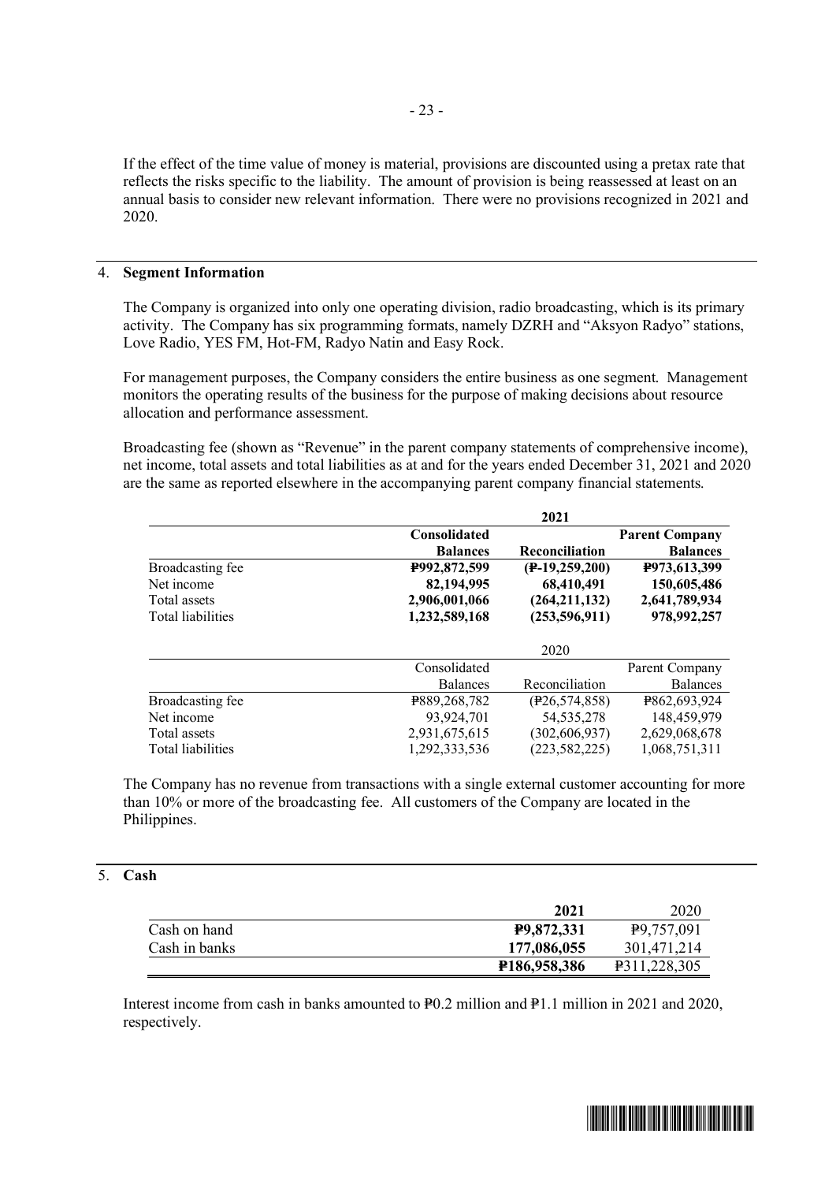If the effect of the time value of money is material, provisions are discounted using a pretax rate that reflects the risks specific to the liability. The amount of provision is being reassessed at least on an annual basis to consider new relevant information. There were no provisions recognized in 2021 and 2020.

## 4. Segment Information

The Company is organized into only one operating division, radio broadcasting, which is its primary activity. The Company has six programming formats, namely DZRH and "Aksyon Radyo" stations, Love Radio, YES FM, Hot-FM, Radyo Natin and Easy Rock.

For management purposes, the Company considers the entire business as one segment. Management monitors the operating results of the business for the purpose of making decisions about resource allocation and performance assessment.

Broadcasting fee (shown as "Revenue" in the parent company statements of comprehensive income), net income, total assets and total liabilities as at and for the years ended December 31, 2021 and 2020 are the same as reported elsewhere in the accompanying parent company financial statements.

| | **2021** | | |
|---|---|---|---|
| | **Consolidated Balances** | **Reconciliation** | **Parent Company Balances** |
| Broadcasting fee | **₱992,872,599** | **(₱-19,259,200)** | **₱973,613,399** |
| Net income | **82,194,995** | **68,410,491** | **150,605,486** |
| Total assets | **2,906,001,066** | **(264,211,132)** | **2,641,789,934** |
| Total liabilities | **1,232,589,168** | **(253,596,911)** | **978,992,257** |

| | 2020 | | |
|---|---|---|---|
| | Consolidated Balances | Reconciliation | Parent Company Balances |
| Broadcasting fee | ₱889,268,782 | (₱26,574,858) | ₱862,693,924 |
| Net income | 93,924,701 | 54,535,278 | 148,459,979 |
| Total assets | 2,931,675,615 | (302,606,937) | 2,629,068,678 |
| Total liabilities | 1,292,333,536 | (223,582,225) | 1,068,751,311 |

The Company has no revenue from transactions with a single external customer accounting for more than 10% or more of the broadcasting fee. All customers of the Company are located in the Philippines.

## 5. Cash

| | **2021** | 2020 |
|---|---|---|
| Cash on hand | **₱9,872,331** | ₱9,757,091 |
| Cash in banks | **177,086,055** | 301,471,214 |
| | **₱186,958,386** | ₱311,228,305 |

Interest income from cash in banks amounted to ₱0.2 million and ₱1.1 million in 2021 and 2020, respectively.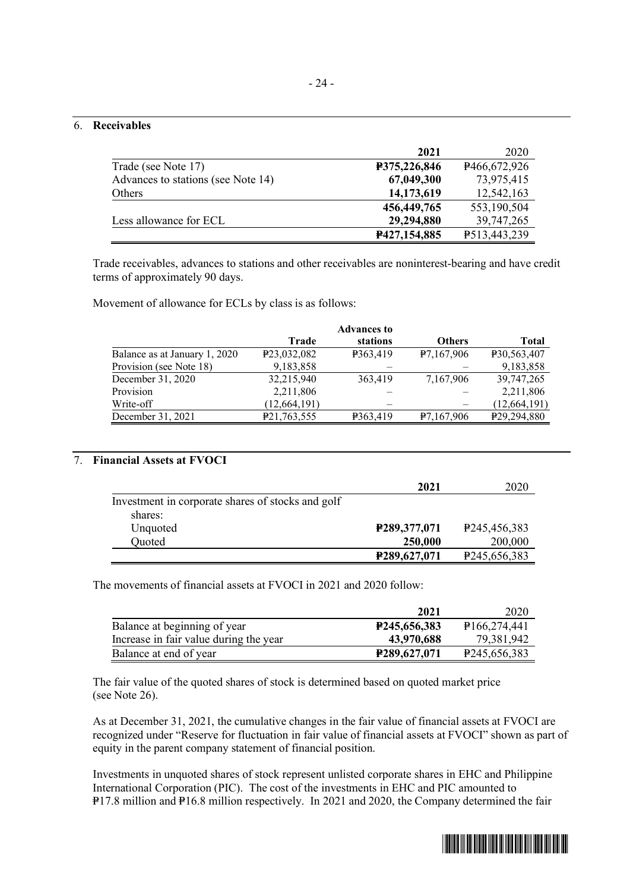## 6. Receivables

| | 2021 | 2020 |
|---|---|---|
| Trade (see Note 17) | **₱375,226,846** | ₱466,672,926 |
| Advances to stations (see Note 14) | **67,049,300** | 73,975,415 |
| Others | **14,173,619** | 12,542,163 |
| | **456,449,765** | 553,190,504 |
| Less allowance for ECL | **29,294,880** | 39,747,265 |
| | **₱427,154,885** | ₱513,443,239 |

Trade receivables, advances to stations and other receivables are noninterest-bearing and have credit terms of approximately 90 days.

Movement of allowance for ECLs by class is as follows:

| | Trade | Advances to stations | Others | Total |
|---|---|---|---|---|
| Balance as at January 1, 2020 | ₱23,032,082 | ₱363,419 | ₱7,167,906 | ₱30,563,407 |
| Provision (see Note 18) | 9,183,858 | – | – | 9,183,858 |
| December 31, 2020 | 32,215,940 | 363,419 | 7,167,906 | 39,747,265 |
| Provision | 2,211,806 | – | – | 2,211,806 |
| Write-off | (12,664,191) | – | – | (12,664,191) |
| December 31, 2021 | ₱21,763,555 | ₱363,419 | ₱7,167,906 | ₱29,294,880 |

## 7. Financial Assets at FVOCI

| | 2021 | 2020 |
|---|---|---|
| Investment in corporate shares of stocks and golf shares: | | |
| Unquoted | **₱289,377,071** | ₱245,456,383 |
| Quoted | **250,000** | 200,000 |
| | **₱289,627,071** | ₱245,656,383 |

The movements of financial assets at FVOCI in 2021 and 2020 follow:

| | 2021 | 2020 |
|---|---|---|
| Balance at beginning of year | **₱245,656,383** | ₱166,274,441 |
| Increase in fair value during the year | **43,970,688** | 79,381,942 |
| Balance at end of year | **₱289,627,071** | ₱245,656,383 |

The fair value of the quoted shares of stock is determined based on quoted market price (see Note 26).

As at December 31, 2021, the cumulative changes in the fair value of financial assets at FVOCI are recognized under "Reserve for fluctuation in fair value of financial assets at FVOCI" shown as part of equity in the parent company statement of financial position.

Investments in unquoted shares of stock represent unlisted corporate shares in EHC and Philippine International Corporation (PIC). The cost of the investments in EHC and PIC amounted to ₱17.8 million and ₱16.8 million respectively. In 2021 and 2020, the Company determined the fair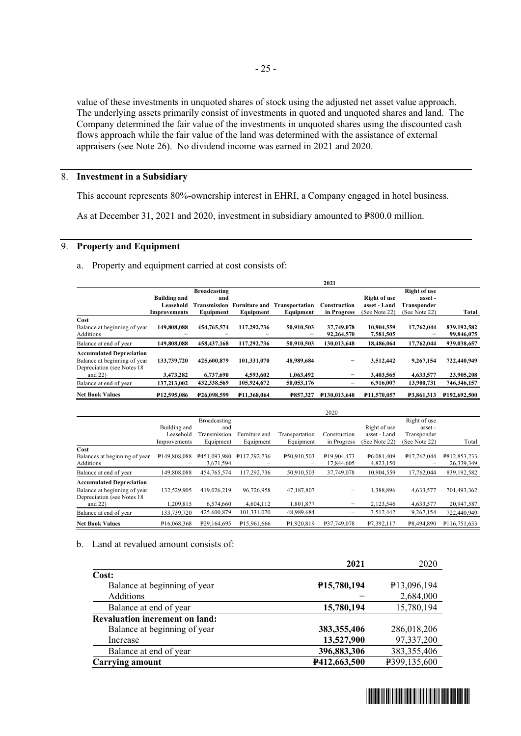value of these investments in unquoted shares of stock using the adjusted net asset value approach. The underlying assets primarily consist of investments in quoted and unquoted shares and land. The Company determined the fair value of the investments in unquoted shares using the discounted cash flows approach while the fair value of the land was determined with the assistance of external appraisers (see Note 26). No dividend income was earned in 2021 and 2020.

## 8. Investment in a Subsidiary

This account represents 80%-ownership interest in EHRI, a Company engaged in hotel business.

As at December 31, 2021 and 2020, investment in subsidiary amounted to ₱800.0 million.

## 9. Property and Equipment

a. Property and equipment carried at cost consists of:

| | 2021 | | | | | | | |
|---|---|---|---|---|---|---|---|---|
| | **Building and Leasehold Improvements** | **Broadcasting and Transmission Equipment** | **Furniture and Equipment** | **Transportation Equipment** | **Construction in Progress** | **Right of use asset - Land (See Note 22)** | **Right of use asset - Transponder (See Note 22)** | **Total** |
| **Cost** | | | | | | | | |
| Balance at beginning of year | **149,808,088** | **454,765,574** | **117,292,736** | **50,910,503** | **37,749,078** | **10,904,559** | **17,762,044** | **839,192,582** |
| Additions | **–** | **–** | **–** | **–** | **92,264,570** | **7,581,505** | **–** | **99,846,075** |
| Balance at end of year | **149,808,088** | **458,437,168** | **117,292,736** | **50,910,503** | **130,013,648** | **18,486,064** | **17,762,044** | **939,038,657** |
| **Accumulated Depreciation** | | | | | | | | |
| Balance at beginning of year | **133,739,720** | **425,600,879** | **101,331,070** | **48,989,684** | **–** | **3,512,442** | **9,267,154** | **722,440,949** |
| Depreciation (see Notes 18 and 22) | **3,473,282** | **6,737,690** | **4,593,602** | **1,063,492** | **–** | **3,403,565** | **4,633,577** | **23,905,208** |
| Balance at end of year | **137,213,002** | **432,338,569** | **105,924,672** | **50,053,176** | **–** | **6,916,007** | **13,900,731** | **746,346,157** |
| **Net Book Values** | **₱12,595,086** | **₱26,098,599** | **₱11,368,064** | **₱857,327** | **₱130,013,648** | **₱11,570,057** | **₱3,861,313** | **₱192,692,500** |

| | 2020 | | | | | | | |
|---|---|---|---|---|---|---|---|---|
| | Building and Leasehold Improvements | Broadcasting and Transmission Equipment | Furniture and Equipment | Transportation Equipment | Construction in Progress | Right of use asset - Land (See Note 22) | Right of use asset - Transponder (See Note 22) | Total |
| **Cost** | | | | | | | | |
| Balances at beginning of year | ₱149,808,088 | ₱451,093,980 | ₱117,292,736 | ₱50,910,503 | ₱19,904,473 | ₱6,081,409 | ₱17,762,044 | ₱812,853,233 |
| Additions | – | 3,671,594 | – | – | 17,844,605 | 4,823,150 | – | 26,339,349 |
| Balance at end of year | 149,808,088 | 454,765,574 | 117,292,736 | 50,910,503 | 37,749,078 | 10,904,559 | 17,762,044 | 839,192,582 |
| **Accumulated Depreciation** | | | | | | | | |
| Balance at beginning of year | 132,529,905 | 419,026,219 | 96,726,958 | 47,187,807 | – | 1,388,896 | 4,633,577 | 701,493,362 |
| Depreciation (see Notes 18 and 22) | 1,209,815 | 6,574,660 | 4,604,112 | 1,801,877 | – | 2,123,546 | 4,633,577 | 20,947,587 |
| Balance at end of year | 133,739,720 | 425,600,879 | 101,331,070 | 48,989,684 | – | 3,512,442 | 9,267,154 | 722,440,949 |
| **Net Book Values** | ₱16,068,368 | ₱29,164,695 | ₱15,961,666 | ₱1,920,819 | ₱37,749,078 | ₱7,392,117 | ₱8,494,890 | ₱116,751,633 |

b. Land at revalued amount consists of:

| | **2021** | 2020 |
|---|---|---|
| **Cost:** | | |
| Balance at beginning of year | **₱15,780,194** | ₱13,096,194 |
| Additions | **–** | 2,684,000 |
| Balance at end of year | **15,780,194** | 15,780,194 |
| **Revaluation increment on land:** | | |
| Balance at beginning of year | **383,355,406** | 286,018,206 |
| Increase | **13,527,900** | 97,337,200 |
| Balance at end of year | **396,883,306** | 383,355,406 |
| **Carrying amount** | **₱412,663,500** | ₱399,135,600 |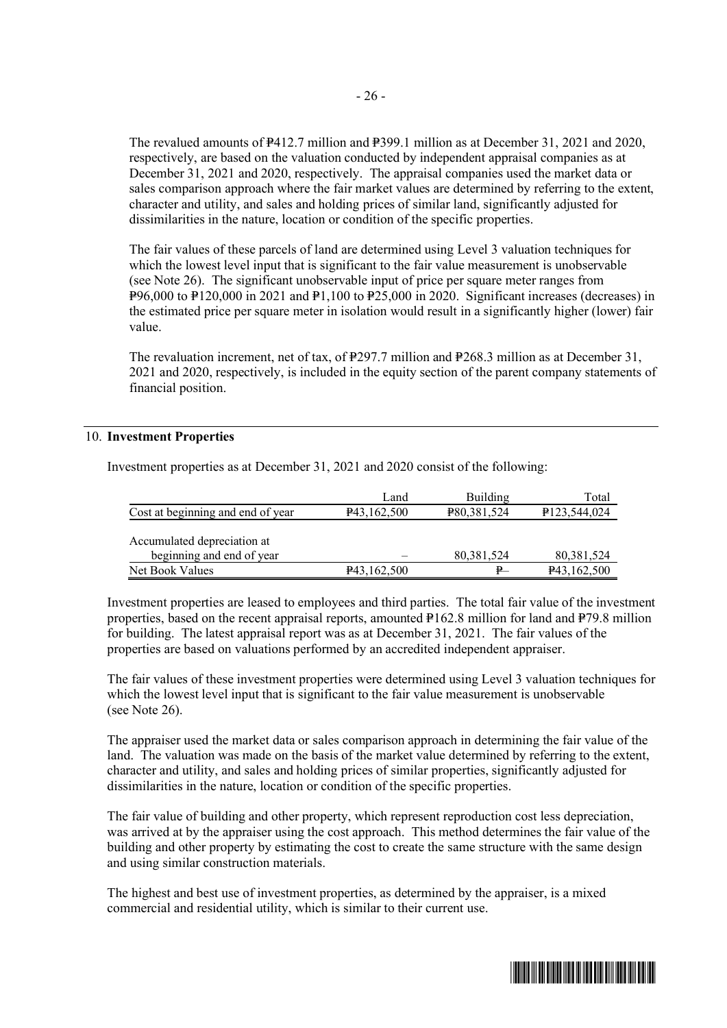The revalued amounts of ₱412.7 million and ₱399.1 million as at December 31, 2021 and 2020, respectively, are based on the valuation conducted by independent appraisal companies as at December 31, 2021 and 2020, respectively. The appraisal companies used the market data or sales comparison approach where the fair market values are determined by referring to the extent, character and utility, and sales and holding prices of similar land, significantly adjusted for dissimilarities in the nature, location or condition of the specific properties.

The fair values of these parcels of land are determined using Level 3 valuation techniques for which the lowest level input that is significant to the fair value measurement is unobservable (see Note 26). The significant unobservable input of price per square meter ranges from ₱96,000 to ₱120,000 in 2021 and ₱1,100 to ₱25,000 in 2020. Significant increases (decreases) in the estimated price per square meter in isolation would result in a significantly higher (lower) fair value.

The revaluation increment, net of tax, of ₱297.7 million and ₱268.3 million as at December 31, 2021 and 2020, respectively, is included in the equity section of the parent company statements of financial position.

## 10. Investment Properties

Investment properties as at December 31, 2021 and 2020 consist of the following:

| | Land | Building | Total |
|---|---|---|---|
| Cost at beginning and end of year | ₱43,162,500 | ₱80,381,524 | ₱123,544,024 |
| Accumulated depreciation at beginning and end of year | – | 80,381,524 | 80,381,524 |
| Net Book Values | ₱43,162,500 | ₱– | ₱43,162,500 |

Investment properties are leased to employees and third parties. The total fair value of the investment properties, based on the recent appraisal reports, amounted ₱162.8 million for land and ₱79.8 million for building. The latest appraisal report was as at December 31, 2021. The fair values of the properties are based on valuations performed by an accredited independent appraiser.

The fair values of these investment properties were determined using Level 3 valuation techniques for which the lowest level input that is significant to the fair value measurement is unobservable (see Note 26).

The appraiser used the market data or sales comparison approach in determining the fair value of the land. The valuation was made on the basis of the market value determined by referring to the extent, character and utility, and sales and holding prices of similar properties, significantly adjusted for dissimilarities in the nature, location or condition of the specific properties.

The fair value of building and other property, which represent reproduction cost less depreciation, was arrived at by the appraiser using the cost approach. This method determines the fair value of the building and other property by estimating the cost to create the same structure with the same design and using similar construction materials.

The highest and best use of investment properties, as determined by the appraiser, is a mixed commercial and residential utility, which is similar to their current use.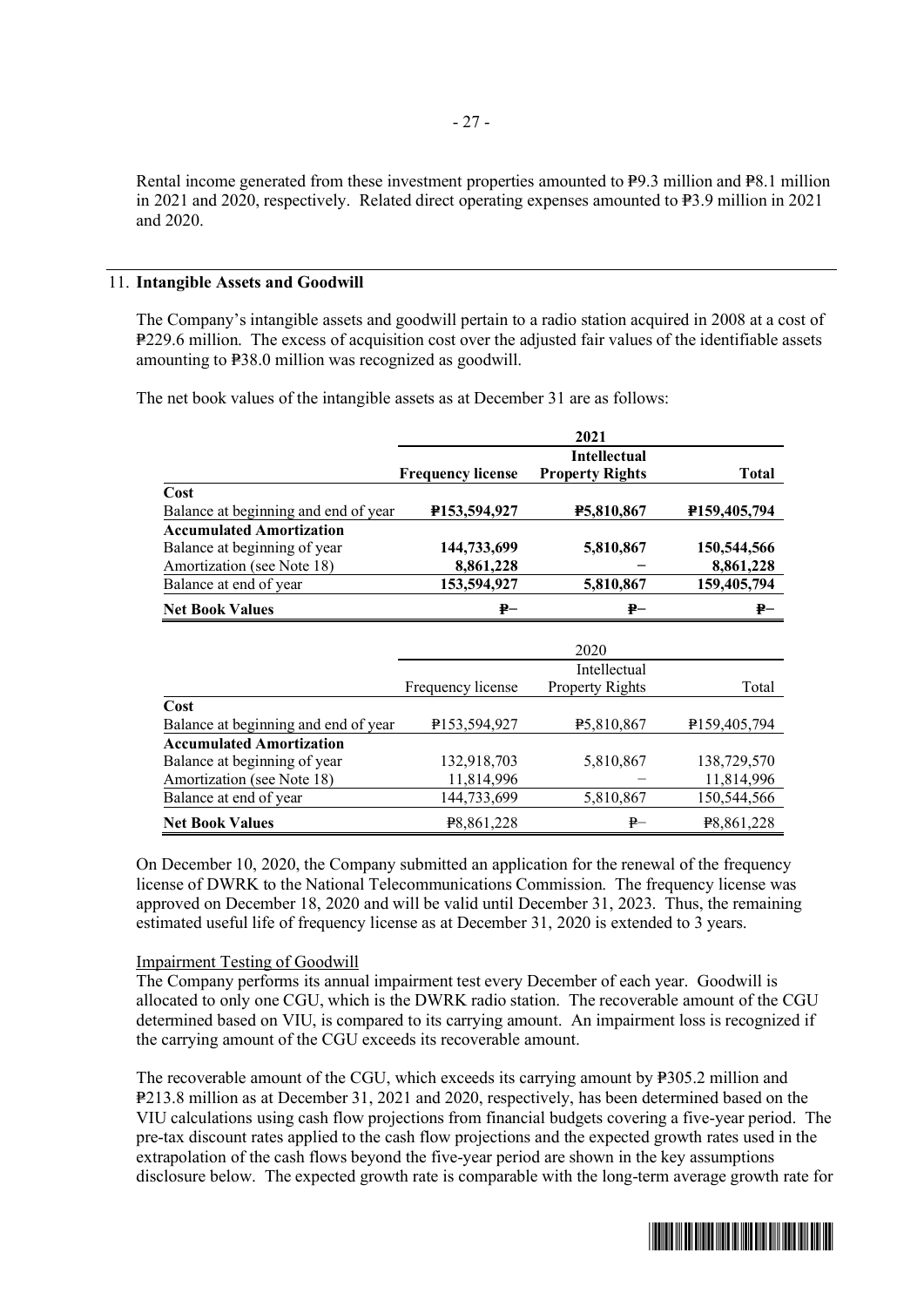Rental income generated from these investment properties amounted to ₱9.3 million and ₱8.1 million in 2021 and 2020, respectively. Related direct operating expenses amounted to ₱3.9 million in 2021 and 2020.

## 11. Intangible Assets and Goodwill

The Company's intangible assets and goodwill pertain to a radio station acquired in 2008 at a cost of ₱229.6 million. The excess of acquisition cost over the adjusted fair values of the identifiable assets amounting to ₱38.0 million was recognized as goodwill.

The net book values of the intangible assets as at December 31 are as follows:

| | **2021** | | |
|---|---|---|---|
| | **Frequency license** | **Intellectual Property Rights** | **Total** |
| **Cost** | | | |
| Balance at beginning and end of year | **₱153,594,927** | **₱5,810,867** | **₱159,405,794** |
| **Accumulated Amortization** | | | |
| Balance at beginning of year | **144,733,699** | **5,810,867** | **150,544,566** |
| Amortization (see Note 18) | **8,861,228** | **–** | **8,861,228** |
| Balance at end of year | **153,594,927** | **5,810,867** | **159,405,794** |
| **Net Book Values** | **₱–** | **₱–** | **₱–** |

| | 2020 | | |
|---|---|---|---|
| | Frequency license | Intellectual Property Rights | Total |
| **Cost** | | | |
| Balance at beginning and end of year | ₱153,594,927 | ₱5,810,867 | ₱159,405,794 |
| **Accumulated Amortization** | | | |
| Balance at beginning of year | 132,918,703 | 5,810,867 | 138,729,570 |
| Amortization (see Note 18) | 11,814,996 | – | 11,814,996 |
| Balance at end of year | 144,733,699 | 5,810,867 | 150,544,566 |
| **Net Book Values** | ₱8,861,228 | ₱– | ₱8,861,228 |

On December 10, 2020, the Company submitted an application for the renewal of the frequency license of DWRK to the National Telecommunications Commission. The frequency license was approved on December 18, 2020 and will be valid until December 31, 2023. Thus, the remaining estimated useful life of frequency license as at December 31, 2020 is extended to 3 years.

Impairment Testing of Goodwill

The Company performs its annual impairment test every December of each year. Goodwill is allocated to only one CGU, which is the DWRK radio station. The recoverable amount of the CGU determined based on VIU, is compared to its carrying amount. An impairment loss is recognized if the carrying amount of the CGU exceeds its recoverable amount.

The recoverable amount of the CGU, which exceeds its carrying amount by ₱305.2 million and ₱213.8 million as at December 31, 2021 and 2020, respectively, has been determined based on the VIU calculations using cash flow projections from financial budgets covering a five-year period. The pre-tax discount rates applied to the cash flow projections and the expected growth rates used in the extrapolation of the cash flows beyond the five-year period are shown in the key assumptions disclosure below. The expected growth rate is comparable with the long-term average growth rate for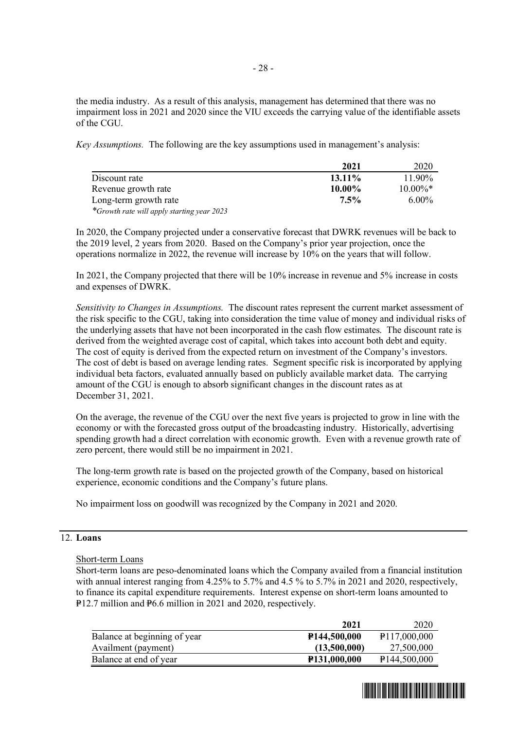the media industry. As a result of this analysis, management has determined that there was no impairment loss in 2021 and 2020 since the VIU exceeds the carrying value of the identifiable assets of the CGU.

*Key Assumptions.* The following are the key assumptions used in management's analysis:

| | 2021 | 2020 |
|---|---|---|
| Discount rate | **13.11%** | 11.90% |
| Revenue growth rate | **10.00%** | 10.00%* |
| Long-term growth rate | **7.5%** | 6.00% |

*\*Growth rate will apply starting year 2023*

In 2020, the Company projected under a conservative forecast that DWRK revenues will be back to the 2019 level, 2 years from 2020. Based on the Company's prior year projection, once the operations normalize in 2022, the revenue will increase by 10% on the years that will follow.

In 2021, the Company projected that there will be 10% increase in revenue and 5% increase in costs and expenses of DWRK.

*Sensitivity to Changes in Assumptions.* The discount rates represent the current market assessment of the risk specific to the CGU, taking into consideration the time value of money and individual risks of the underlying assets that have not been incorporated in the cash flow estimates. The discount rate is derived from the weighted average cost of capital, which takes into account both debt and equity. The cost of equity is derived from the expected return on investment of the Company's investors. The cost of debt is based on average lending rates. Segment specific risk is incorporated by applying individual beta factors, evaluated annually based on publicly available market data. The carrying amount of the CGU is enough to absorb significant changes in the discount rates as at December 31, 2021.

On the average, the revenue of the CGU over the next five years is projected to grow in line with the economy or with the forecasted gross output of the broadcasting industry. Historically, advertising spending growth had a direct correlation with economic growth. Even with a revenue growth rate of zero percent, there would still be no impairment in 2021.

The long-term growth rate is based on the projected growth of the Company, based on historical experience, economic conditions and the Company's future plans.

No impairment loss on goodwill was recognized by the Company in 2021 and 2020.

## 12. Loans

Short-term Loans

Short-term loans are peso-denominated loans which the Company availed from a financial institution with annual interest ranging from 4.25% to 5.7% and 4.5 % to 5.7% in 2021 and 2020, respectively, to finance its capital expenditure requirements. Interest expense on short-term loans amounted to ₱12.7 million and ₱6.6 million in 2021 and 2020, respectively.

| | 2021 | 2020 |
|---|---|---|
| Balance at beginning of year | **₱144,500,000** | ₱117,000,000 |
| Availment (payment) | **(13,500,000)** | 27,500,000 |
| Balance at end of year | **₱131,000,000** | ₱144,500,000 |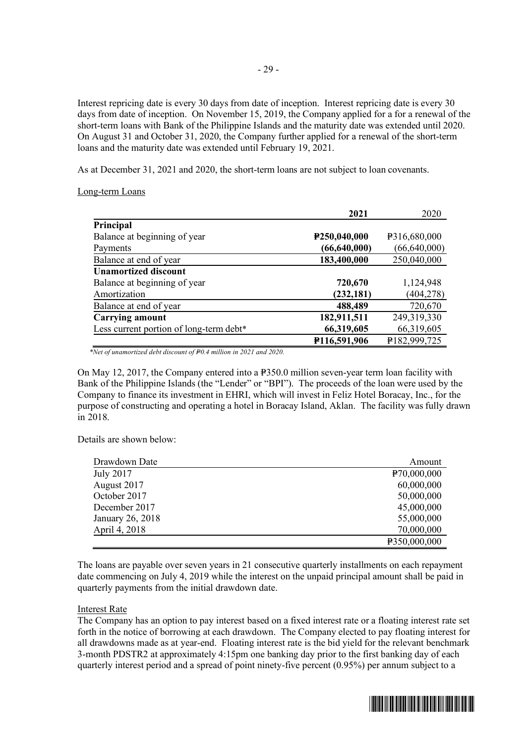Interest repricing date is every 30 days from date of inception. Interest repricing date is every 30 days from date of inception. On November 15, 2019, the Company applied for a for a renewal of the short-term loans with Bank of the Philippine Islands and the maturity date was extended until 2020. On August 31 and October 31, 2020, the Company further applied for a renewal of the short-term loans and the maturity date was extended until February 19, 2021.

As at December 31, 2021 and 2020, the short-term loans are not subject to loan covenants.

Long-term Loans

| | **2021** | 2020 |
|---|---|---|
| **Principal** | | |
| Balance at beginning of year | **₱250,040,000** | ₱316,680,000 |
| Payments | **(66,640,000)** | (66,640,000) |
| Balance at end of year | **183,400,000** | 250,040,000 |
| **Unamortized discount** | | |
| Balance at beginning of year | **720,670** | 1,124,948 |
| Amortization | **(232,181)** | (404,278) |
| Balance at end of year | **488,489** | 720,670 |
| **Carrying amount** | **182,911,511** | 249,319,330 |
| Less current portion of long-term debt* | **66,319,605** | 66,319,605 |
| | **₱116,591,906** | ₱182,999,725 |

*\*Net of unamortized debt discount of ₱0.4 million in 2021 and 2020.*

On May 12, 2017, the Company entered into a ₱350.0 million seven-year term loan facility with Bank of the Philippine Islands (the "Lender" or "BPI"). The proceeds of the loan were used by the Company to finance its investment in EHRI, which will invest in Feliz Hotel Boracay, Inc., for the purpose of constructing and operating a hotel in Boracay Island, Aklan. The facility was fully drawn in 2018.

Details are shown below:

| Drawdown Date | Amount |
|---|---|
| July 2017 | ₱70,000,000 |
| August 2017 | 60,000,000 |
| October 2017 | 50,000,000 |
| December 2017 | 45,000,000 |
| January 26, 2018 | 55,000,000 |
| April 4, 2018 | 70,000,000 |
| | ₱350,000,000 |

The loans are payable over seven years in 21 consecutive quarterly installments on each repayment date commencing on July 4, 2019 while the interest on the unpaid principal amount shall be paid in quarterly payments from the initial drawdown date.

Interest Rate

The Company has an option to pay interest based on a fixed interest rate or a floating interest rate set forth in the notice of borrowing at each drawdown. The Company elected to pay floating interest for all drawdowns made as at year-end. Floating interest rate is the bid yield for the relevant benchmark 3-month PDSTR2 at approximately 4:15pm one banking day prior to the first banking day of each quarterly interest period and a spread of point ninety-five percent (0.95%) per annum subject to a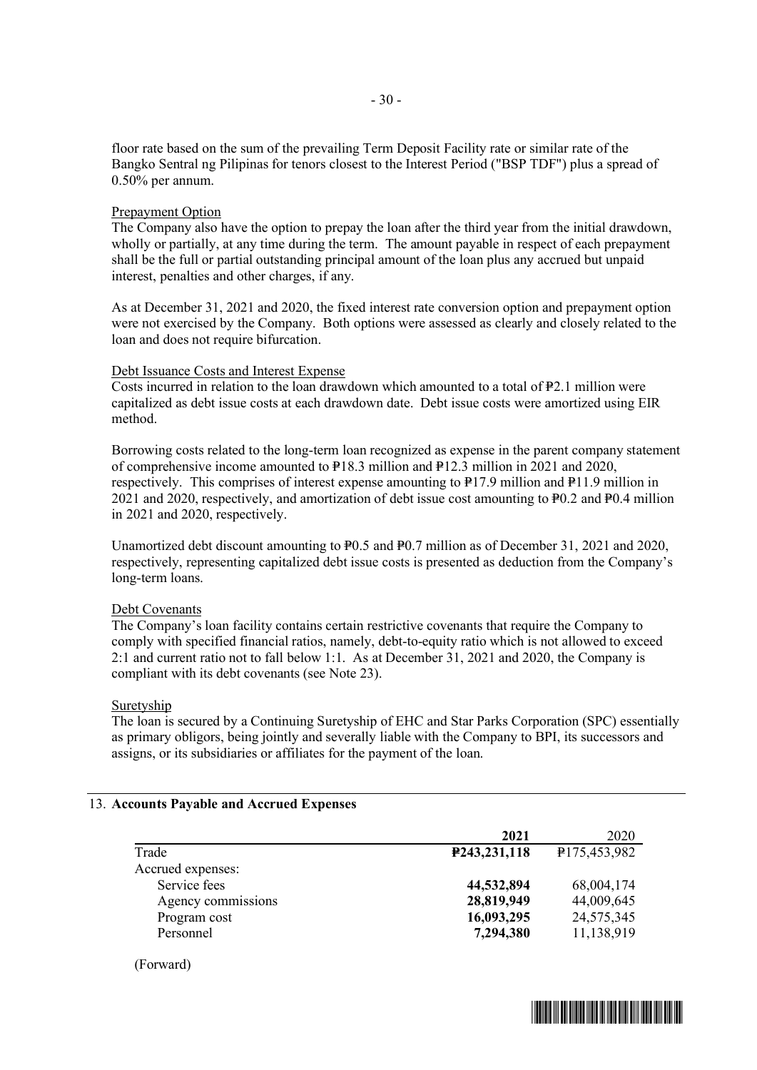floor rate based on the sum of the prevailing Term Deposit Facility rate or similar rate of the Bangko Sentral ng Pilipinas for tenors closest to the Interest Period ("BSP TDF") plus a spread of 0.50% per annum.

Prepayment Option

The Company also have the option to prepay the loan after the third year from the initial drawdown, wholly or partially, at any time during the term. The amount payable in respect of each prepayment shall be the full or partial outstanding principal amount of the loan plus any accrued but unpaid interest, penalties and other charges, if any.

As at December 31, 2021 and 2020, the fixed interest rate conversion option and prepayment option were not exercised by the Company. Both options were assessed as clearly and closely related to the loan and does not require bifurcation.

Debt Issuance Costs and Interest Expense

Costs incurred in relation to the loan drawdown which amounted to a total of ₱2.1 million were capitalized as debt issue costs at each drawdown date. Debt issue costs were amortized using EIR method.

Borrowing costs related to the long-term loan recognized as expense in the parent company statement of comprehensive income amounted to ₱18.3 million and ₱12.3 million in 2021 and 2020, respectively. This comprises of interest expense amounting to ₱17.9 million and ₱11.9 million in 2021 and 2020, respectively, and amortization of debt issue cost amounting to ₱0.2 and ₱0.4 million in 2021 and 2020, respectively.

Unamortized debt discount amounting to ₱0.5 and ₱0.7 million as of December 31, 2021 and 2020, respectively, representing capitalized debt issue costs is presented as deduction from the Company's long-term loans.

Debt Covenants

The Company's loan facility contains certain restrictive covenants that require the Company to comply with specified financial ratios, namely, debt-to-equity ratio which is not allowed to exceed 2:1 and current ratio not to fall below 1:1. As at December 31, 2021 and 2020, the Company is compliant with its debt covenants (see Note 23).

Suretyship

The loan is secured by a Continuing Suretyship of EHC and Star Parks Corporation (SPC) essentially as primary obligors, being jointly and severally liable with the Company to BPI, its successors and assigns, or its subsidiaries or affiliates for the payment of the loan.

## 13. Accounts Payable and Accrued Expenses

| | **2021** | 2020 |
|---|---|---|
| Trade | **₱243,231,118** | ₱175,453,982 |
| Accrued expenses: | | |
| Service fees | **44,532,894** | 68,004,174 |
| Agency commissions | **28,819,949** | 44,009,645 |
| Program cost | **16,093,295** | 24,575,345 |
| Personnel | **7,294,380** | 11,138,919 |

(Forward)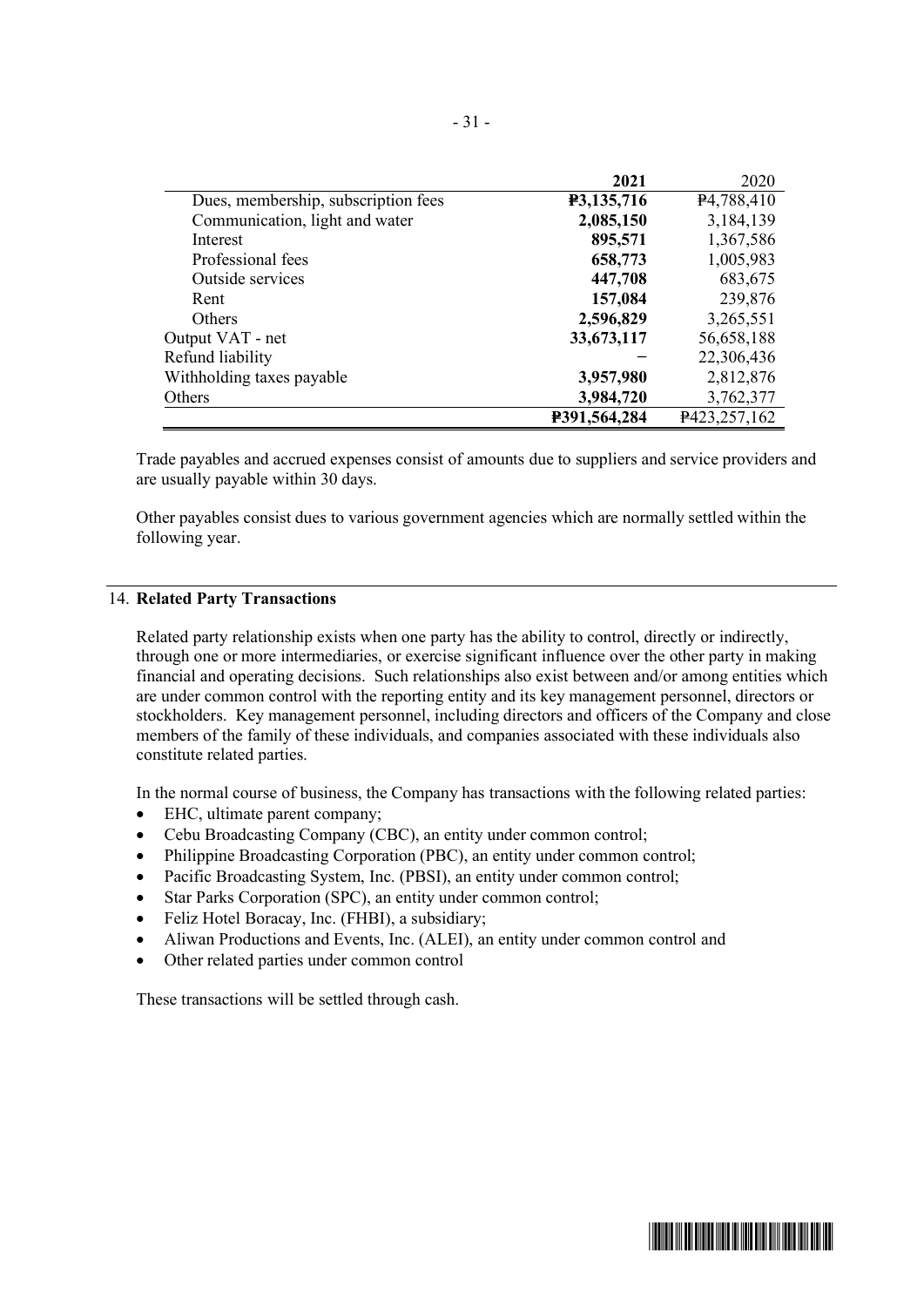| | 2021 | 2020 |
|---|---|---|
| Dues, membership, subscription fees | **₱3,135,716** | ₱4,788,410 |
| Communication, light and water | **2,085,150** | 3,184,139 |
| Interest | **895,571** | 1,367,586 |
| Professional fees | **658,773** | 1,005,983 |
| Outside services | **447,708** | 683,675 |
| Rent | **157,084** | 239,876 |
| Others | **2,596,829** | 3,265,551 |
| Output VAT - net | **33,673,117** | 56,658,188 |
| Refund liability | **–** | 22,306,436 |
| Withholding taxes payable | **3,957,980** | 2,812,876 |
| Others | **3,984,720** | 3,762,377 |
| | **₱391,564,284** | ₱423,257,162 |

Trade payables and accrued expenses consist of amounts due to suppliers and service providers and are usually payable within 30 days.

Other payables consist dues to various government agencies which are normally settled within the following year.

## 14. Related Party Transactions

Related party relationship exists when one party has the ability to control, directly or indirectly, through one or more intermediaries, or exercise significant influence over the other party in making financial and operating decisions. Such relationships also exist between and/or among entities which are under common control with the reporting entity and its key management personnel, directors or stockholders. Key management personnel, including directors and officers of the Company and close members of the family of these individuals, and companies associated with these individuals also constitute related parties.

In the normal course of business, the Company has transactions with the following related parties:

- EHC, ultimate parent company;
- Cebu Broadcasting Company (CBC), an entity under common control;
- Philippine Broadcasting Corporation (PBC), an entity under common control;
- Pacific Broadcasting System, Inc. (PBSI), an entity under common control;
- Star Parks Corporation (SPC), an entity under common control;
- Feliz Hotel Boracay, Inc. (FHBI), a subsidiary;
- Aliwan Productions and Events, Inc. (ALEI), an entity under common control and
- Other related parties under common control

These transactions will be settled through cash.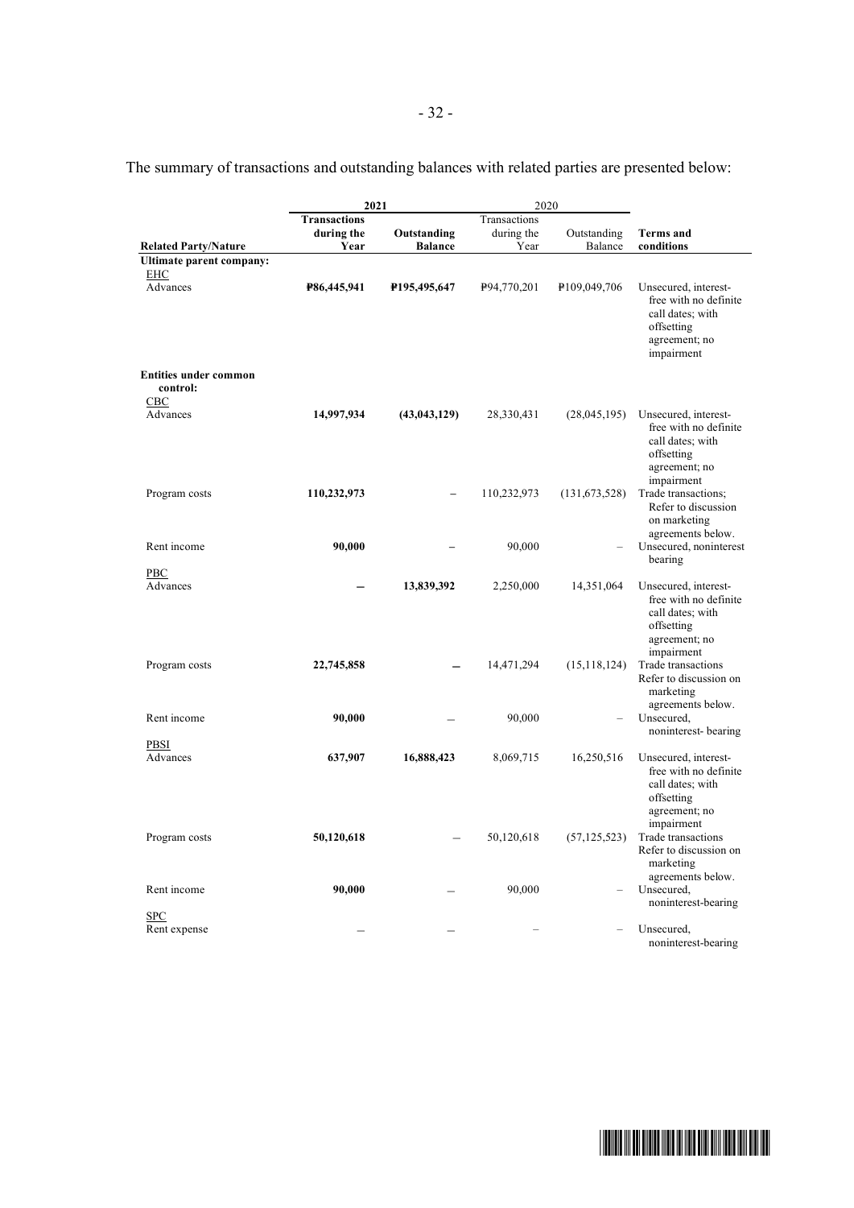The summary of transactions and outstanding balances with related parties are presented below:

| | 2021 | | 2020 | | |
|---|---|---|---|---|---|
| **Related Party/Nature** | **Transactions during the Year** | **Outstanding Balance** | Transactions during the Year | Outstanding Balance | **Terms and conditions** |
| **Ultimate parent company:** | | | | | |
| EHC | | | | | |
| Advances | **₱86,445,941** | **₱195,495,647** | ₱94,770,201 | ₱109,049,706 | Unsecured, interest-free with no definite call dates; with offsetting agreement; no impairment |
| **Entities under common control:** | | | | | |
| CBC | | | | | |
| Advances | **14,997,934** | **(43,043,129)** | 28,330,431 | (28,045,195) | Unsecured, interest-free with no definite call dates; with offsetting agreement; no impairment |
| Program costs | **110,232,973** | – | 110,232,973 | (131,673,528) | Trade transactions; Refer to discussion on marketing agreements below. |
| Rent income | **90,000** | – | 90,000 | – | Unsecured, noninterest bearing |
| PBC | | | | | |
| Advances | **–** | **13,839,392** | 2,250,000 | 14,351,064 | Unsecured, interest-free with no definite call dates; with offsetting agreement; no impairment |
| Program costs | **22,745,858** | **–** | 14,471,294 | (15,118,124) | Trade transactions Refer to discussion on marketing agreements below. |
| Rent income | **90,000** | – | 90,000 | – | Unsecured, noninterest- bearing |
| PBSI | | | | | |
| Advances | **637,907** | **16,888,423** | 8,069,715 | 16,250,516 | Unsecured, interest-free with no definite call dates; with offsetting agreement; no impairment |
| Program costs | **50,120,618** | – | 50,120,618 | (57,125,523) | Trade transactions Refer to discussion on marketing agreements below. |
| Rent income | **90,000** | – | 90,000 | – | Unsecured, noninterest-bearing |
| SPC | | | | | |
| Rent expense | – | – | – | – | Unsecured, noninterest-bearing |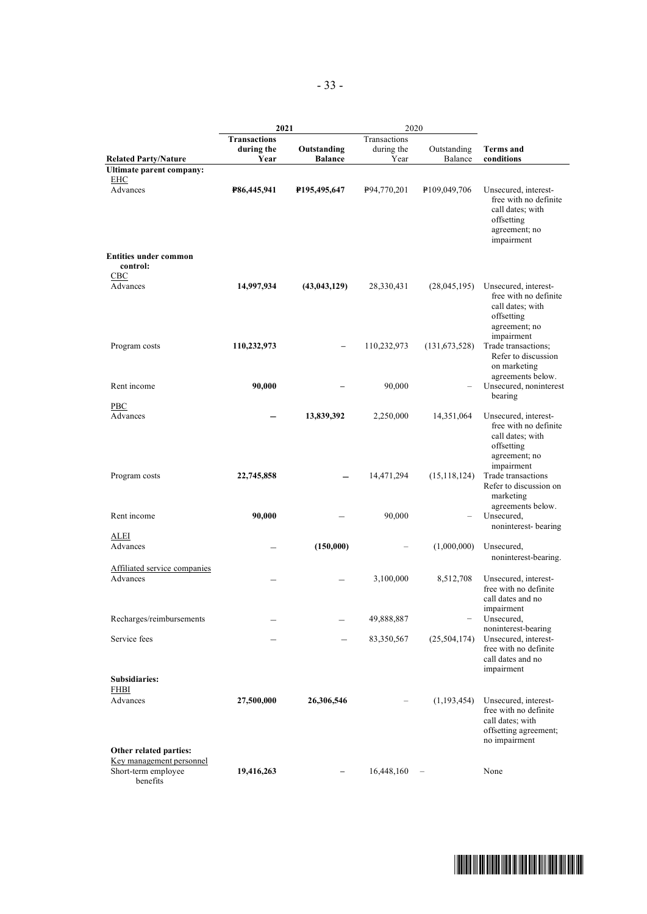| | 2021 | | 2020 | | |
|---|---|---|---|---|---|
| **Related Party/Nature** | **Transactions during the Year** | **Outstanding Balance** | Transactions during the Year | Outstanding Balance | **Terms and conditions** |
| **Ultimate parent company:** | | | | | |
| EHC | | | | | |
| Advances | **₱86,445,941** | **₱195,495,647** | ₱94,770,201 | ₱109,049,706 | Unsecured, interest-free with no definite call dates; with offsetting agreement; no impairment |
| **Entities under common control:** | | | | | |
| CBC | | | | | |
| Advances | **14,997,934** | **(43,043,129)** | 28,330,431 | (28,045,195) | Unsecured, interest-free with no definite call dates; with offsetting agreement; no impairment |
| Program costs | **110,232,973** | **–** | 110,232,973 | (131,673,528) | Trade transactions; Refer to discussion on marketing agreements below. |
| Rent income | **90,000** | **–** | 90,000 | – | Unsecured, noninterest bearing |
| PBC | | | | | |
| Advances | **–** | **13,839,392** | 2,250,000 | 14,351,064 | Unsecured, interest-free with no definite call dates; with offsetting agreement; no impairment |
| Program costs | **22,745,858** | **–** | 14,471,294 | (15,118,124) | Trade transactions Refer to discussion on marketing agreements below. |
| Rent income | **90,000** | **–** | 90,000 | – | Unsecured, noninterest- bearing |
| ALEI | | | | | |
| Advances | **–** | **(150,000)** | – | (1,000,000) | Unsecured, noninterest-bearing. |
| Affiliated service companies | | | | | |
| Advances | **–** | **–** | 3,100,000 | 8,512,708 | Unsecured, interest-free with no definite call dates and no impairment |
| Recharges/reimbursements | **–** | **–** | 49,888,887 | – | Unsecured, noninterest-bearing |
| Service fees | **–** | **–** | 83,350,567 | (25,504,174) | Unsecured, interest-free with no definite call dates and no impairment |
| **Subsidiaries:** | | | | | |
| FHBI | | | | | |
| Advances | **27,500,000** | **26,306,546** | – | (1,193,454) | Unsecured, interest-free with no definite call dates; with offsetting agreement; no impairment |
| **Other related parties:** | | | | | |
| Key management personnel | | | | | |
| Short-term employee benefits | **19,416,263** | **–** | 16,448,160 | – | None |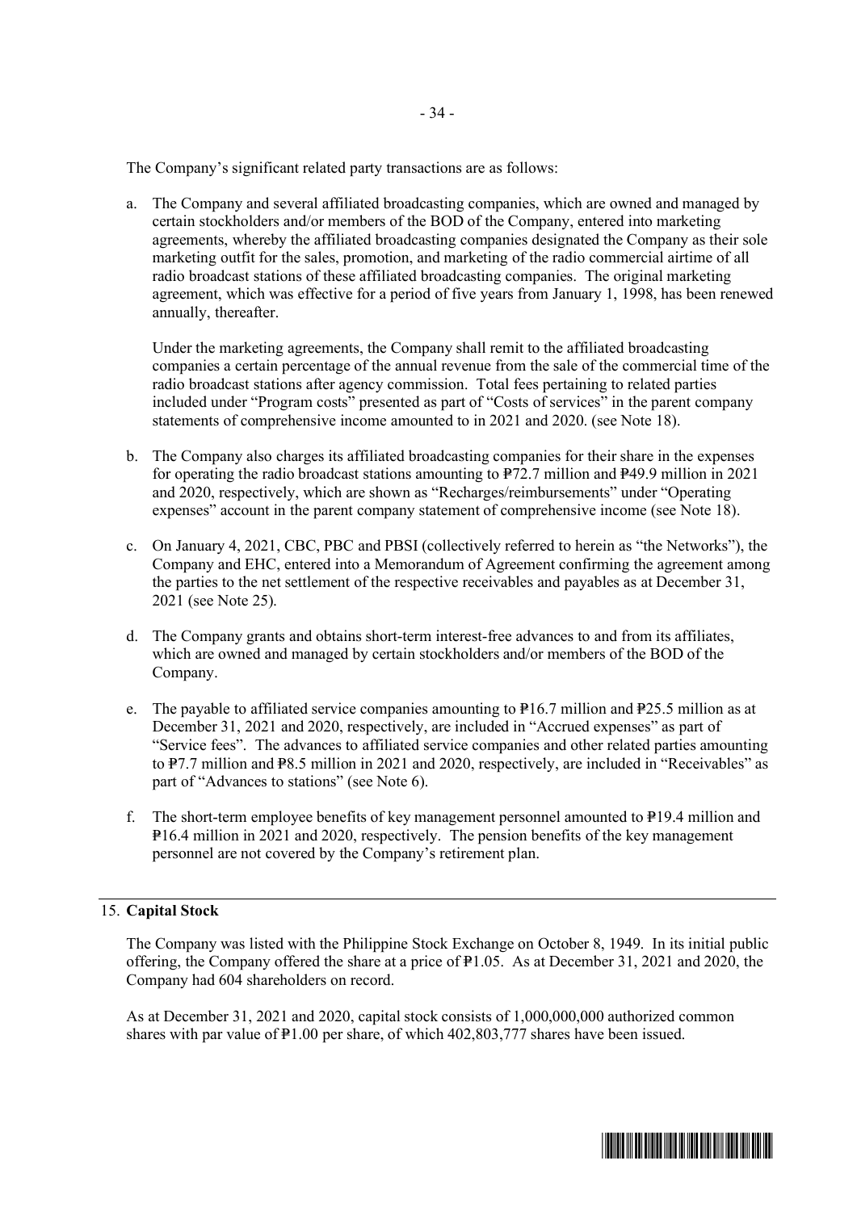The Company's significant related party transactions are as follows:

a. The Company and several affiliated broadcasting companies, which are owned and managed by certain stockholders and/or members of the BOD of the Company, entered into marketing agreements, whereby the affiliated broadcasting companies designated the Company as their sole marketing outfit for the sales, promotion, and marketing of the radio commercial airtime of all radio broadcast stations of these affiliated broadcasting companies. The original marketing agreement, which was effective for a period of five years from January 1, 1998, has been renewed annually, thereafter.

   Under the marketing agreements, the Company shall remit to the affiliated broadcasting companies a certain percentage of the annual revenue from the sale of the commercial time of the radio broadcast stations after agency commission. Total fees pertaining to related parties included under "Program costs" presented as part of "Costs of services" in the parent company statements of comprehensive income amounted to in 2021 and 2020. (see Note 18).

b. The Company also charges its affiliated broadcasting companies for their share in the expenses for operating the radio broadcast stations amounting to ₱72.7 million and ₱49.9 million in 2021 and 2020, respectively, which are shown as "Recharges/reimbursements" under "Operating expenses" account in the parent company statement of comprehensive income (see Note 18).

c. On January 4, 2021, CBC, PBC and PBSI (collectively referred to herein as "the Networks"), the Company and EHC, entered into a Memorandum of Agreement confirming the agreement among the parties to the net settlement of the respective receivables and payables as at December 31, 2021 (see Note 25).

d. The Company grants and obtains short-term interest-free advances to and from its affiliates, which are owned and managed by certain stockholders and/or members of the BOD of the Company.

e. The payable to affiliated service companies amounting to ₱16.7 million and ₱25.5 million as at December 31, 2021 and 2020, respectively, are included in "Accrued expenses" as part of "Service fees". The advances to affiliated service companies and other related parties amounting to ₱7.7 million and ₱8.5 million in 2021 and 2020, respectively, are included in "Receivables" as part of "Advances to stations" (see Note 6).

f. The short-term employee benefits of key management personnel amounted to ₱19.4 million and ₱16.4 million in 2021 and 2020, respectively. The pension benefits of the key management personnel are not covered by the Company's retirement plan.

## 15. **Capital Stock**

The Company was listed with the Philippine Stock Exchange on October 8, 1949. In its initial public offering, the Company offered the share at a price of ₱1.05. As at December 31, 2021 and 2020, the Company had 604 shareholders on record.

As at December 31, 2021 and 2020, capital stock consists of 1,000,000,000 authorized common shares with par value of ₱1.00 per share, of which 402,803,777 shares have been issued.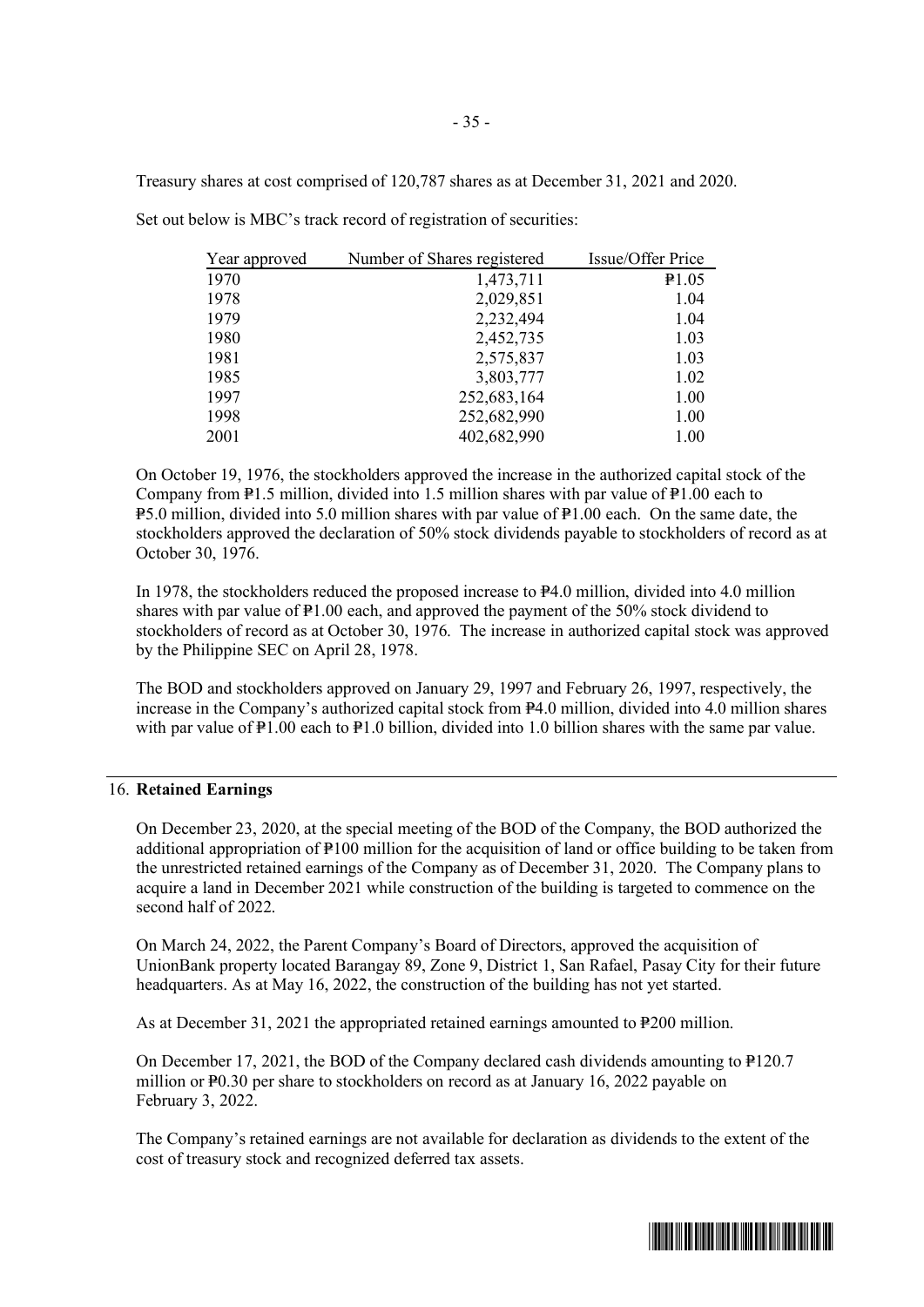Treasury shares at cost comprised of 120,787 shares as at December 31, 2021 and 2020.

Set out below is MBC's track record of registration of securities:

| Year approved | Number of Shares registered | Issue/Offer Price |
|---|---:|---:|
| 1970 | 1,473,711 | ₱1.05 |
| 1978 | 2,029,851 | 1.04 |
| 1979 | 2,232,494 | 1.04 |
| 1980 | 2,452,735 | 1.03 |
| 1981 | 2,575,837 | 1.03 |
| 1985 | 3,803,777 | 1.02 |
| 1997 | 252,683,164 | 1.00 |
| 1998 | 252,682,990 | 1.00 |
| 2001 | 402,682,990 | 1.00 |

On October 19, 1976, the stockholders approved the increase in the authorized capital stock of the Company from ₱1.5 million, divided into 1.5 million shares with par value of ₱1.00 each to ₱5.0 million, divided into 5.0 million shares with par value of ₱1.00 each. On the same date, the stockholders approved the declaration of 50% stock dividends payable to stockholders of record as at October 30, 1976.

In 1978, the stockholders reduced the proposed increase to ₱4.0 million, divided into 4.0 million shares with par value of ₱1.00 each, and approved the payment of the 50% stock dividend to stockholders of record as at October 30, 1976. The increase in authorized capital stock was approved by the Philippine SEC on April 28, 1978.

The BOD and stockholders approved on January 29, 1997 and February 26, 1997, respectively, the increase in the Company's authorized capital stock from ₱4.0 million, divided into 4.0 million shares with par value of ₱1.00 each to ₱1.0 billion, divided into 1.0 billion shares with the same par value.

## 16. Retained Earnings

On December 23, 2020, at the special meeting of the BOD of the Company, the BOD authorized the additional appropriation of ₱100 million for the acquisition of land or office building to be taken from the unrestricted retained earnings of the Company as of December 31, 2020. The Company plans to acquire a land in December 2021 while construction of the building is targeted to commence on the second half of 2022.

On March 24, 2022, the Parent Company's Board of Directors, approved the acquisition of UnionBank property located Barangay 89, Zone 9, District 1, San Rafael, Pasay City for their future headquarters. As at May 16, 2022, the construction of the building has not yet started.

As at December 31, 2021 the appropriated retained earnings amounted to ₱200 million.

On December 17, 2021, the BOD of the Company declared cash dividends amounting to ₱120.7 million or ₱0.30 per share to stockholders on record as at January 16, 2022 payable on February 3, 2022.

The Company's retained earnings are not available for declaration as dividends to the extent of the cost of treasury stock and recognized deferred tax assets.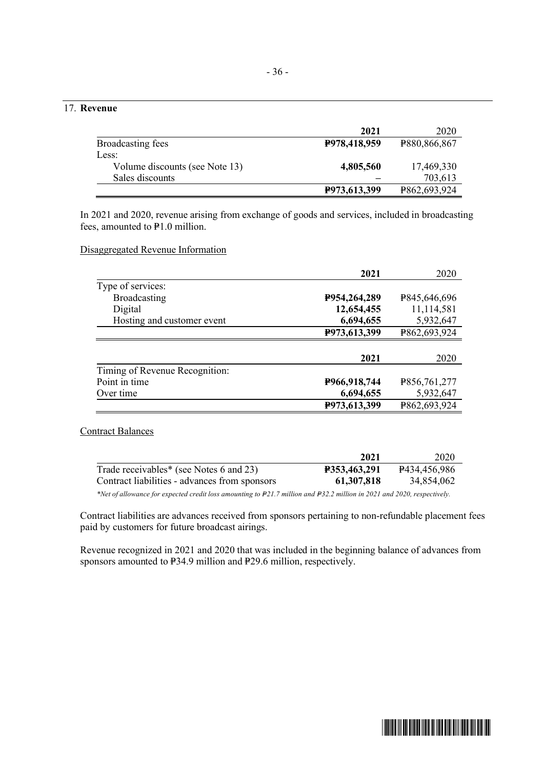## 17. **Revenue**

| | **2021** | 2020 |
|---|---|---|
| Broadcasting fees | **₱978,418,959** | ₱880,866,867 |
| Less: | | |
| Volume discounts (see Note 13) | **4,805,560** | 17,469,330 |
| Sales discounts | **–** | 703,613 |
| | **₱973,613,399** | ₱862,693,924 |

In 2021 and 2020, revenue arising from exchange of goods and services, included in broadcasting fees, amounted to ₱1.0 million.

Disaggregated Revenue Information

| | **2021** | 2020 |
|---|---|---|
| Type of services: | | |
| Broadcasting | **₱954,264,289** | ₱845,646,696 |
| Digital | **12,654,455** | 11,114,581 |
| Hosting and customer event | **6,694,655** | 5,932,647 |
| | **₱973,613,399** | ₱862,693,924 |

| | **2021** | 2020 |
|---|---|---|
| Timing of Revenue Recognition: | | |
| Point in time | **₱966,918,744** | ₱856,761,277 |
| Over time | **6,694,655** | 5,932,647 |
| | **₱973,613,399** | ₱862,693,924 |

Contract Balances

| | **2021** | 2020 |
|---|---|---|
| Trade receivables* (see Notes 6 and 23) | **₱353,463,291** | ₱434,456,986 |
| Contract liabilities - advances from sponsors | **61,307,818** | 34,854,062 |

*\*Net of allowance for expected credit loss amounting to ₱21.7 million and ₱32.2 million in 2021 and 2020, respectively.*

Contract liabilities are advances received from sponsors pertaining to non-refundable placement fees paid by customers for future broadcast airings.

Revenue recognized in 2021 and 2020 that was included in the beginning balance of advances from sponsors amounted to ₱34.9 million and ₱29.6 million, respectively.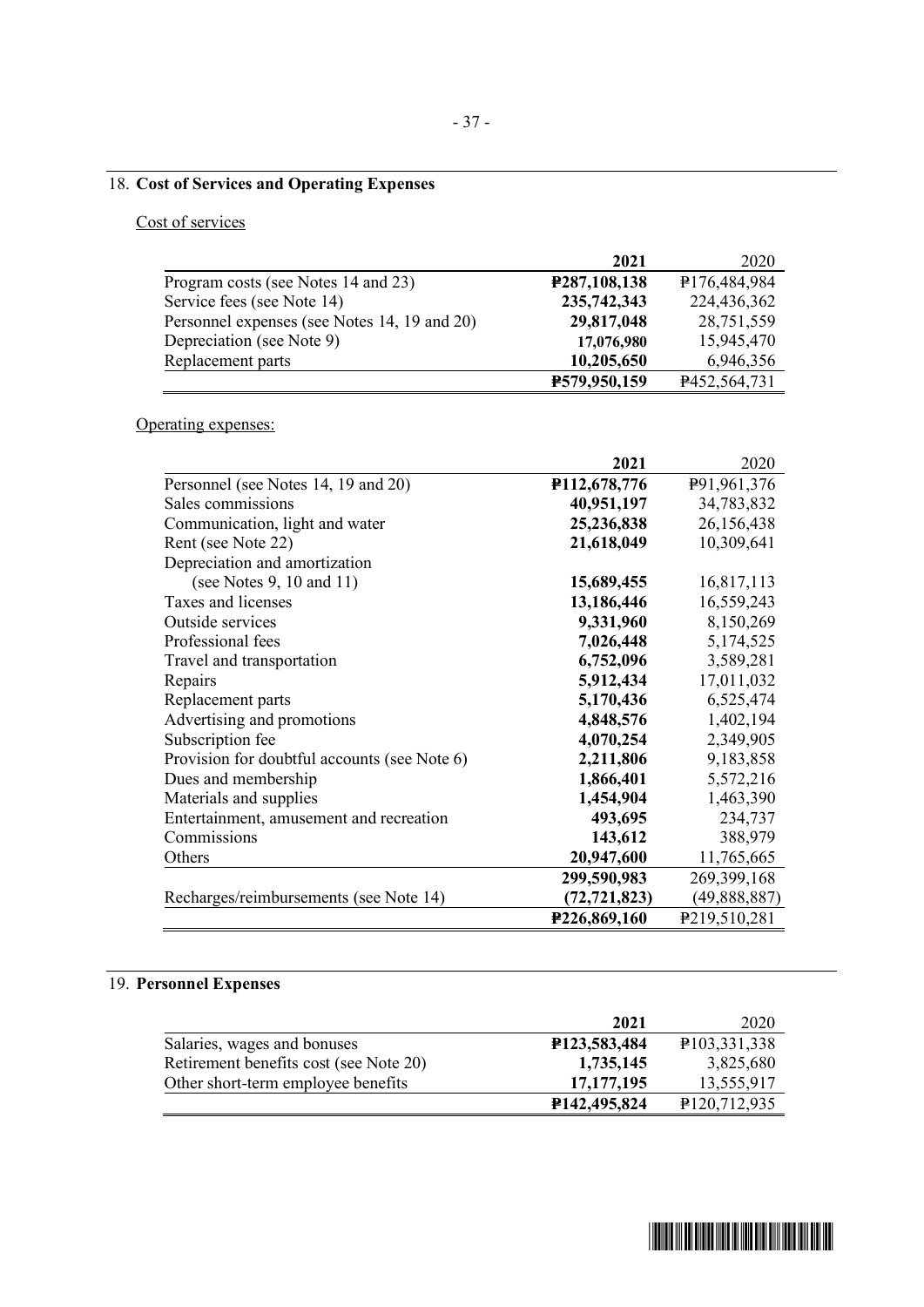## 18. Cost of Services and Operating Expenses

Cost of services

| | 2021 | 2020 |
|---|---|---|
| Program costs (see Notes 14 and 23) | **₱287,108,138** | ₱176,484,984 |
| Service fees (see Note 14) | **235,742,343** | 224,436,362 |
| Personnel expenses (see Notes 14, 19 and 20) | **29,817,048** | 28,751,559 |
| Depreciation (see Note 9) | **17,076,980** | 15,945,470 |
| Replacement parts | **10,205,650** | 6,946,356 |
| | **₱579,950,159** | ₱452,564,731 |

Operating expenses:

| | 2021 | 2020 |
|---|---|---|
| Personnel (see Notes 14, 19 and 20) | **₱112,678,776** | ₱91,961,376 |
| Sales commissions | **40,951,197** | 34,783,832 |
| Communication, light and water | **25,236,838** | 26,156,438 |
| Rent (see Note 22) | **21,618,049** | 10,309,641 |
| Depreciation and amortization (see Notes 9, 10 and 11) | **15,689,455** | 16,817,113 |
| Taxes and licenses | **13,186,446** | 16,559,243 |
| Outside services | **9,331,960** | 8,150,269 |
| Professional fees | **7,026,448** | 5,174,525 |
| Travel and transportation | **6,752,096** | 3,589,281 |
| Repairs | **5,912,434** | 17,011,032 |
| Replacement parts | **5,170,436** | 6,525,474 |
| Advertising and promotions | **4,848,576** | 1,402,194 |
| Subscription fee | **4,070,254** | 2,349,905 |
| Provision for doubtful accounts (see Note 6) | **2,211,806** | 9,183,858 |
| Dues and membership | **1,866,401** | 5,572,216 |
| Materials and supplies | **1,454,904** | 1,463,390 |
| Entertainment, amusement and recreation | **493,695** | 234,737 |
| Commissions | **143,612** | 388,979 |
| Others | **20,947,600** | 11,765,665 |
| | **299,590,983** | 269,399,168 |
| Recharges/reimbursements (see Note 14) | **(72,721,823)** | (49,888,887) |
| | **₱226,869,160** | ₱219,510,281 |

## 19. Personnel Expenses

| | 2021 | 2020 |
|---|---|---|
| Salaries, wages and bonuses | **₱123,583,484** | ₱103,331,338 |
| Retirement benefits cost (see Note 20) | **1,735,145** | 3,825,680 |
| Other short-term employee benefits | **17,177,195** | 13,555,917 |
| | **₱142,495,824** | ₱120,712,935 |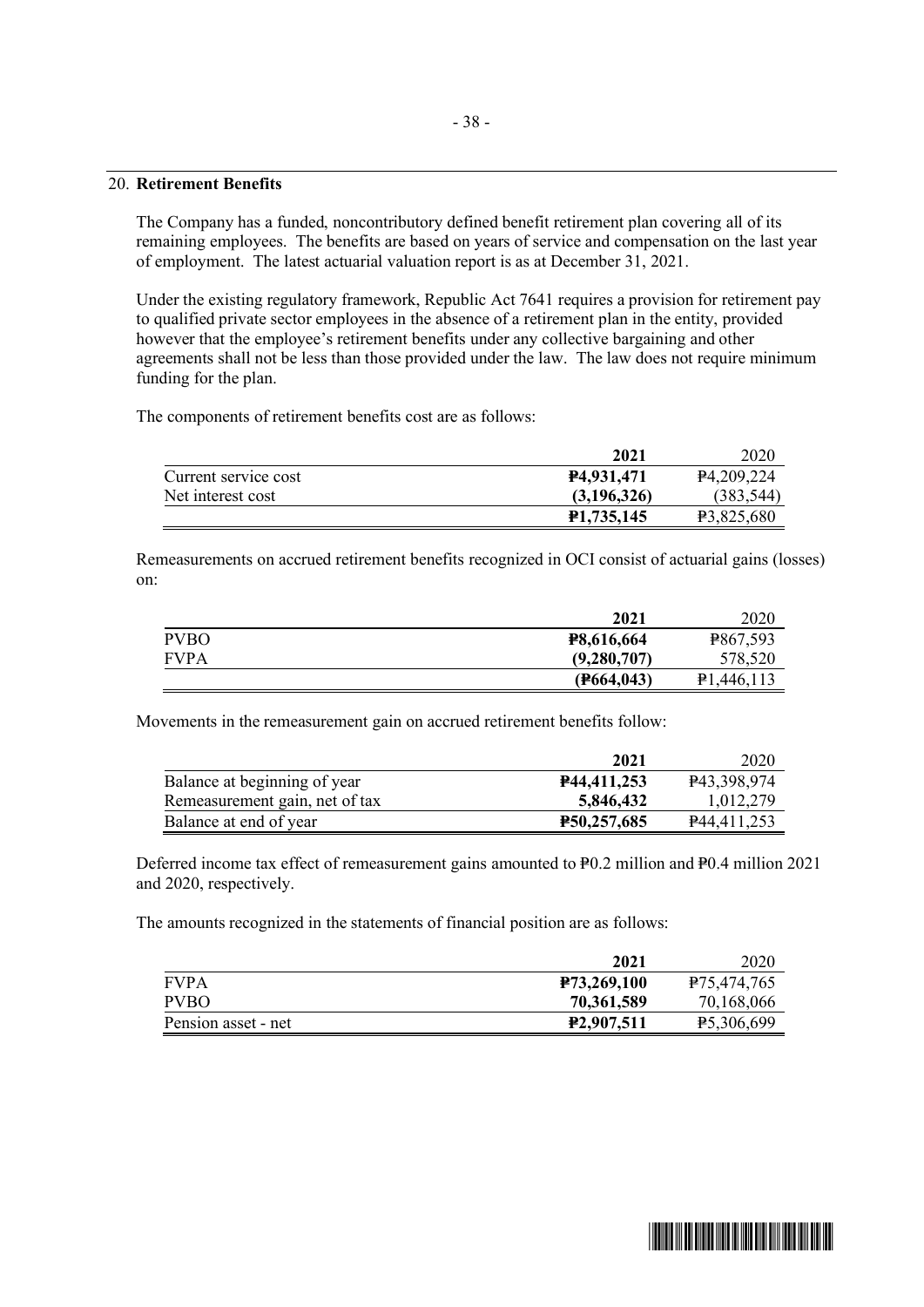## 20. **Retirement Benefits**

The Company has a funded, noncontributory defined benefit retirement plan covering all of its remaining employees. The benefits are based on years of service and compensation on the last year of employment. The latest actuarial valuation report is as at December 31, 2021.

Under the existing regulatory framework, Republic Act 7641 requires a provision for retirement pay to qualified private sector employees in the absence of a retirement plan in the entity, provided however that the employee's retirement benefits under any collective bargaining and other agreements shall not be less than those provided under the law. The law does not require minimum funding for the plan.

The components of retirement benefits cost are as follows:

| | **2021** | 2020 |
|---|---|---|
| Current service cost | **₱4,931,471** | ₱4,209,224 |
| Net interest cost | **(3,196,326)** | (383,544) |
| | **₱1,735,145** | ₱3,825,680 |

Remeasurements on accrued retirement benefits recognized in OCI consist of actuarial gains (losses) on:

| | **2021** | 2020 |
|---|---|---|
| PVBO | **₱8,616,664** | ₱867,593 |
| FVPA | **(9,280,707)** | 578,520 |
| | **(₱664,043)** | ₱1,446,113 |

Movements in the remeasurement gain on accrued retirement benefits follow:

| | **2021** | 2020 |
|---|---|---|
| Balance at beginning of year | **₱44,411,253** | ₱43,398,974 |
| Remeasurement gain, net of tax | **5,846,432** | 1,012,279 |
| Balance at end of year | **₱50,257,685** | ₱44,411,253 |

Deferred income tax effect of remeasurement gains amounted to ₱0.2 million and ₱0.4 million 2021 and 2020, respectively.

The amounts recognized in the statements of financial position are as follows:

| | **2021** | 2020 |
|---|---|---|
| FVPA | **₱73,269,100** | ₱75,474,765 |
| PVBO | **70,361,589** | 70,168,066 |
| Pension asset - net | **₱2,907,511** | ₱5,306,699 |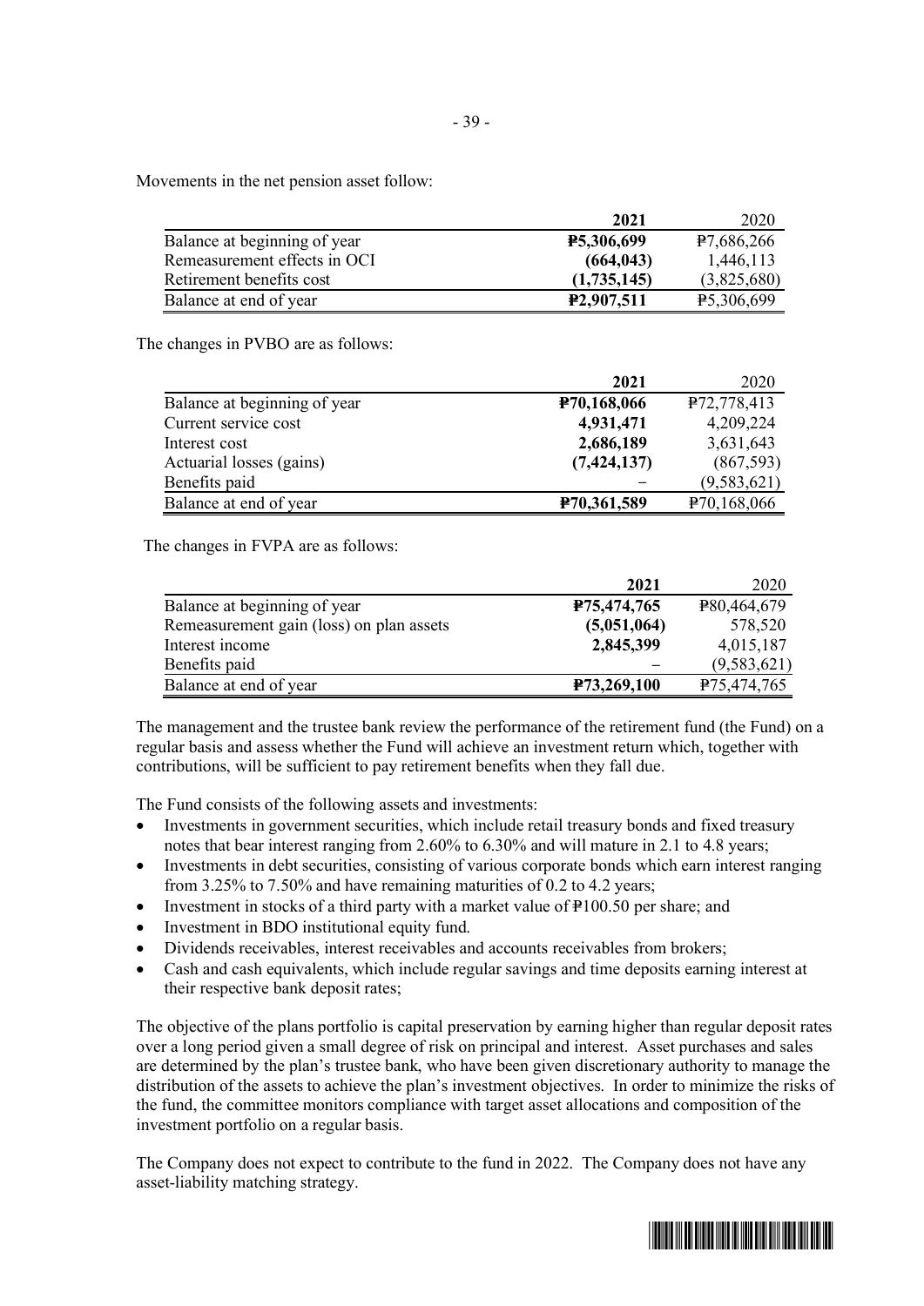Movements in the net pension asset follow:

| | 2021 | 2020 |
|---|---|---|
| Balance at beginning of year | **₱5,306,699** | ₱7,686,266 |
| Remeasurement effects in OCI | **(664,043)** | 1,446,113 |
| Retirement benefits cost | **(1,735,145)** | (3,825,680) |
| Balance at end of year | **₱2,907,511** | ₱5,306,699 |

The changes in PVBO are as follows:

| | 2021 | 2020 |
|---|---|---|
| Balance at beginning of year | **₱70,168,066** | ₱72,778,413 |
| Current service cost | **4,931,471** | 4,209,224 |
| Interest cost | **2,686,189** | 3,631,643 |
| Actuarial losses (gains) | **(7,424,137)** | (867,593) |
| Benefits paid | **–** | (9,583,621) |
| Balance at end of year | **₱70,361,589** | ₱70,168,066 |

The changes in FVPA are as follows:

| | 2021 | 2020 |
|---|---|---|
| Balance at beginning of year | **₱75,474,765** | ₱80,464,679 |
| Remeasurement gain (loss) on plan assets | **(5,051,064)** | 578,520 |
| Interest income | **2,845,399** | 4,015,187 |
| Benefits paid | **–** | (9,583,621) |
| Balance at end of year | **₱73,269,100** | ₱75,474,765 |

The management and the trustee bank review the performance of the retirement fund (the Fund) on a regular basis and assess whether the Fund will achieve an investment return which, together with contributions, will be sufficient to pay retirement benefits when they fall due.

The Fund consists of the following assets and investments:

- Investments in government securities, which include retail treasury bonds and fixed treasury notes that bear interest ranging from 2.60% to 6.30% and will mature in 2.1 to 4.8 years;
- Investments in debt securities, consisting of various corporate bonds which earn interest ranging from 3.25% to 7.50% and have remaining maturities of 0.2 to 4.2 years;
- Investment in stocks of a third party with a market value of ₱100.50 per share; and
- Investment in BDO institutional equity fund.
- Dividends receivables, interest receivables and accounts receivables from brokers;
- Cash and cash equivalents, which include regular savings and time deposits earning interest at their respective bank deposit rates;

The objective of the plans portfolio is capital preservation by earning higher than regular deposit rates over a long period given a small degree of risk on principal and interest. Asset purchases and sales are determined by the plan's trustee bank, who have been given discretionary authority to manage the distribution of the assets to achieve the plan's investment objectives. In order to minimize the risks of the fund, the committee monitors compliance with target asset allocations and composition of the investment portfolio on a regular basis.

The Company does not expect to contribute to the fund in 2022. The Company does not have any asset-liability matching strategy.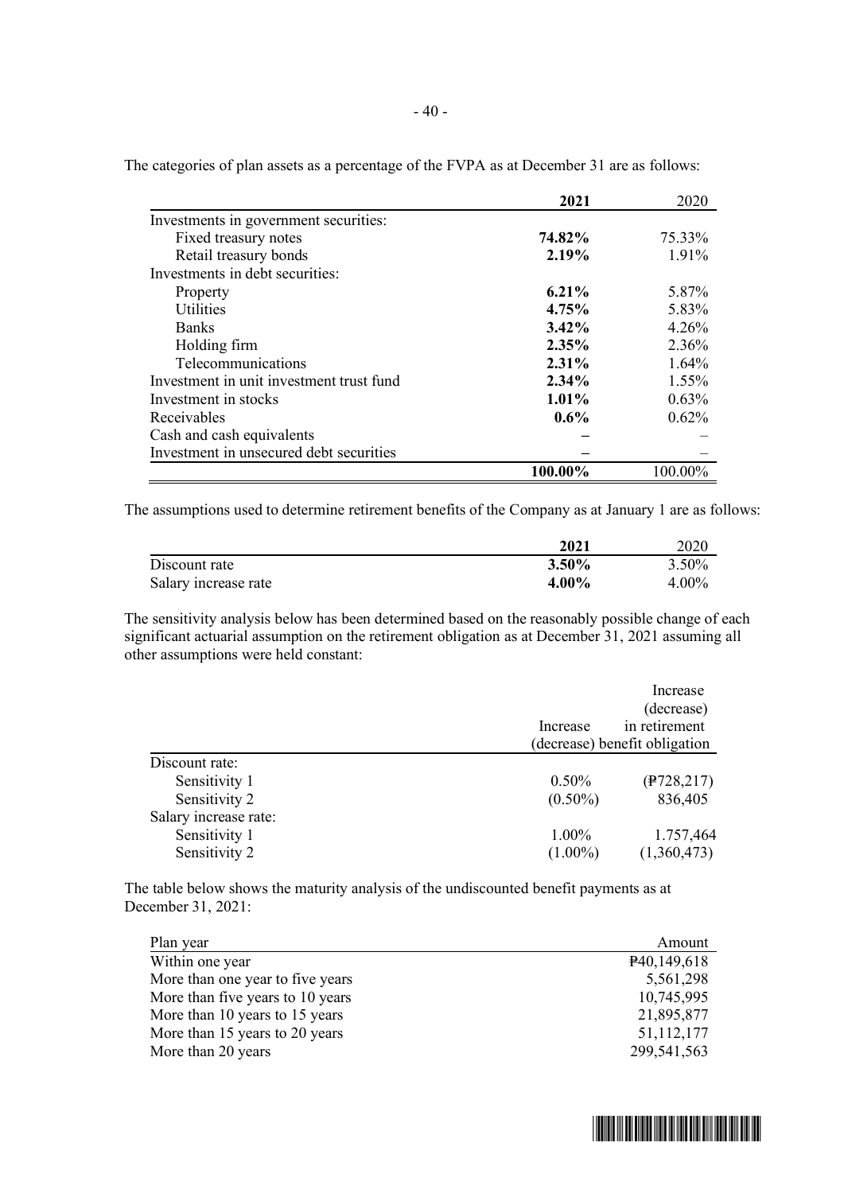The categories of plan assets as a percentage of the FVPA as at December 31 are as follows:

| | **2021** | 2020 |
|---|---|---|
| Investments in government securities: | | |
| Fixed treasury notes | **74.82%** | 75.33% |
| Retail treasury bonds | **2.19%** | 1.91% |
| Investments in debt securities: | | |
| Property | **6.21%** | 5.87% |
| Utilities | **4.75%** | 5.83% |
| Banks | **3.42%** | 4.26% |
| Holding firm | **2.35%** | 2.36% |
| Telecommunications | **2.31%** | 1.64% |
| Investment in unit investment trust fund | **2.34%** | 1.55% |
| Investment in stocks | **1.01%** | 0.63% |
| Receivables | **0.6%** | 0.62% |
| Cash and cash equivalents | **–** | – |
| Investment in unsecured debt securities | **–** | – |
| | **100.00%** | 100.00% |

The assumptions used to determine retirement benefits of the Company as at January 1 are as follows:

| | **2021** | 2020 |
|---|---|---|
| Discount rate | **3.50%** | 3.50% |
| Salary increase rate | **4.00%** | 4.00% |

The sensitivity analysis below has been determined based on the reasonably possible change of each significant actuarial assumption on the retirement obligation as at December 31, 2021 assuming all other assumptions were held constant:

| | Increase (decrease) | Increase (decrease) in retirement benefit obligation |
|---|---|---|
| Discount rate: | | |
| Sensitivity 1 | 0.50% | (₱728,217) |
| Sensitivity 2 | (0.50%) | 836,405 |
| Salary increase rate: | | |
| Sensitivity 1 | 1.00% | 1.757,464 |
| Sensitivity 2 | (1.00%) | (1,360,473) |

The table below shows the maturity analysis of the undiscounted benefit payments as at December 31, 2021:

| Plan year | Amount |
|---|---|
| Within one year | ₱40,149,618 |
| More than one year to five years | 5,561,298 |
| More than five years to 10 years | 10,745,995 |
| More than 10 years to 15 years | 21,895,877 |
| More than 15 years to 20 years | 51,112,177 |
| More than 20 years | 299,541,563 |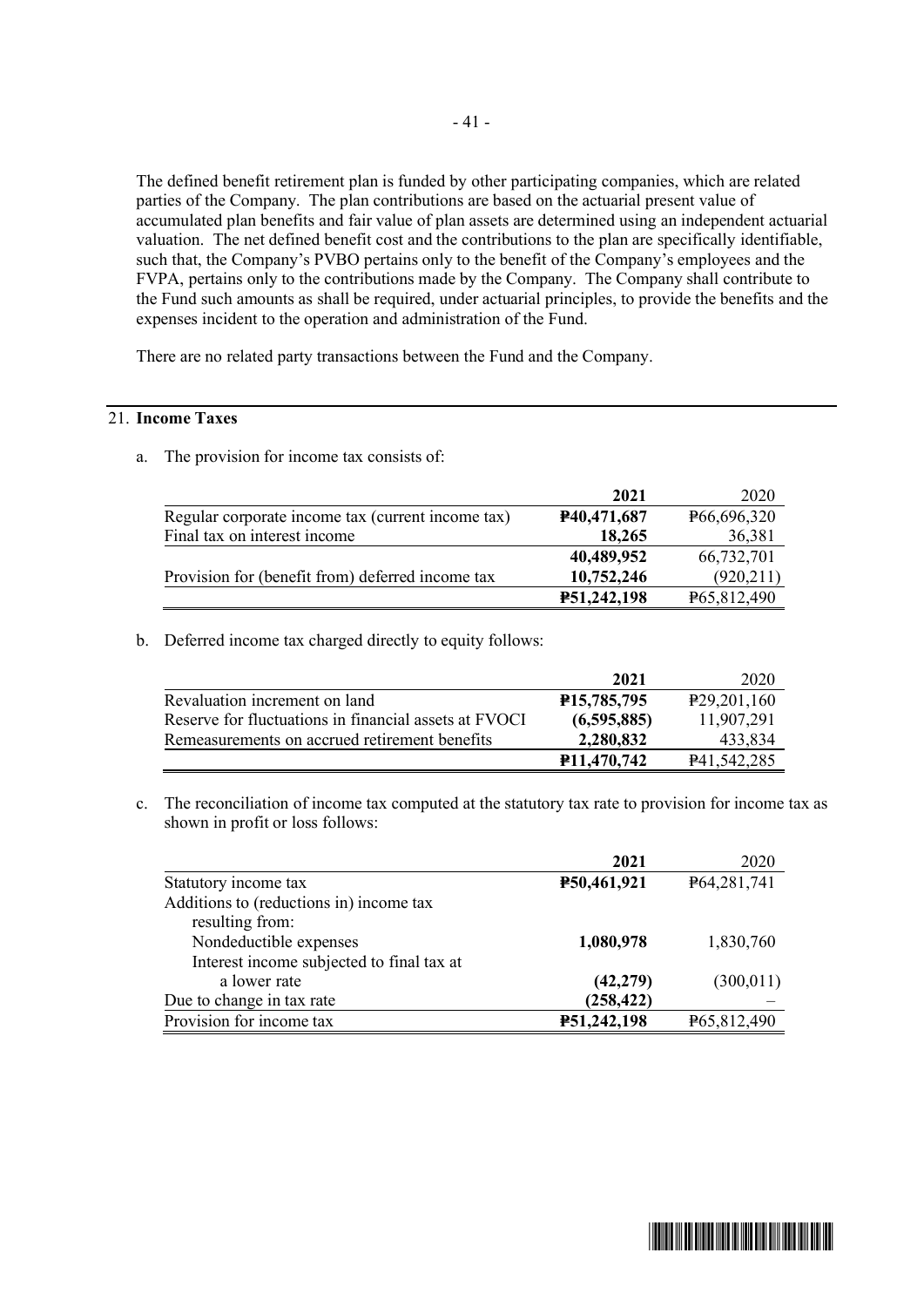The defined benefit retirement plan is funded by other participating companies, which are related parties of the Company. The plan contributions are based on the actuarial present value of accumulated plan benefits and fair value of plan assets are determined using an independent actuarial valuation. The net defined benefit cost and the contributions to the plan are specifically identifiable, such that, the Company's PVBO pertains only to the benefit of the Company's employees and the FVPA, pertains only to the contributions made by the Company. The Company shall contribute to the Fund such amounts as shall be required, under actuarial principles, to provide the benefits and the expenses incident to the operation and administration of the Fund.

There are no related party transactions between the Fund and the Company.

## 21. Income Taxes

a. The provision for income tax consists of:

| | **2021** | 2020 |
|---|---|---|
| Regular corporate income tax (current income tax) | **₱40,471,687** | ₱66,696,320 |
| Final tax on interest income | **18,265** | 36,381 |
| | **40,489,952** | 66,732,701 |
| Provision for (benefit from) deferred income tax | **10,752,246** | (920,211) |
| | **₱51,242,198** | ₱65,812,490 |

b. Deferred income tax charged directly to equity follows:

| | **2021** | 2020 |
|---|---|---|
| Revaluation increment on land | **₱15,785,795** | ₱29,201,160 |
| Reserve for fluctuations in financial assets at FVOCI | **(6,595,885)** | 11,907,291 |
| Remeasurements on accrued retirement benefits | **2,280,832** | 433,834 |
| | **₱11,470,742** | ₱41,542,285 |

c. The reconciliation of income tax computed at the statutory tax rate to provision for income tax as shown in profit or loss follows:

| | **2021** | 2020 |
|---|---|---|
| Statutory income tax | **₱50,461,921** | ₱64,281,741 |
| Additions to (reductions in) income tax resulting from: | | |
| Nondeductible expenses | **1,080,978** | 1,830,760 |
| Interest income subjected to final tax at a lower rate | **(42,279)** | (300,011) |
| Due to change in tax rate | **(258,422)** | – |
| Provision for income tax | **₱51,242,198** | ₱65,812,490 |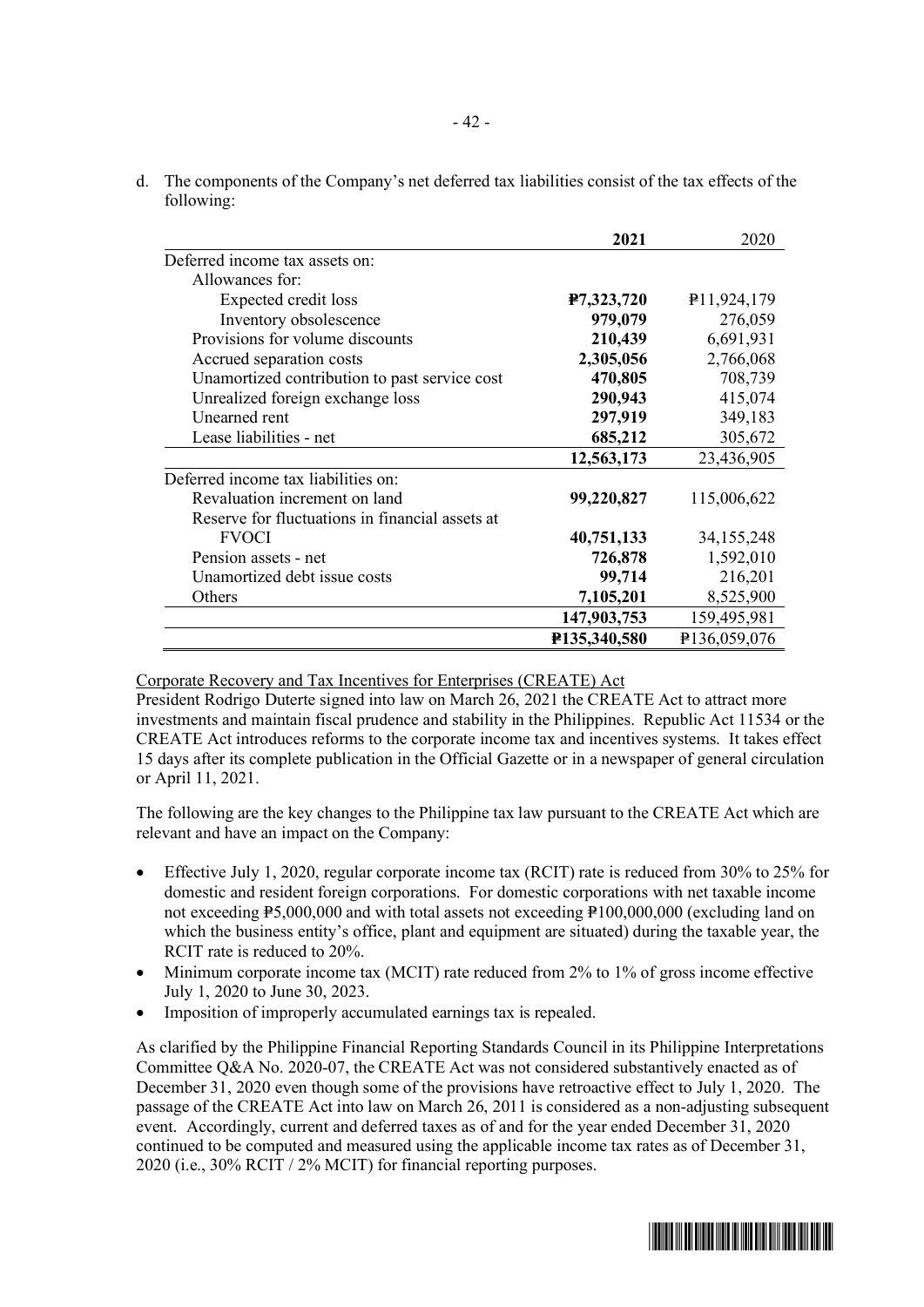d. The components of the Company's net deferred tax liabilities consist of the tax effects of the following:

| | **2021** | 2020 |
|---|---|---|
| Deferred income tax assets on: | | |
| Allowances for: | | |
| Expected credit loss | **₱7,323,720** | ₱11,924,179 |
| Inventory obsolescence | **979,079** | 276,059 |
| Provisions for volume discounts | **210,439** | 6,691,931 |
| Accrued separation costs | **2,305,056** | 2,766,068 |
| Unamortized contribution to past service cost | **470,805** | 708,739 |
| Unrealized foreign exchange loss | **290,943** | 415,074 |
| Unearned rent | **297,919** | 349,183 |
| Lease liabilities - net | **685,212** | 305,672 |
| | **12,563,173** | 23,436,905 |
| Deferred income tax liabilities on: | | |
| Revaluation increment on land | **99,220,827** | 115,006,622 |
| Reserve for fluctuations in financial assets at FVOCI | **40,751,133** | 34,155,248 |
| Pension assets - net | **726,878** | 1,592,010 |
| Unamortized debt issue costs | **99,714** | 216,201 |
| Others | **7,105,201** | 8,525,900 |
| | **147,903,753** | 159,495,981 |
| | **₱135,340,580** | ₱136,059,076 |

Corporate Recovery and Tax Incentives for Enterprises (CREATE) Act

President Rodrigo Duterte signed into law on March 26, 2021 the CREATE Act to attract more investments and maintain fiscal prudence and stability in the Philippines. Republic Act 11534 or the CREATE Act introduces reforms to the corporate income tax and incentives systems. It takes effect 15 days after its complete publication in the Official Gazette or in a newspaper of general circulation or April 11, 2021.

The following are the key changes to the Philippine tax law pursuant to the CREATE Act which are relevant and have an impact on the Company:

- Effective July 1, 2020, regular corporate income tax (RCIT) rate is reduced from 30% to 25% for domestic and resident foreign corporations. For domestic corporations with net taxable income not exceeding ₱5,000,000 and with total assets not exceeding ₱100,000,000 (excluding land on which the business entity's office, plant and equipment are situated) during the taxable year, the RCIT rate is reduced to 20%.
- Minimum corporate income tax (MCIT) rate reduced from 2% to 1% of gross income effective July 1, 2020 to June 30, 2023.
- Imposition of improperly accumulated earnings tax is repealed.

As clarified by the Philippine Financial Reporting Standards Council in its Philippine Interpretations Committee Q&A No. 2020-07, the CREATE Act was not considered substantively enacted as of December 31, 2020 even though some of the provisions have retroactive effect to July 1, 2020. The passage of the CREATE Act into law on March 26, 2011 is considered as a non-adjusting subsequent event. Accordingly, current and deferred taxes as of and for the year ended December 31, 2020 continued to be computed and measured using the applicable income tax rates as of December 31, 2020 (i.e., 30% RCIT / 2% MCIT) for financial reporting purposes.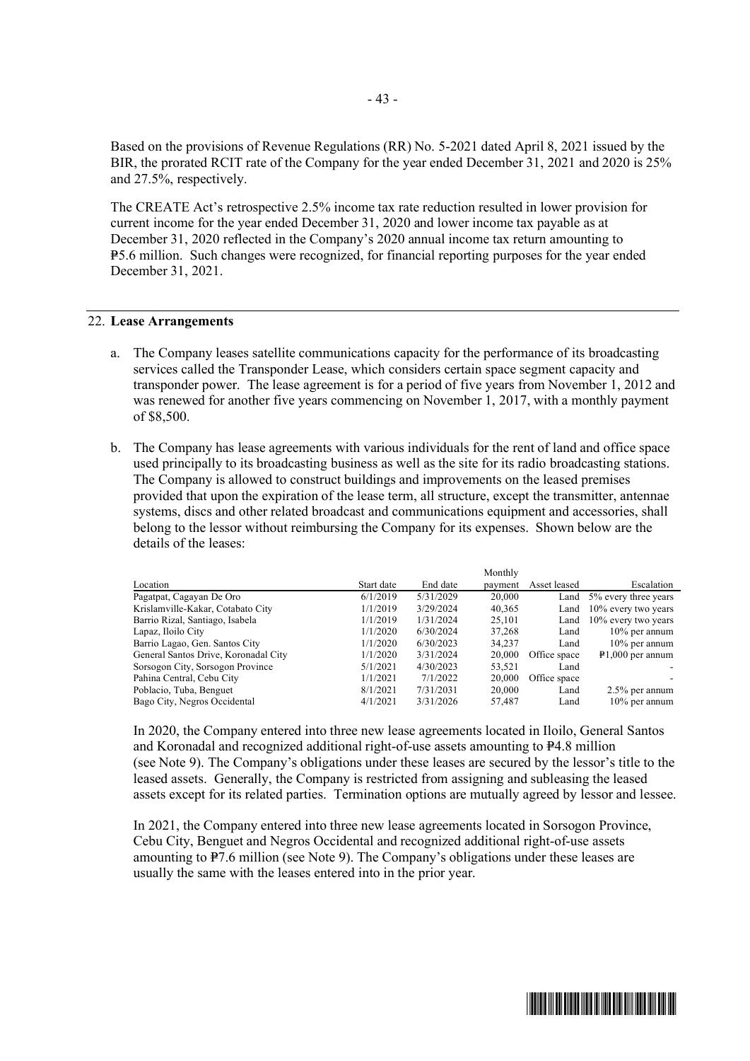Based on the provisions of Revenue Regulations (RR) No. 5-2021 dated April 8, 2021 issued by the BIR, the prorated RCIT rate of the Company for the year ended December 31, 2021 and 2020 is 25% and 27.5%, respectively.

The CREATE Act's retrospective 2.5% income tax rate reduction resulted in lower provision for current income for the year ended December 31, 2020 and lower income tax payable as at December 31, 2020 reflected in the Company's 2020 annual income tax return amounting to ₱5.6 million. Such changes were recognized, for financial reporting purposes for the year ended December 31, 2021.

## 22. Lease Arrangements

a. The Company leases satellite communications capacity for the performance of its broadcasting services called the Transponder Lease, which considers certain space segment capacity and transponder power. The lease agreement is for a period of five years from November 1, 2012 and was renewed for another five years commencing on November 1, 2017, with a monthly payment of $8,500.

b. The Company has lease agreements with various individuals for the rent of land and office space used principally to its broadcasting business as well as the site for its radio broadcasting stations. The Company is allowed to construct buildings and improvements on the leased premises provided that upon the expiration of the lease term, all structure, except the transmitter, antennae systems, discs and other related broadcast and communications equipment and accessories, shall belong to the lessor without reimbursing the Company for its expenses. Shown below are the details of the leases:

| Location | Start date | End date | Monthly payment | Asset leased | Escalation |
|---|---|---|---|---|---|
| Pagatpat, Cagayan De Oro | 6/1/2019 | 5/31/2029 | 20,000 | Land | 5% every three years |
| Krislamville-Kakar, Cotabato City | 1/1/2019 | 3/29/2024 | 40,365 | Land | 10% every two years |
| Barrio Rizal, Santiago, Isabela | 1/1/2019 | 1/31/2024 | 25,101 | Land | 10% every two years |
| Lapaz, Iloilo City | 1/1/2020 | 6/30/2024 | 37,268 | Land | 10% per annum |
| Barrio Lagao, Gen. Santos City | 1/1/2020 | 6/30/2023 | 34,237 | Land | 10% per annum |
| General Santos Drive, Koronadal City | 1/1/2020 | 3/31/2024 | 20,000 | Office space | ₱1,000 per annum |
| Sorsogon City, Sorsogon Province | 5/1/2021 | 4/30/2023 | 53,521 | Land | - |
| Pahina Central, Cebu City | 1/1/2021 | 7/1/2022 | 20,000 | Office space | - |
| Poblacio, Tuba, Benguet | 8/1/2021 | 7/31/2031 | 20,000 | Land | 2.5% per annum |
| Bago City, Negros Occidental | 4/1/2021 | 3/31/2026 | 57,487 | Land | 10% per annum |

In 2020, the Company entered into three new lease agreements located in Iloilo, General Santos and Koronadal and recognized additional right-of-use assets amounting to ₱4.8 million (see Note 9). The Company's obligations under these leases are secured by the lessor's title to the leased assets. Generally, the Company is restricted from assigning and subleasing the leased assets except for its related parties. Termination options are mutually agreed by lessor and lessee.

In 2021, the Company entered into three new lease agreements located in Sorsogon Province, Cebu City, Benguet and Negros Occidental and recognized additional right-of-use assets amounting to ₱7.6 million (see Note 9). The Company's obligations under these leases are usually the same with the leases entered into in the prior year.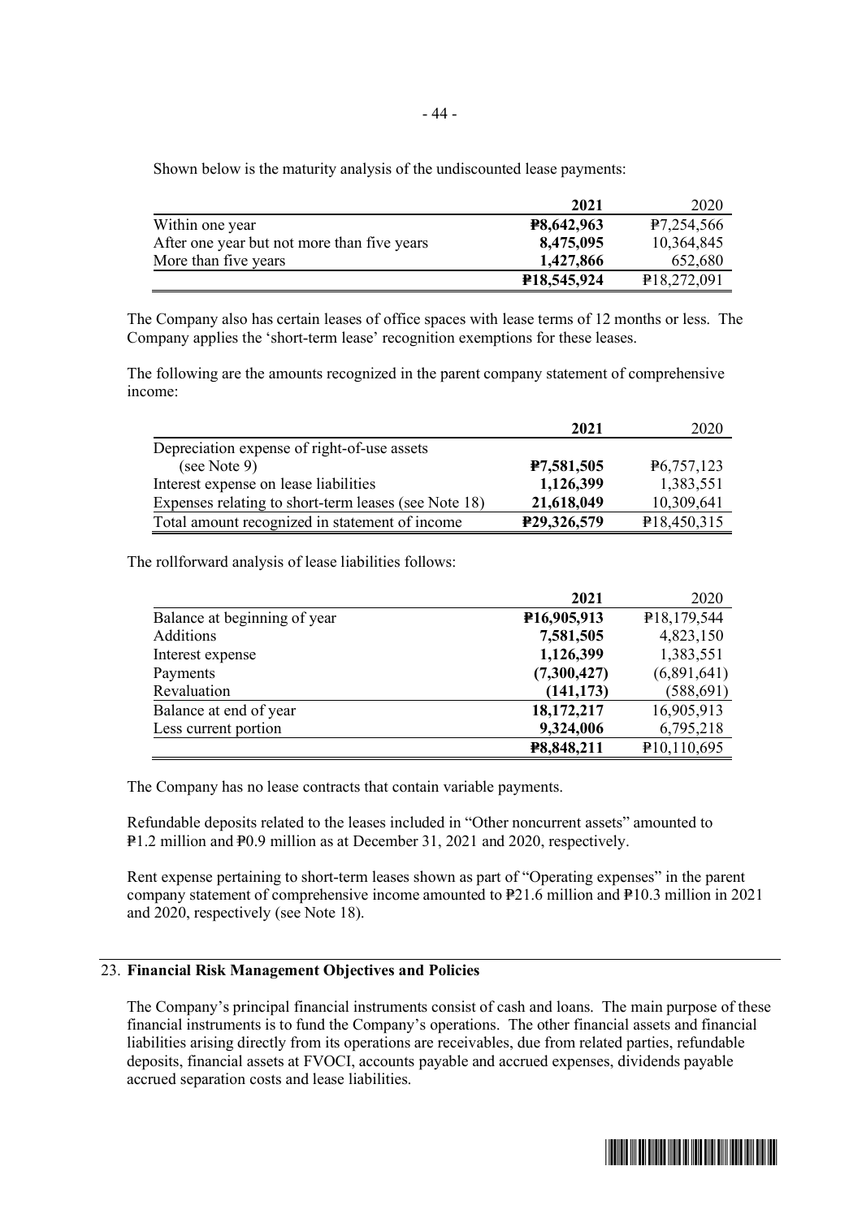Shown below is the maturity analysis of the undiscounted lease payments:

| | 2021 | 2020 |
|---|---|---|
| Within one year | ₱8,642,963 | ₱7,254,566 |
| After one year but not more than five years | 8,475,095 | 10,364,845 |
| More than five years | 1,427,866 | 652,680 |
| | ₱18,545,924 | ₱18,272,091 |

The Company also has certain leases of office spaces with lease terms of 12 months or less. The Company applies the 'short-term lease' recognition exemptions for these leases.

The following are the amounts recognized in the parent company statement of comprehensive income:

| | 2021 | 2020 |
|---|---|---|
| Depreciation expense of right-of-use assets (see Note 9) | ₱7,581,505 | ₱6,757,123 |
| Interest expense on lease liabilities | 1,126,399 | 1,383,551 |
| Expenses relating to short-term leases (see Note 18) | 21,618,049 | 10,309,641 |
| Total amount recognized in statement of income | ₱29,326,579 | ₱18,450,315 |

The rollforward analysis of lease liabilities follows:

| | 2021 | 2020 |
|---|---|---|
| Balance at beginning of year | ₱16,905,913 | ₱18,179,544 |
| Additions | 7,581,505 | 4,823,150 |
| Interest expense | 1,126,399 | 1,383,551 |
| Payments | (7,300,427) | (6,891,641) |
| Revaluation | (141,173) | (588,691) |
| Balance at end of year | 18,172,217 | 16,905,913 |
| Less current portion | 9,324,006 | 6,795,218 |
| | ₱8,848,211 | ₱10,110,695 |

The Company has no lease contracts that contain variable payments.

Refundable deposits related to the leases included in "Other noncurrent assets" amounted to ₱1.2 million and ₱0.9 million as at December 31, 2021 and 2020, respectively.

Rent expense pertaining to short-term leases shown as part of "Operating expenses" in the parent company statement of comprehensive income amounted to ₱21.6 million and ₱10.3 million in 2021 and 2020, respectively (see Note 18).

## 23. Financial Risk Management Objectives and Policies

The Company's principal financial instruments consist of cash and loans. The main purpose of these financial instruments is to fund the Company's operations. The other financial assets and financial liabilities arising directly from its operations are receivables, due from related parties, refundable deposits, financial assets at FVOCI, accounts payable and accrued expenses, dividends payable accrued separation costs and lease liabilities.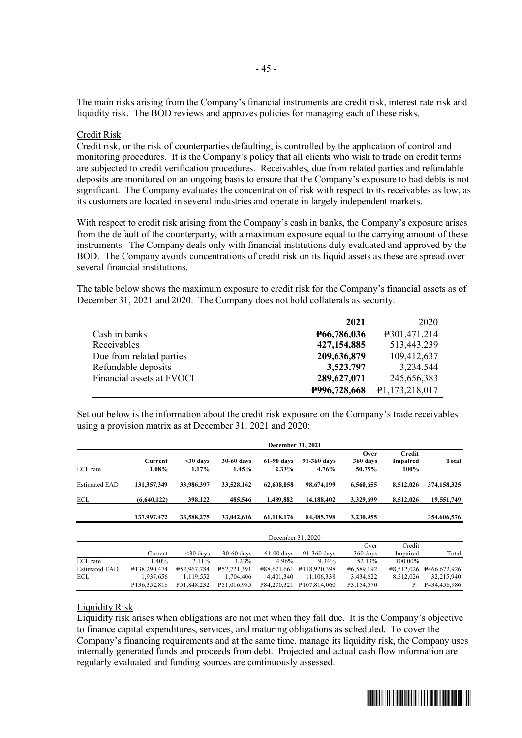The main risks arising from the Company's financial instruments are credit risk, interest rate risk and liquidity risk. The BOD reviews and approves policies for managing each of these risks.

Credit Risk

Credit risk, or the risk of counterparties defaulting, is controlled by the application of control and monitoring procedures. It is the Company's policy that all clients who wish to trade on credit terms are subjected to credit verification procedures. Receivables, due from related parties and refundable deposits are monitored on an ongoing basis to ensure that the Company's exposure to bad debts is not significant. The Company evaluates the concentration of risk with respect to its receivables as low, as its customers are located in several industries and operate in largely independent markets.

With respect to credit risk arising from the Company's cash in banks, the Company's exposure arises from the default of the counterparty, with a maximum exposure equal to the carrying amount of these instruments. The Company deals only with financial institutions duly evaluated and approved by the BOD. The Company avoids concentrations of credit risk on its liquid assets as these are spread over several financial institutions.

The table below shows the maximum exposure to credit risk for the Company's financial assets as of December 31, 2021 and 2020. The Company does not hold collaterals as security.

| | **2021** | 2020 |
|---|---|---|
| Cash in banks | **₱66,786,036** | ₱301,471,214 |
| Receivables | **427,154,885** | 513,443,239 |
| Due from related parties | **209,636,879** | 109,412,637 |
| Refundable deposits | **3,523,797** | 3,234,544 |
| Financial assets at FVOCI | **289,627,071** | 245,656,383 |
| | **₱996,728,668** | ₱1,173,218,017 |

Set out below is the information about the credit risk exposure on the Company's trade receivables using a provision matrix as at December 31, 2021 and 2020:

| | **December 31, 2021** | | | | | | | |
|---|---|---|---|---|---|---|---|---|
| | **Current** | **<30 days** | **30-60 days** | **61-90 days** | **91-360 days** | **Over 360 days** | **Credit Impaired** | **Total** |
| ECL rate | **1.08%** | **1.17%** | **1.45%** | **2.33%** | **4.76%** | **50.75%** | **100%** | |
| Estimated EAD | **131,357,349** | **33,986,397** | **33,528,162** | **62,608,058** | **98,674,199** | **6,560,655** | **8,512,026** | **374,158,325** |
| ECL | **(6,640,122)** | **398,122** | **485,546** | **1,489,882** | **14,188,402** | **3,329,699** | **8,512,026** | **19,551,749** |
| | **137,997,472** | **33,588,275** | **33,042,616** | **61,118,176** | **84,485,798** | **3,230,955** | **–** | **354,606,576** |

| | December 31, 2020 | | | | | | | |
|---|---|---|---|---|---|---|---|---|
| | Current | <30 days | 30-60 days | 61-90 days | 91-360 days | Over 360 days | Credit Impaired | Total |
| ECL rate | 1.40% | 2.11% | 3.23% | 4.96% | 9.34% | 52.13% | 100.00% | |
| Estimated EAD | ₱138,290,474 | ₱52,967,784 | ₱52,721,391 | ₱88,671,661 | ₱118,920,398 | ₱6,589,192 | ₱8,512,026 | ₱466,672,926 |
| ECL | 1,937,656 | 1,119,552 | 1,704,406 | 4,401,340 | 11,106,338 | 3,434,622 | 8,512,026 | 32,215,940 |
| | ₱136,352,818 | ₱51,848,232 | ₱51,016,985 | ₱84,270,321 | ₱107,814,060 | ₱3,154,570 | ₱– | ₱434,456,986 |

Liquidity Risk

Liquidity risk arises when obligations are not met when they fall due. It is the Company's objective to finance capital expenditures, services, and maturing obligations as scheduled. To cover the Company's financing requirements and at the same time, manage its liquidity risk, the Company uses internally generated funds and proceeds from debt. Projected and actual cash flow information are regularly evaluated and funding sources are continuously assessed.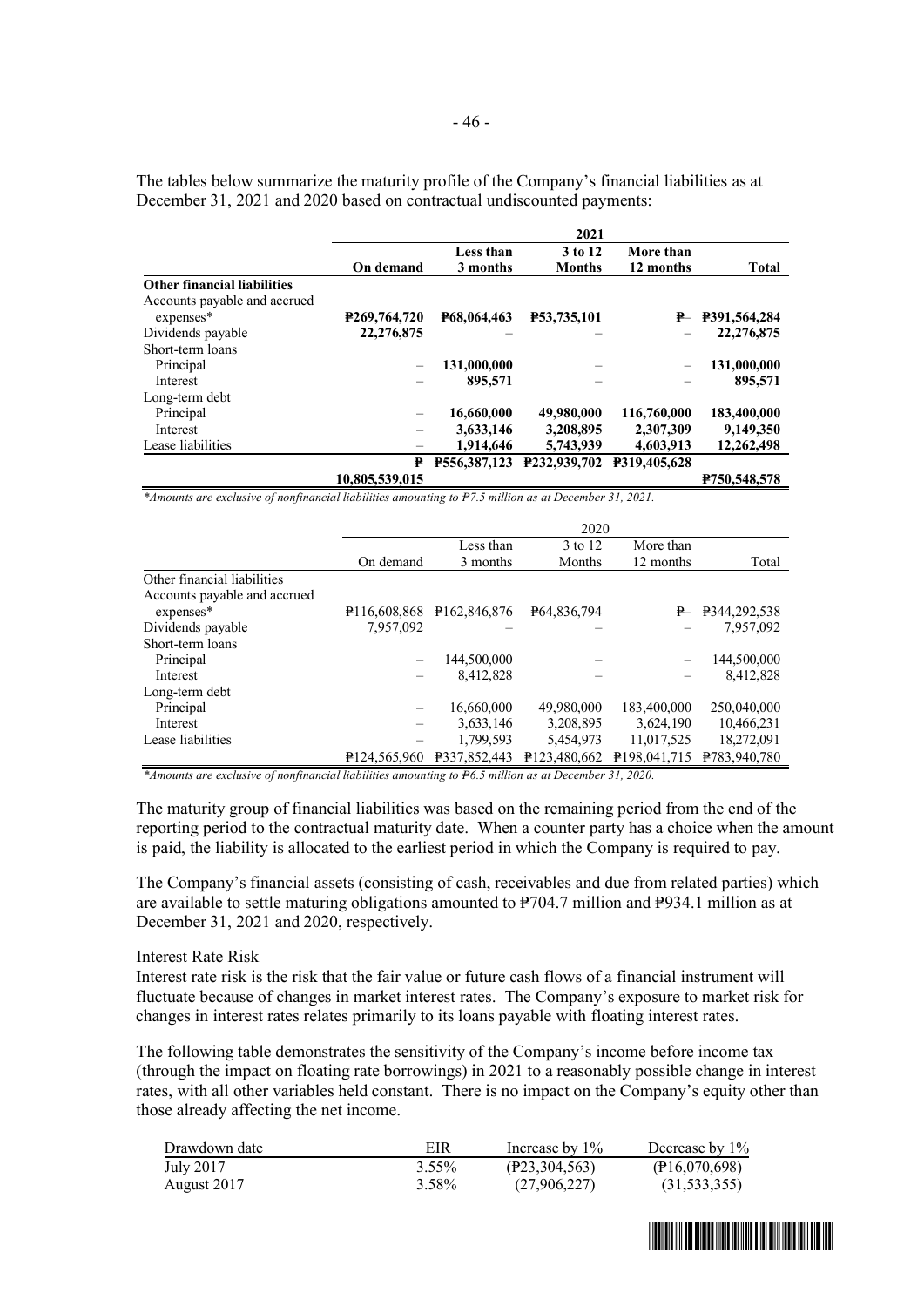The tables below summarize the maturity profile of the Company's financial liabilities as at December 31, 2021 and 2020 based on contractual undiscounted payments:

| | 2021 | | | | |
|---|---|---|---|---|---|
| | **On demand** | **Less than 3 months** | **3 to 12 Months** | **More than 12 months** | **Total** |
| **Other financial liabilities** | | | | | |
| Accounts payable and accrued expenses* | **₱269,764,720** | **₱68,064,463** | **₱53,735,101** | **₱–** | **₱391,564,284** |
| Dividends payable | **22,276,875** | – | – | – | **22,276,875** |
| Short-term loans | | | | | |
| Principal | – | **131,000,000** | – | – | **131,000,000** |
| Interest | – | **895,571** | – | – | **895,571** |
| Long-term debt | | | | | |
| Principal | – | **16,660,000** | **49,980,000** | **116,760,000** | **183,400,000** |
| Interest | – | **3,633,146** | **3,208,895** | **2,307,309** | **9,149,350** |
| Lease liabilities | – | **1,914,646** | **5,743,939** | **4,603,913** | **12,262,498** |
| | **₱ 10,805,539,015** | **₱556,387,123** | **₱232,939,702** | **₱319,405,628** | **₱750,548,578** |

*\*Amounts are exclusive of nonfinancial liabilities amounting to ₱7.5 million as at December 31, 2021.*

| | 2020 | | | | |
|---|---|---|---|---|---|
| | On demand | Less than 3 months | 3 to 12 Months | More than 12 months | Total |
| Other financial liabilities | | | | | |
| Accounts payable and accrued expenses* | ₱116,608,868 | ₱162,846,876 | ₱64,836,794 | ₱– | ₱344,292,538 |
| Dividends payable | 7,957,092 | – | – | – | 7,957,092 |
| Short-term loans | | | | | |
| Principal | – | 144,500,000 | – | – | 144,500,000 |
| Interest | – | 8,412,828 | – | – | 8,412,828 |
| Long-term debt | | | | | |
| Principal | – | 16,660,000 | 49,980,000 | 183,400,000 | 250,040,000 |
| Interest | – | 3,633,146 | 3,208,895 | 3,624,190 | 10,466,231 |
| Lease liabilities | – | 1,799,593 | 5,454,973 | 11,017,525 | 18,272,091 |
| | ₱124,565,960 | ₱337,852,443 | ₱123,480,662 | ₱198,041,715 | ₱783,940,780 |

*\*Amounts are exclusive of nonfinancial liabilities amounting to ₱6.5 million as at December 31, 2020.*

The maturity group of financial liabilities was based on the remaining period from the end of the reporting period to the contractual maturity date. When a counter party has a choice when the amount is paid, the liability is allocated to the earliest period in which the Company is required to pay.

The Company's financial assets (consisting of cash, receivables and due from related parties) which are available to settle maturing obligations amounted to ₱704.7 million and ₱934.1 million as at December 31, 2021 and 2020, respectively.

Interest Rate Risk

Interest rate risk is the risk that the fair value or future cash flows of a financial instrument will fluctuate because of changes in market interest rates. The Company's exposure to market risk for changes in interest rates relates primarily to its loans payable with floating interest rates.

The following table demonstrates the sensitivity of the Company's income before income tax (through the impact on floating rate borrowings) in 2021 to a reasonably possible change in interest rates, with all other variables held constant. There is no impact on the Company's equity other than those already affecting the net income.

| Drawdown date | EIR | Increase by 1% | Decrease by 1% |
|---|---|---|---|
| July 2017 | 3.55% | (₱23,304,563) | (₱16,070,698) |
| August 2017 | 3.58% | (27,906,227) | (31,533,355) |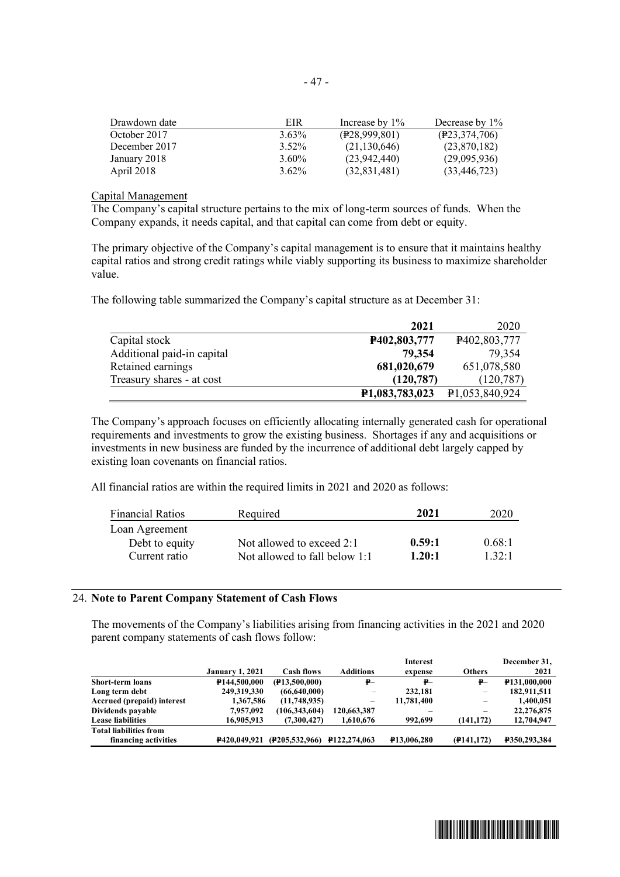| Drawdown date | EIR | Increase by 1% | Decrease by 1% |
|---|---|---|---|
| October 2017 | 3.63% | (₱28,999,801) | (₱23,374,706) |
| December 2017 | 3.52% | (21,130,646) | (23,870,182) |
| January 2018 | 3.60% | (23,942,440) | (29,095,936) |
| April 2018 | 3.62% | (32,831,481) | (33,446,723) |

Capital Management

The Company's capital structure pertains to the mix of long-term sources of funds. When the Company expands, it needs capital, and that capital can come from debt or equity.

The primary objective of the Company's capital management is to ensure that it maintains healthy capital ratios and strong credit ratings while viably supporting its business to maximize shareholder value.

The following table summarized the Company's capital structure as at December 31:

| | **2021** | 2020 |
|---|---|---|
| Capital stock | **₱402,803,777** | ₱402,803,777 |
| Additional paid-in capital | **79,354** | 79,354 |
| Retained earnings | **681,020,679** | 651,078,580 |
| Treasury shares - at cost | **(120,787)** | (120,787) |
| | **₱1,083,783,023** | ₱1,053,840,924 |

The Company's approach focuses on efficiently allocating internally generated cash for operational requirements and investments to grow the existing business. Shortages if any and acquisitions or investments in new business are funded by the incurrence of additional debt largely capped by existing loan covenants on financial ratios.

All financial ratios are within the required limits in 2021 and 2020 as follows:

| Financial Ratios | Required | **2021** | 2020 |
|---|---|---|---|
| Loan Agreement | | | |
| Debt to equity | Not allowed to exceed 2:1 | **0.59:1** | 0.68:1 |
| Current ratio | Not allowed to fall below 1:1 | **1.20:1** | 1.32:1 |

## 24. Note to Parent Company Statement of Cash Flows

The movements of the Company's liabilities arising from financing activities in the 2021 and 2020 parent company statements of cash flows follow:

| | **January 1, 2021** | **Cash flows** | **Additions** | **Interest expense** | **Others** | **December 31, 2021** |
|---|---|---|---|---|---|---|
| **Short-term loans** | **₱144,500,000** | **(₱13,500,000)** | **₱–** | **₱–** | **₱–** | **₱131,000,000** |
| **Long term debt** | **249,319,330** | **(66,640,000)** | – | **232,181** | – | **182,911,511** |
| **Accrued (prepaid) interest** | **1,367,586** | **(11,748,935)** | – | **11,781,400** | – | **1,400,051** |
| **Dividends payable** | **7,957,092** | **(106,343,604)** | **120,663,387** | – | – | **22,276,875** |
| **Lease liabilities** | **16,905,913** | **(7,300,427)** | **1,610,676** | **992,699** | **(141,172)** | **12,704,947** |
| **Total liabilities from financing activities** | **₱420,049,921** | **(₱205,532,966)** | **₱122,274,063** | **₱13,006,280** | **(₱141,172)** | **₱350,293,384** |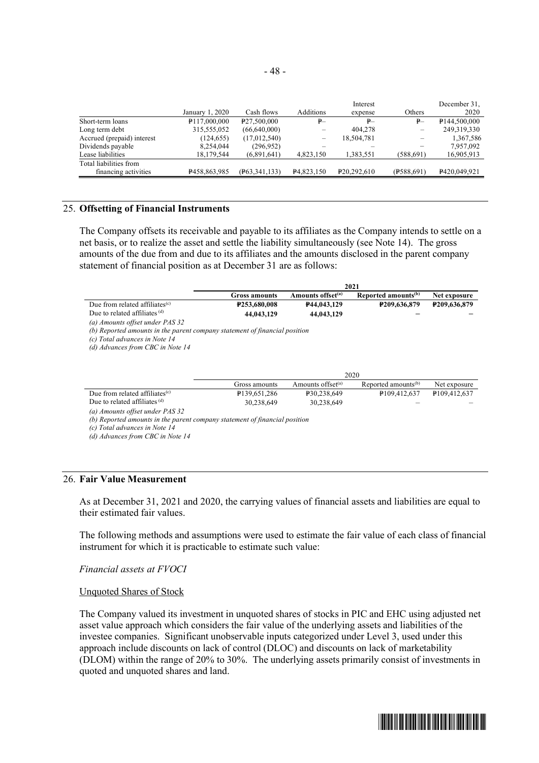| | January 1, 2020 | Cash flows | Additions | Interest expense | Others | December 31, 2020 |
|---|---|---|---|---|---|---|
| Short-term loans | ₱117,000,000 | ₱27,500,000 | ₱– | ₱– | ₱– | ₱144,500,000 |
| Long term debt | 315,555,052 | (66,640,000) | – | 404,278 | – | 249,319,330 |
| Accrued (prepaid) interest | (124,655) | (17,012,540) | – | 18,504,781 | – | 1,367,586 |
| Dividends payable | 8,254,044 | (296,952) | – | – | – | 7,957,092 |
| Lease liabilities | 18,179,544 | (6,891,641) | 4,823,150 | 1,383,551 | (588,691) | 16,905,913 |
| Total liabilities from financing activities | ₱458,863,985 | (₱63,341,133) | ₱4,823,150 | ₱20,292,610 | (₱588,691) | ₱420,049,921 |

## 25. Offsetting of Financial Instruments

The Company offsets its receivable and payable to its affiliates as the Company intends to settle on a net basis, or to realize the asset and settle the liability simultaneously (see Note 14). The gross amounts of the due from and due to its affiliates and the amounts disclosed in the parent company statement of financial position as at December 31 are as follows:

| | **2021** | | | |
|---|---|---|---|---|
| | **Gross amounts** | **Amounts offset[(a)]** | **Reported amounts[(b)]** | **Net exposure** |
| Due from related affiliates[(c)] | **₱253,680,008** | **₱44,043,129** | **₱209,636,879** | **₱209,636,879** |
| Due to related affiliates [(d)] | **44,043,129** | **44,043,129** | **–** | **–** |

*(a) Amounts offset under PAS 32*
*(b) Reported amounts in the parent company statement of financial position*
*(c) Total advances in Note 14*
*(d) Advances from CBC in Note 14*

| | 2020 | | | |
|---|---|---|---|---|
| | Gross amounts | Amounts offset[(a)] | Reported amounts[(b)] | Net exposure |
| Due from related affiliates[(c)] | ₱139,651,286 | ₱30,238,649 | ₱109,412,637 | ₱109,412,637 |
| Due to related affiliates [(d)] | 30,238,649 | 30,238,649 | – | – |

*(a) Amounts offset under PAS 32*
*(b) Reported amounts in the parent company statement of financial position*
*(c) Total advances in Note 14*
*(d) Advances from CBC in Note 14*

## 26. Fair Value Measurement

As at December 31, 2021 and 2020, the carrying values of financial assets and liabilities are equal to their estimated fair values.

The following methods and assumptions were used to estimate the fair value of each class of financial instrument for which it is practicable to estimate such value:

*Financial assets at FVOCI*

Unquoted Shares of Stock

The Company valued its investment in unquoted shares of stocks in PIC and EHC using adjusted net asset value approach which considers the fair value of the underlying assets and liabilities of the investee companies. Significant unobservable inputs categorized under Level 3, used under this approach include discounts on lack of control (DLOC) and discounts on lack of marketability (DLOM) within the range of 20% to 30%. The underlying assets primarily consist of investments in quoted and unquoted shares and land.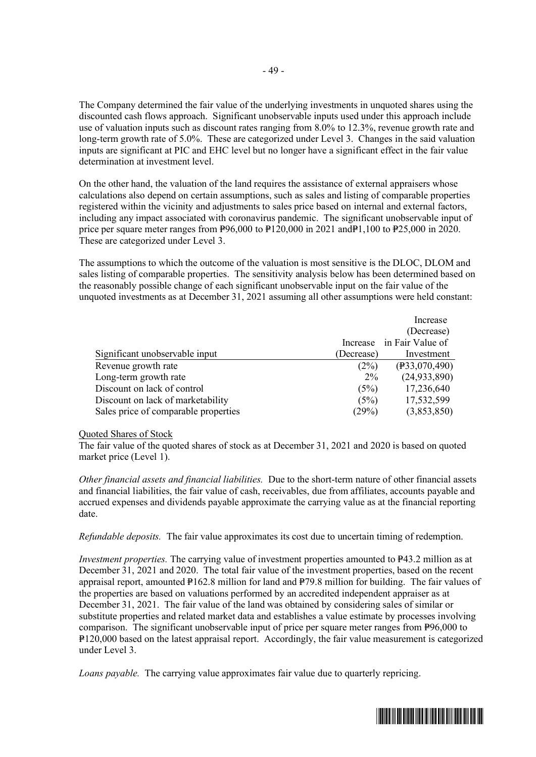The Company determined the fair value of the underlying investments in unquoted shares using the discounted cash flows approach. Significant unobservable inputs used under this approach include use of valuation inputs such as discount rates ranging from 8.0% to 12.3%, revenue growth rate and long-term growth rate of 5.0%. These are categorized under Level 3. Changes in the said valuation inputs are significant at PIC and EHC level but no longer have a significant effect in the fair value determination at investment level.

On the other hand, the valuation of the land requires the assistance of external appraisers whose calculations also depend on certain assumptions, such as sales and listing of comparable properties registered within the vicinity and adjustments to sales price based on internal and external factors, including any impact associated with coronavirus pandemic. The significant unobservable input of price per square meter ranges from ₱96,000 to ₱120,000 in 2021 and₱1,100 to ₱25,000 in 2020. These are categorized under Level 3.

The assumptions to which the outcome of the valuation is most sensitive is the DLOC, DLOM and sales listing of comparable properties. The sensitivity analysis below has been determined based on the reasonably possible change of each significant unobservable input on the fair value of the unquoted investments as at December 31, 2021 assuming all other assumptions were held constant:

| Significant unobservable input | Increase (Decrease) | Increase (Decrease) in Fair Value of Investment |
|---|---|---|
| Revenue growth rate | (2%) | (₱33,070,490) |
| Long-term growth rate | 2% | (24,933,890) |
| Discount on lack of control | (5%) | 17,236,640 |
| Discount on lack of marketability | (5%) | 17,532,599 |
| Sales price of comparable properties | (29%) | (3,853,850) |

Quoted Shares of Stock

The fair value of the quoted shares of stock as at December 31, 2021 and 2020 is based on quoted market price (Level 1).

*Other financial assets and financial liabilities.* Due to the short-term nature of other financial assets and financial liabilities, the fair value of cash, receivables, due from affiliates, accounts payable and accrued expenses and dividends payable approximate the carrying value as at the financial reporting date.

*Refundable deposits.* The fair value approximates its cost due to uncertain timing of redemption.

*Investment properties.* The carrying value of investment properties amounted to ₱43.2 million as at December 31, 2021 and 2020. The total fair value of the investment properties, based on the recent appraisal report, amounted ₱162.8 million for land and ₱79.8 million for building. The fair values of the properties are based on valuations performed by an accredited independent appraiser as at December 31, 2021. The fair value of the land was obtained by considering sales of similar or substitute properties and related market data and establishes a value estimate by processes involving comparison. The significant unobservable input of price per square meter ranges from ₱96,000 to ₱120,000 based on the latest appraisal report. Accordingly, the fair value measurement is categorized under Level 3.

*Loans payable.* The carrying value approximates fair value due to quarterly repricing.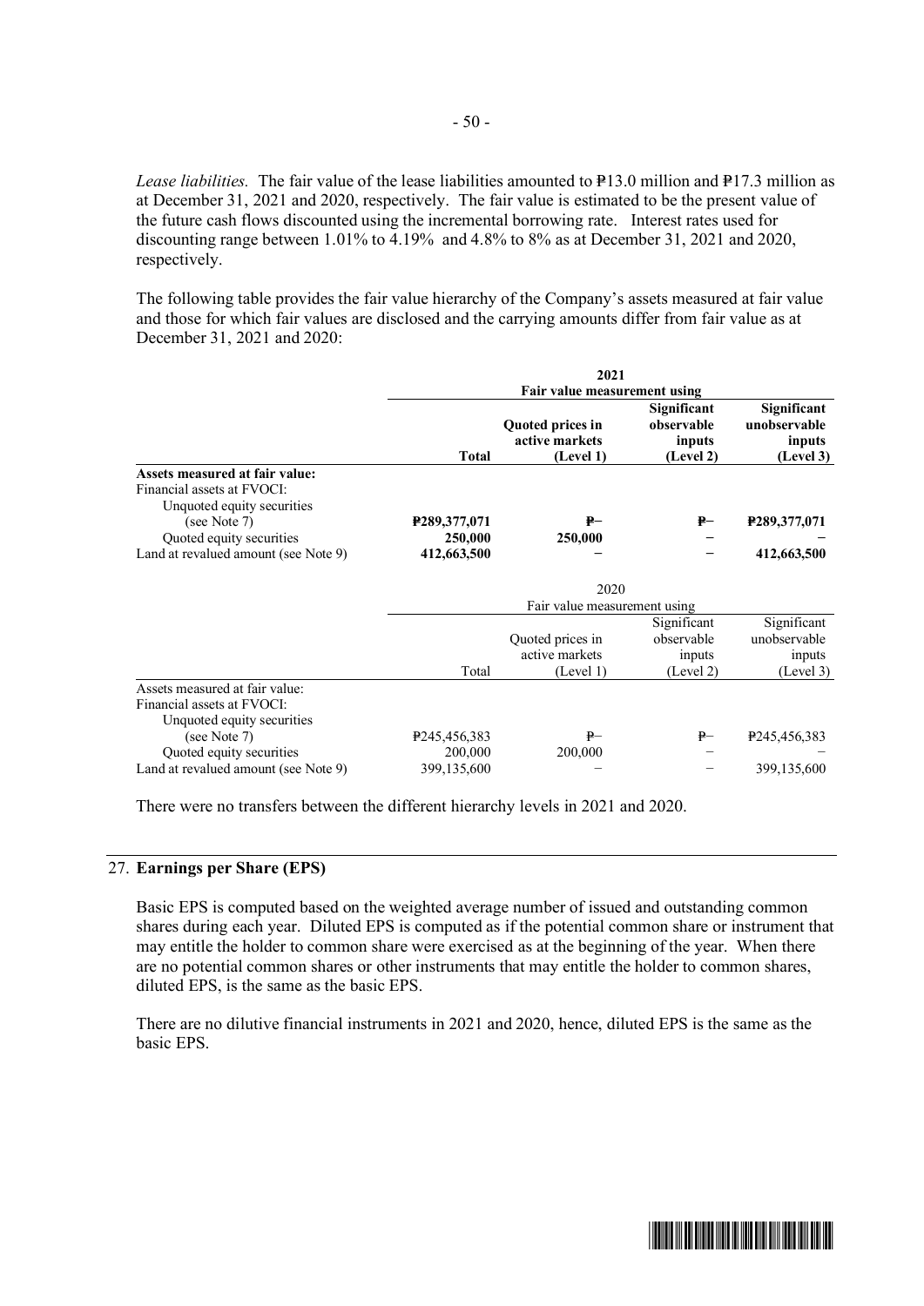*Lease liabilities.* The fair value of the lease liabilities amounted to ₱13.0 million and ₱17.3 million as at December 31, 2021 and 2020, respectively. The fair value is estimated to be the present value of the future cash flows discounted using the incremental borrowing rate. Interest rates used for discounting range between 1.01% to 4.19% and 4.8% to 8% as at December 31, 2021 and 2020, respectively.

The following table provides the fair value hierarchy of the Company's assets measured at fair value and those for which fair values are disclosed and the carrying amounts differ from fair value as at December 31, 2021 and 2020:

| | **2021** | | | |
|---|---|---|---|---|
| | **Fair value measurement using** | | | |
| | **Total** | **Quoted prices in active markets (Level 1)** | **Significant observable inputs (Level 2)** | **Significant unobservable inputs (Level 3)** |
| **Assets measured at fair value:** | | | | |
| Financial assets at FVOCI: | | | | |
| Unquoted equity securities (see Note 7) | **₱289,377,071** | **₱–** | **₱–** | **₱289,377,071** |
| Quoted equity securities | **250,000** | **250,000** | **–** | **–** |
| Land at revalued amount (see Note 9) | **412,663,500** | **–** | **–** | **412,663,500** |

| | 2020 | | | |
|---|---|---|---|---|
| | Fair value measurement using | | | |
| | Total | Quoted prices in active markets (Level 1) | Significant observable inputs (Level 2) | Significant unobservable inputs (Level 3) |
| Assets measured at fair value: | | | | |
| Financial assets at FVOCI: | | | | |
| Unquoted equity securities (see Note 7) | ₱245,456,383 | ₱– | ₱– | ₱245,456,383 |
| Quoted equity securities | 200,000 | 200,000 | – | – |
| Land at revalued amount (see Note 9) | 399,135,600 | – | – | 399,135,600 |

There were no transfers between the different hierarchy levels in 2021 and 2020.

## 27. Earnings per Share (EPS)

Basic EPS is computed based on the weighted average number of issued and outstanding common shares during each year. Diluted EPS is computed as if the potential common share or instrument that may entitle the holder to common share were exercised as at the beginning of the year. When there are no potential common shares or other instruments that may entitle the holder to common shares, diluted EPS, is the same as the basic EPS.

There are no dilutive financial instruments in 2021 and 2020, hence, diluted EPS is the same as the basic EPS.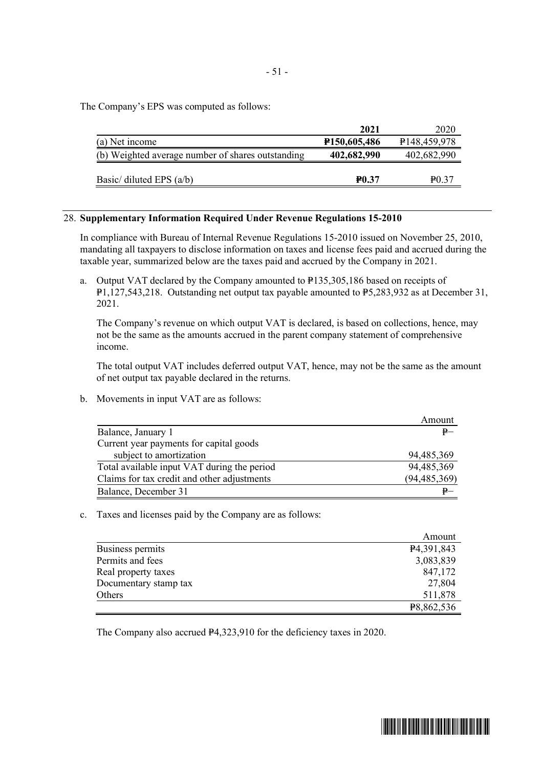The Company's EPS was computed as follows:

| | **2021** | 2020 |
|---|---|---|
| (a) Net income | **₱150,605,486** | ₱148,459,978 |
| (b) Weighted average number of shares outstanding | **402,682,990** | 402,682,990 |
| Basic/ diluted EPS (a/b) | **₱0.37** | ₱0.37 |

28. **Supplementary Information Required Under Revenue Regulations 15-2010**

In compliance with Bureau of Internal Revenue Regulations 15-2010 issued on November 25, 2010, mandating all taxpayers to disclose information on taxes and license fees paid and accrued during the taxable year, summarized below are the taxes paid and accrued by the Company in 2021.

a. Output VAT declared by the Company amounted to ₱135,305,186 based on receipts of ₱1,127,543,218. Outstanding net output tax payable amounted to ₱5,283,932 as at December 31, 2021.

The Company's revenue on which output VAT is declared, is based on collections, hence, may not be the same as the amounts accrued in the parent company statement of comprehensive income.

The total output VAT includes deferred output VAT, hence, may not be the same as the amount of net output tax payable declared in the returns.

b. Movements in input VAT are as follows:

| | Amount |
|---|---|
| Balance, January 1 | ₱– |
| Current year payments for capital goods subject to amortization | 94,485,369 |
| Total available input VAT during the period | 94,485,369 |
| Claims for tax credit and other adjustments | (94,485,369) |
| Balance, December 31 | ₱– |

c. Taxes and licenses paid by the Company are as follows:

| | Amount |
|---|---|
| Business permits | ₱4,391,843 |
| Permits and fees | 3,083,839 |
| Real property taxes | 847,172 |
| Documentary stamp tax | 27,804 |
| Others | 511,878 |
| | ₱8,862,536 |

The Company also accrued ₱4,323,910 for the deficiency taxes in 2020.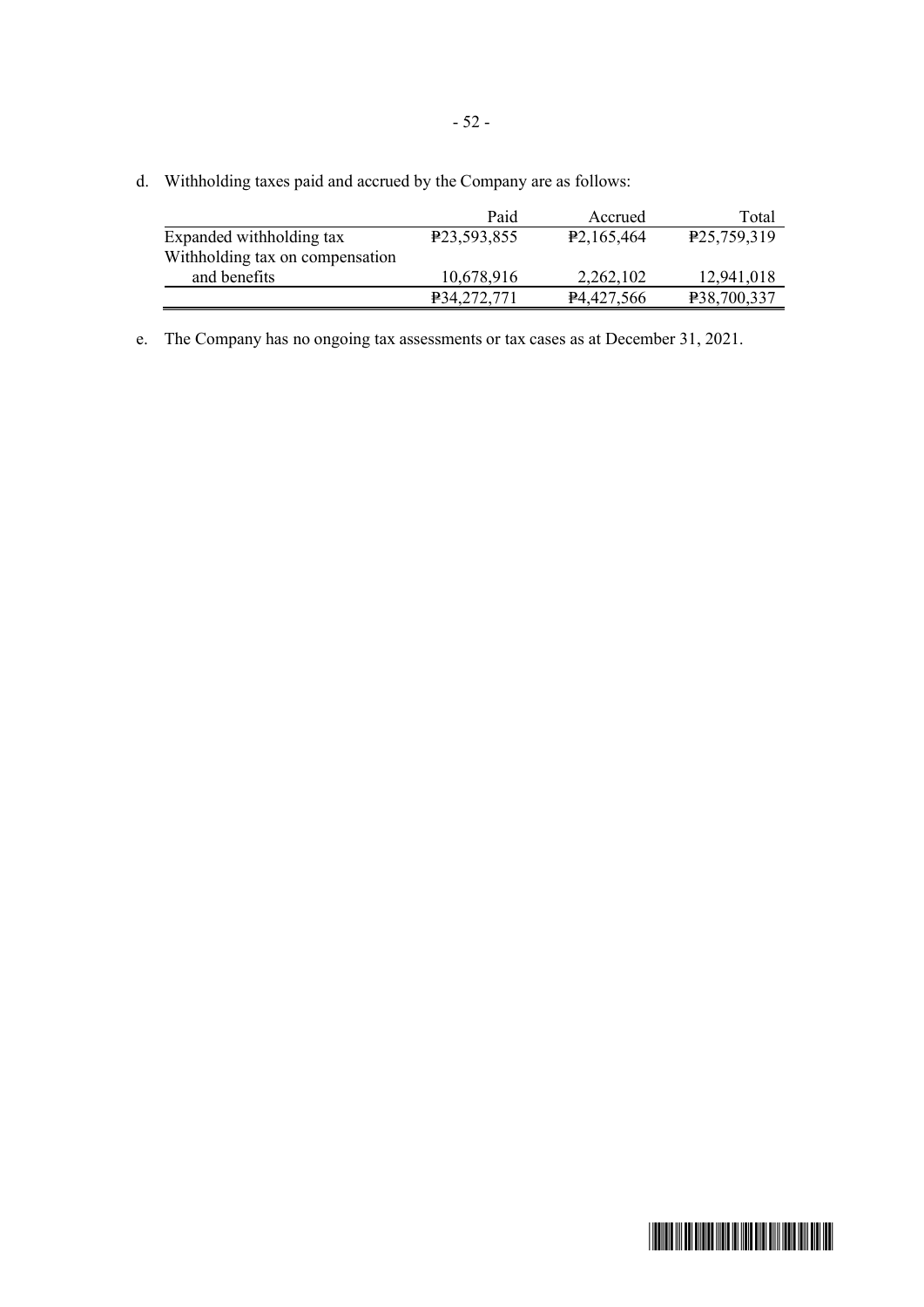d. Withholding taxes paid and accrued by the Company are as follows:

| | Paid | Accrued | Total |
|---|---|---|---|
| Expanded withholding tax | ₱23,593,855 | ₱2,165,464 | ₱25,759,319 |
| Withholding tax on compensation and benefits | 10,678,916 | 2,262,102 | 12,941,018 |
| | ₱34,272,771 | ₱4,427,566 | ₱38,700,337 |

e. The Company has no ongoing tax assessments or tax cases as at December 31, 2021.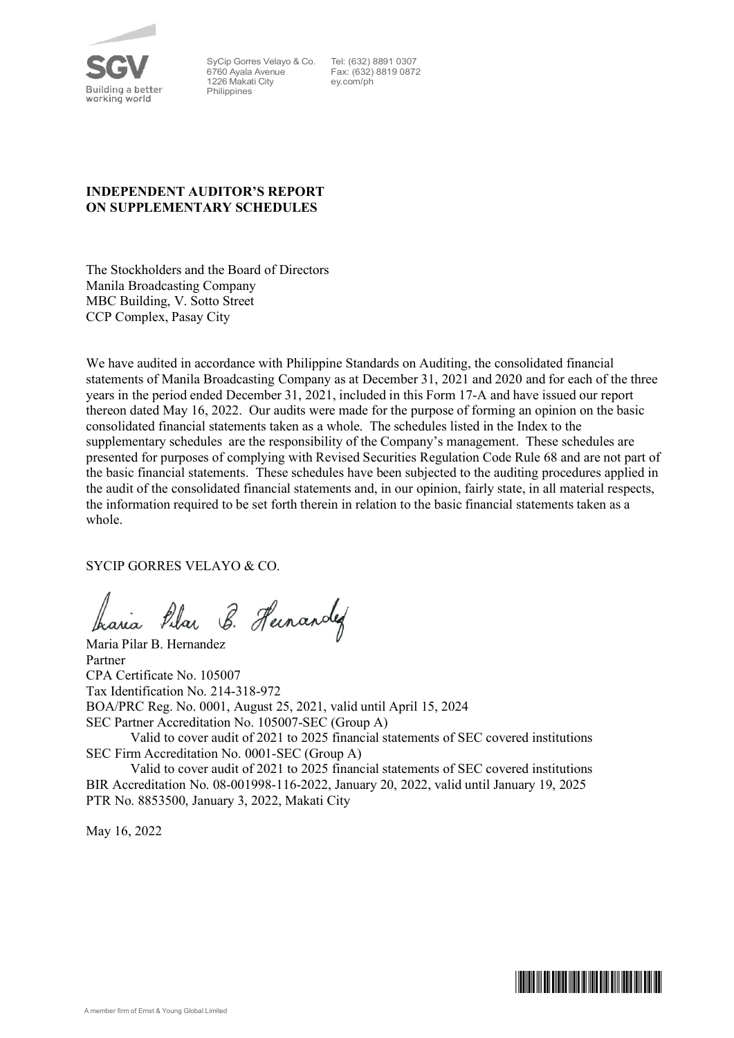SyCip Gorres Velayo & Co.
6760 Ayala Avenue
1226 Makati City
Philippines

Tel: (632) 8891 0307
Fax: (632) 8819 0872
ey.com/ph

**INDEPENDENT AUDITOR'S REPORT ON SUPPLEMENTARY SCHEDULES**

The Stockholders and the Board of Directors
Manila Broadcasting Company
MBC Building, V. Sotto Street
CCP Complex, Pasay City

We have audited in accordance with Philippine Standards on Auditing, the consolidated financial statements of Manila Broadcasting Company as at December 31, 2021 and 2020 and for each of the three years in the period ended December 31, 2021, included in this Form 17-A and have issued our report thereon dated May 16, 2022. Our audits were made for the purpose of forming an opinion on the basic consolidated financial statements taken as a whole. The schedules listed in the Index to the supplementary schedules are the responsibility of the Company's management. These schedules are presented for purposes of complying with Revised Securities Regulation Code Rule 68 and are not part of the basic financial statements. These schedules have been subjected to the auditing procedures applied in the audit of the consolidated financial statements and, in our opinion, fairly state, in all material respects, the information required to be set forth therein in relation to the basic financial statements taken as a whole.

SYCIP GORRES VELAYO & CO.

Maria Pilar B. Hernandez
Partner
CPA Certificate No. 105007
Tax Identification No. 214-318-972
BOA/PRC Reg. No. 0001, August 25, 2021, valid until April 15, 2024
SEC Partner Accreditation No. 105007-SEC (Group A)
Valid to cover audit of 2021 to 2025 financial statements of SEC covered institutions
SEC Firm Accreditation No. 0001-SEC (Group A)
Valid to cover audit of 2021 to 2025 financial statements of SEC covered institutions
BIR Accreditation No. 08-001998-116-2022, January 20, 2022, valid until January 19, 2025
PTR No. 8853500, January 3, 2022, Makati City

May 16, 2022

A member firm of Ernst & Young Global Limited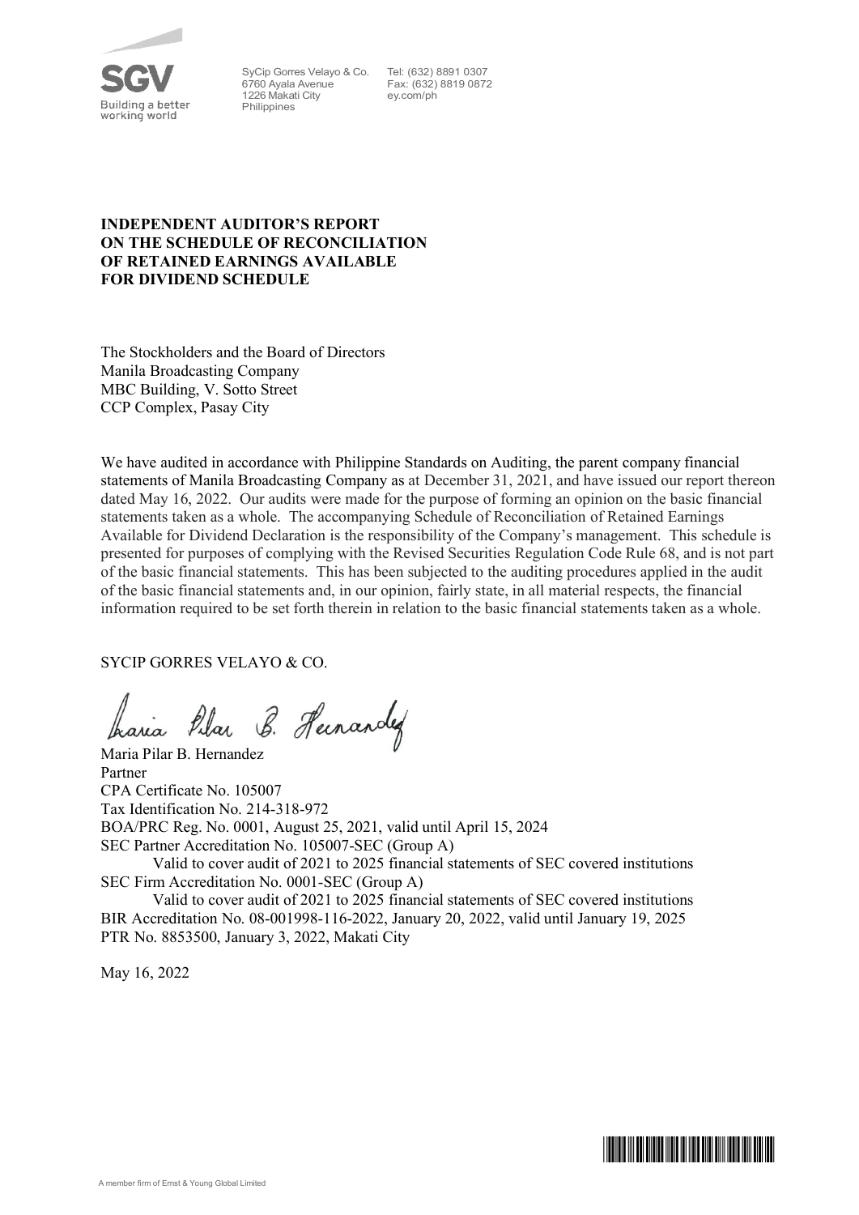SGV
Building a better working world

SyCip Gorres Velayo & Co.
6760 Ayala Avenue
1226 Makati City
Philippines

Tel: (632) 8891 0307
Fax: (632) 8819 0872
ey.com/ph

**INDEPENDENT AUDITOR'S REPORT ON THE SCHEDULE OF RECONCILIATION OF RETAINED EARNINGS AVAILABLE FOR DIVIDEND SCHEDULE**

The Stockholders and the Board of Directors
Manila Broadcasting Company
MBC Building, V. Sotto Street
CCP Complex, Pasay City

We have audited in accordance with Philippine Standards on Auditing, the parent company financial statements of Manila Broadcasting Company as at December 31, 2021, and have issued our report thereon dated May 16, 2022. Our audits were made for the purpose of forming an opinion on the basic financial statements taken as a whole. The accompanying Schedule of Reconciliation of Retained Earnings Available for Dividend Declaration is the responsibility of the Company's management. This schedule is presented for purposes of complying with the Revised Securities Regulation Code Rule 68, and is not part of the basic financial statements. This has been subjected to the auditing procedures applied in the audit of the basic financial statements and, in our opinion, fairly state, in all material respects, the financial information required to be set forth therein in relation to the basic financial statements taken as a whole.

SYCIP GORRES VELAYO & CO.

Maria Pilar B. Hernandez
Partner
CPA Certificate No. 105007
Tax Identification No. 214-318-972
BOA/PRC Reg. No. 0001, August 25, 2021, valid until April 15, 2024
SEC Partner Accreditation No. 105007-SEC (Group A)
Valid to cover audit of 2021 to 2025 financial statements of SEC covered institutions
SEC Firm Accreditation No. 0001-SEC (Group A)
Valid to cover audit of 2021 to 2025 financial statements of SEC covered institutions
BIR Accreditation No. 08-001998-116-2022, January 20, 2022, valid until January 19, 2025
PTR No. 8853500, January 3, 2022, Makati City

May 16, 2022

A member firm of Ernst & Young Global Limited